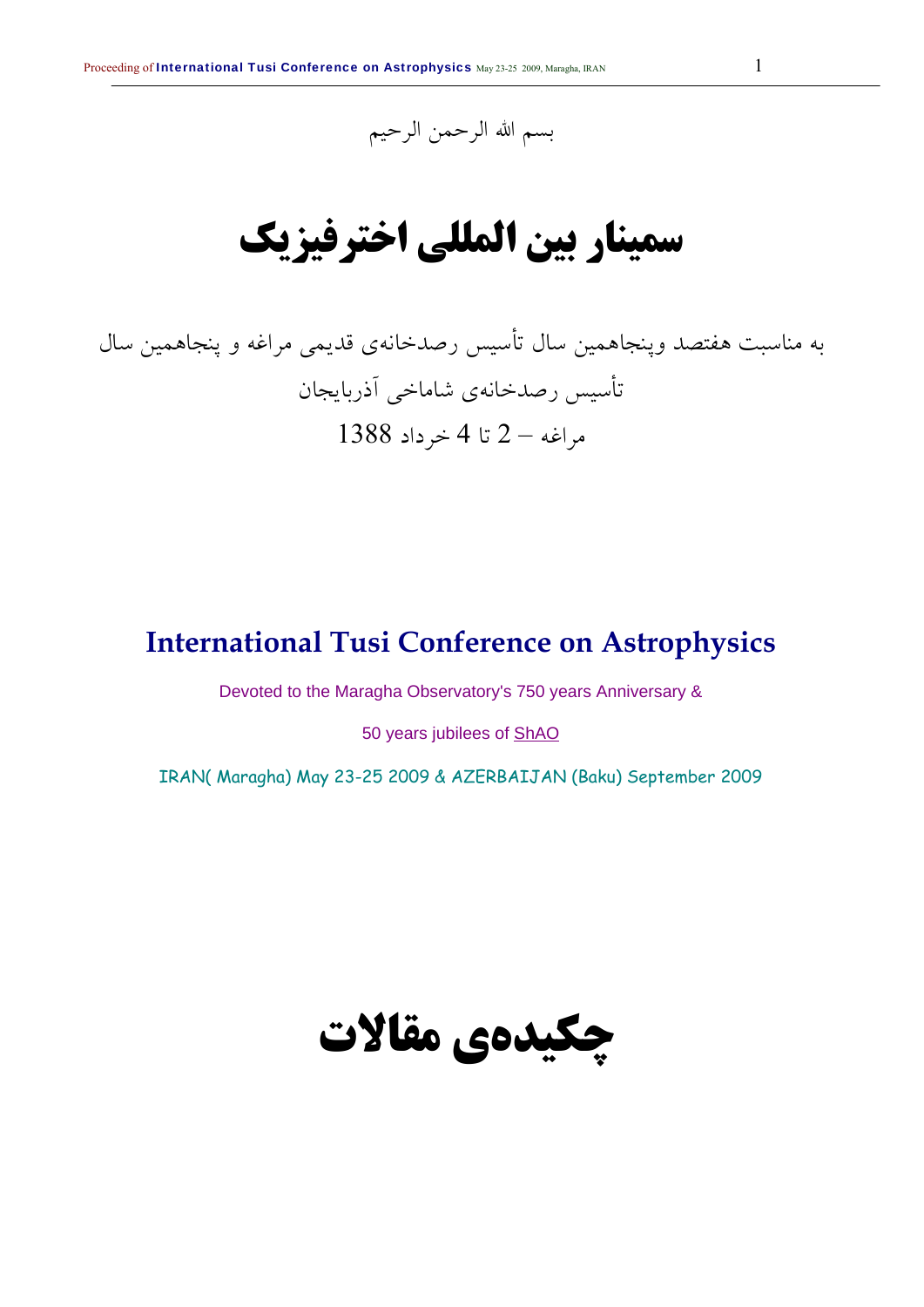بسم الله الرحمن الرحیم

# سمینار بین المللی اخترفیزیک

به مناسبت هفتصد وپنجاهمین سال تأسیس رصدخانه‌ی قدیمی مراغه و پنجاهمین سال تأسیس رصدخانه‌ی شاماخی آذربایجان

مراغه – 2 تا 4 خرداد 1388

## International Tusi Conference on Astrophysics

Devoted to the Maragha Observatory's 750 years Anniversary &

50 years jubilees of ShAO

IRAN( Maragha) May 23-25 2009 & AZERBAIJAN (Baku) September 2009

# چکیده‌ی مقالات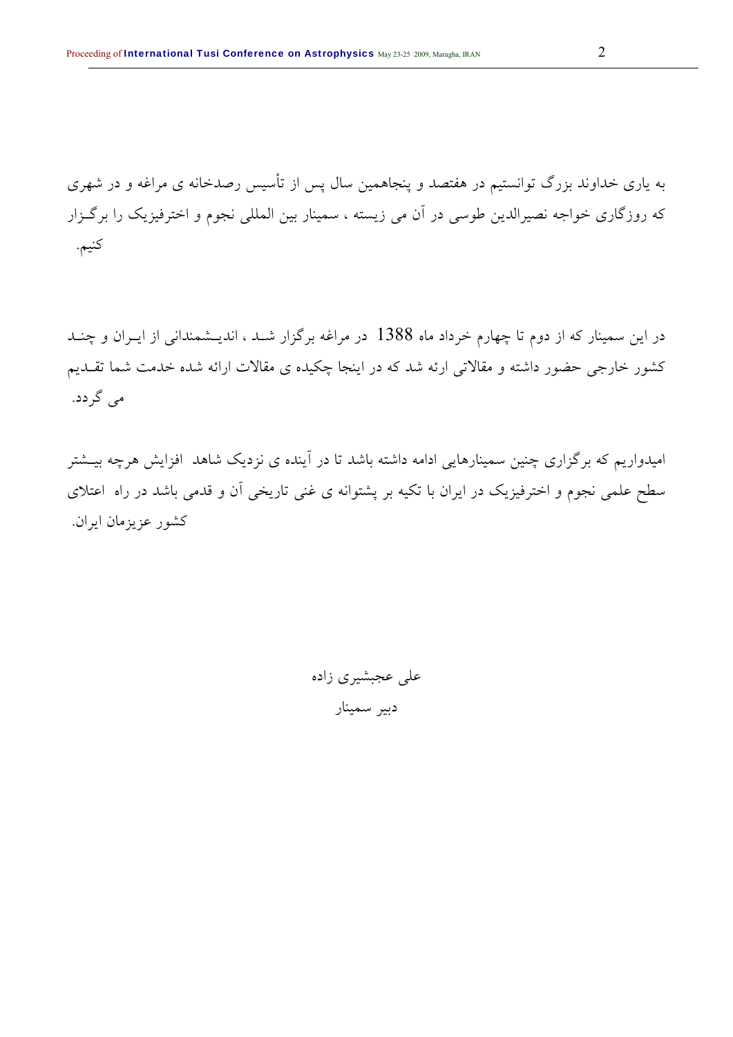به یاری خداوند بزرگ توانستیم در هفتصد و پنجاهمین سال پس از تأسیس رصدخانه ی مراغه و در شهری که روزگاری خواجه نصیرالدین طوسی در آن می زیسته ، سمینار بین المللی نجوم و اخترفیزیک را برگـزار کنیم.

در این سمینار که از دوم تا چهارم خرداد ماه 1388 در مراغه برگزار شـد ، اندیـشمندانی از ایـران و چنـد کشور خارجی حضور داشته و مقالاتی ارئه شد که در اینجا چکیده ی مقالات ارائه شده خدمت شما تقـدیم می گردد.

امیدواریم که برگزاری چنین سمینارهایی ادامه داشته باشد تا در آینده ی نزدیک شاهد افزایش هرچه بیـشتر سطح علمی نجوم و اخترفیزیک در ایران با تکیه بر پشتوانه ی غنی تاریخی آن و قدمی باشد در راه اعتلای کشور عزیزمان ایران.

علی عجبشیری زاده

دبیر سمینار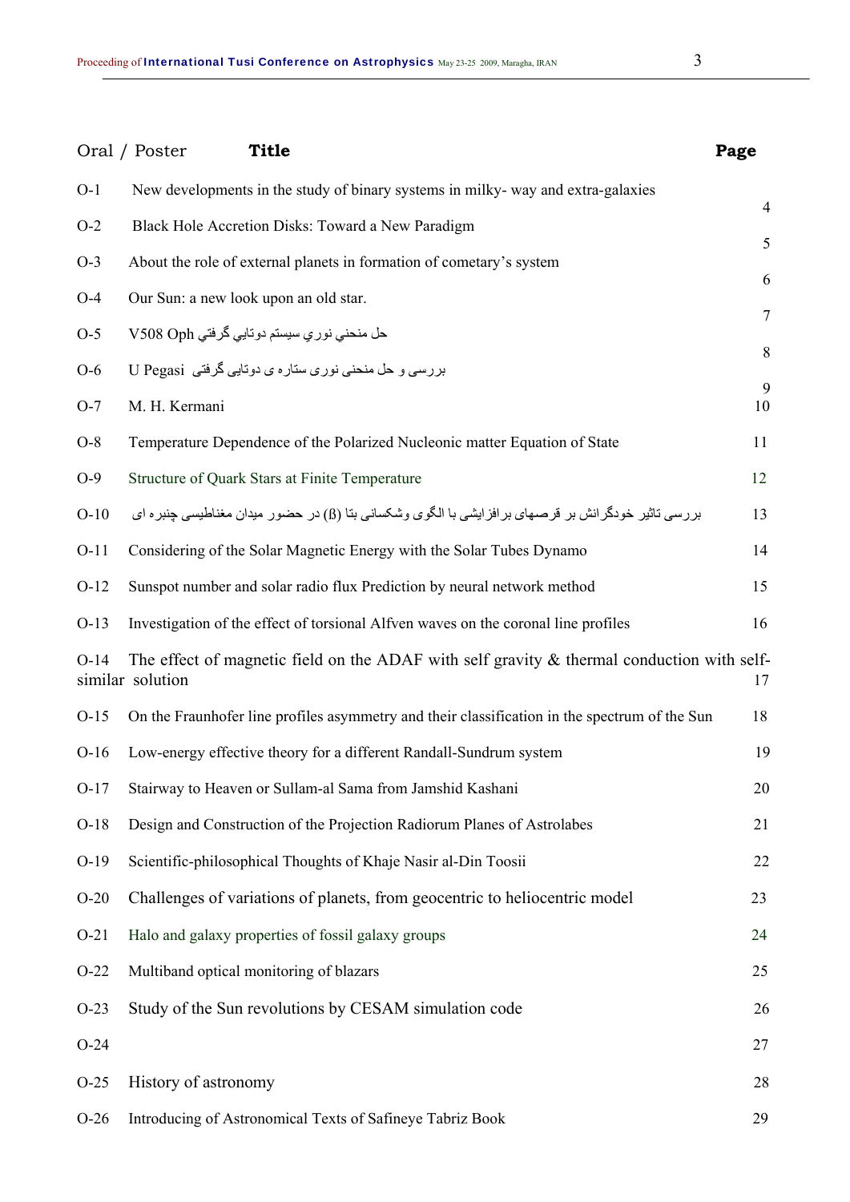| Oral / Poster | Title | Page |
|---|---|---|
| O-1 | New developments in the study of binary systems in milky- way and extra-galaxies | 4 |
| O-2 | Black Hole Accretion Disks: Toward a New Paradigm | 5 |
| O-3 | About the role of external planets in formation of cometary's system | 6 |
| O-4 | Our Sun: a new look upon an old star. | 7 |
| O-5 | حل منحني نوري سيستم دوتايي گرفتي V508 Oph | 8 |
| O-6 | بررسی و حل منحنی نوری ستاره ی دوتایی گرفتی U Pegasi | 9 |
| O-7 | M. H. Kermani | 10 |
| O-8 | Temperature Dependence of the Polarized Nucleonic matter Equation of State | 11 |
| O-9 | Structure of Quark Stars at Finite Temperature | 12 |
| O-10 | بررسی تاثیر خودگرانش بر قرصهای برافزایشی با الگوی وشکسانی بتا (ß) در حضور میدان مغناطیسی چنبره ای | 13 |
| O-11 | Considering of the Solar Magnetic Energy with the Solar Tubes Dynamo | 14 |
| O-12 | Sunspot number and solar radio flux Prediction by neural network method | 15 |
| O-13 | Investigation of the effect of torsional Alfven waves on the coronal line profiles | 16 |
| O-14 | The effect of magnetic field on the ADAF with self gravity & thermal conduction with self-similar solution | 17 |
| O-15 | On the Fraunhofer line profiles asymmetry and their classification in the spectrum of the Sun | 18 |
| O-16 | Low-energy effective theory for a different Randall-Sundrum system | 19 |
| O-17 | Stairway to Heaven or Sullam-al Sama from Jamshid Kashani | 20 |
| O-18 | Design and Construction of the Projection Radiorum Planes of Astrolabes | 21 |
| O-19 | Scientific-philosophical Thoughts of Khaje Nasir al-Din Toosii | 22 |
| O-20 | Challenges of variations of planets, from geocentric to heliocentric model | 23 |
| O-21 | Halo and galaxy properties of fossil galaxy groups | 24 |
| O-22 | Multiband optical monitoring of blazars | 25 |
| O-23 | Study of the Sun revolutions by CESAM simulation code | 26 |
| O-24 | | 27 |
| O-25 | History of astronomy | 28 |
| O-26 | Introducing of Astronomical Texts of Safineye Tabriz Book | 29 |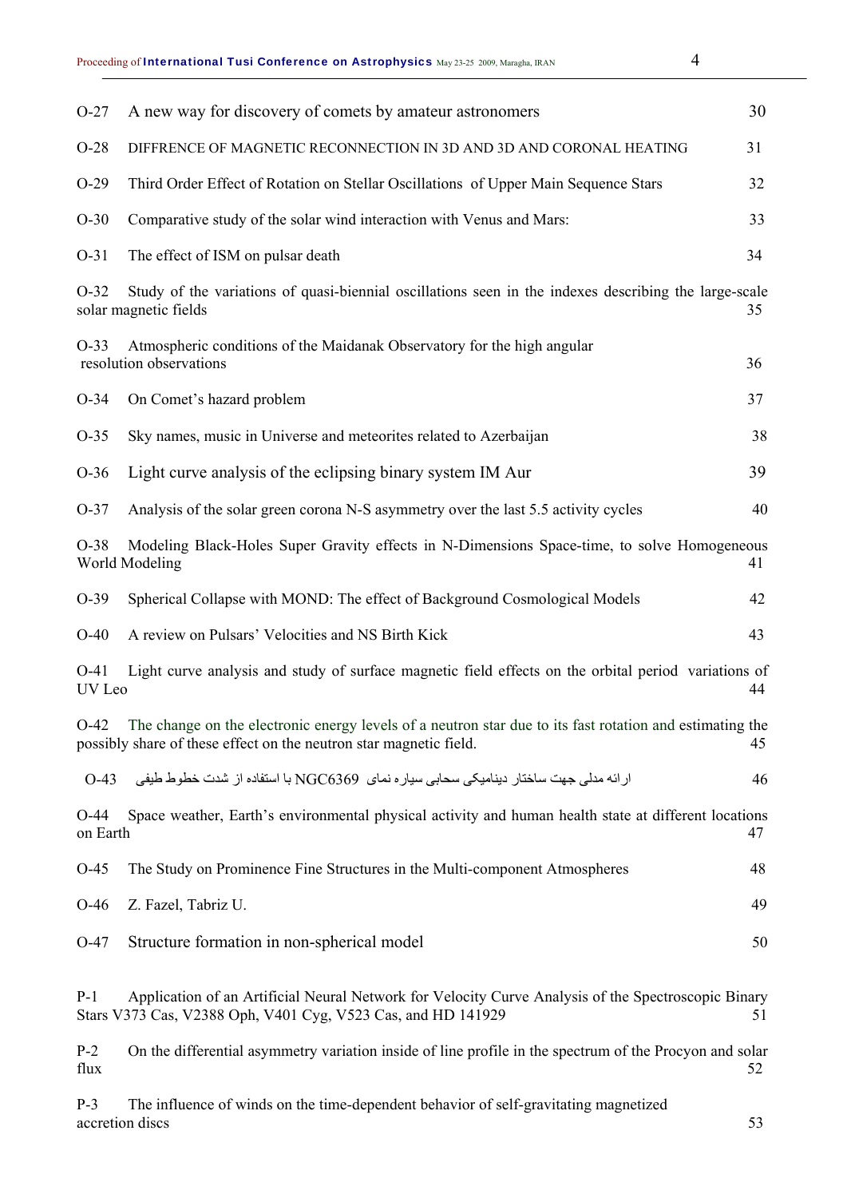| | | |
|---|---|---|
| O-27 | A new way for discovery of comets by amateur astronomers | 30 |
| O-28 | DIFFRENCE OF MAGNETIC RECONNECTION IN 3D AND 3D AND CORONAL HEATING | 31 |
| O-29 | Third Order Effect of Rotation on Stellar Oscillations of Upper Main Sequence Stars | 32 |
| O-30 | Comparative study of the solar wind interaction with Venus and Mars: | 33 |
| O-31 | The effect of ISM on pulsar death | 34 |
| O-32 | Study of the variations of quasi-biennial oscillations seen in the indexes describing the large-scale solar magnetic fields | 35 |
| O-33 | Atmospheric conditions of the Maidanak Observatory for the high angular resolution observations | 36 |
| O-34 | On Comet's hazard problem | 37 |
| O-35 | Sky names, music in Universe and meteorites related to Azerbaijan | 38 |
| O-36 | Light curve analysis of the eclipsing binary system IM Aur | 39 |
| O-37 | Analysis of the solar green corona N-S asymmetry over the last 5.5 activity cycles | 40 |
| O-38 | Modeling Black-Holes Super Gravity effects in N-Dimensions Space-time, to solve Homogeneous World Modeling | 41 |
| O-39 | Spherical Collapse with MOND: The effect of Background Cosmological Models | 42 |
| O-40 | A review on Pulsars' Velocities and NS Birth Kick | 43 |
| O-41 | Light curve analysis and study of surface magnetic field effects on the orbital period variations of UV Leo | 44 |
| O-42 | The change on the electronic energy levels of a neutron star due to its fast rotation and estimating the possibly share of these effect on the neutron star magnetic field. | 45 |
| O-43 | ارائه مدلی جهت ساختار دینامیکی سحابی سیاره نمای NGC6369 با استفاده از شدت خطوط طیفی | 46 |
| O-44 | Space weather, Earth's environmental physical activity and human health state at different locations on Earth | 47 |
| O-45 | The Study on Prominence Fine Structures in the Multi-component Atmospheres | 48 |
| O-46 | Z. Fazel, Tabriz U. | 49 |
| O-47 | Structure formation in non-spherical model | 50 |
| P-1 | Application of an Artificial Neural Network for Velocity Curve Analysis of the Spectroscopic Binary Stars V373 Cas, V2388 Oph, V401 Cyg, V523 Cas, and HD 141929 | 51 |
| P-2 | On the differential asymmetry variation inside of line profile in the spectrum of the Procyon and solar flux | 52 |
| P-3 | The influence of winds on the time-dependent behavior of self-gravitating magnetized accretion discs | 53 |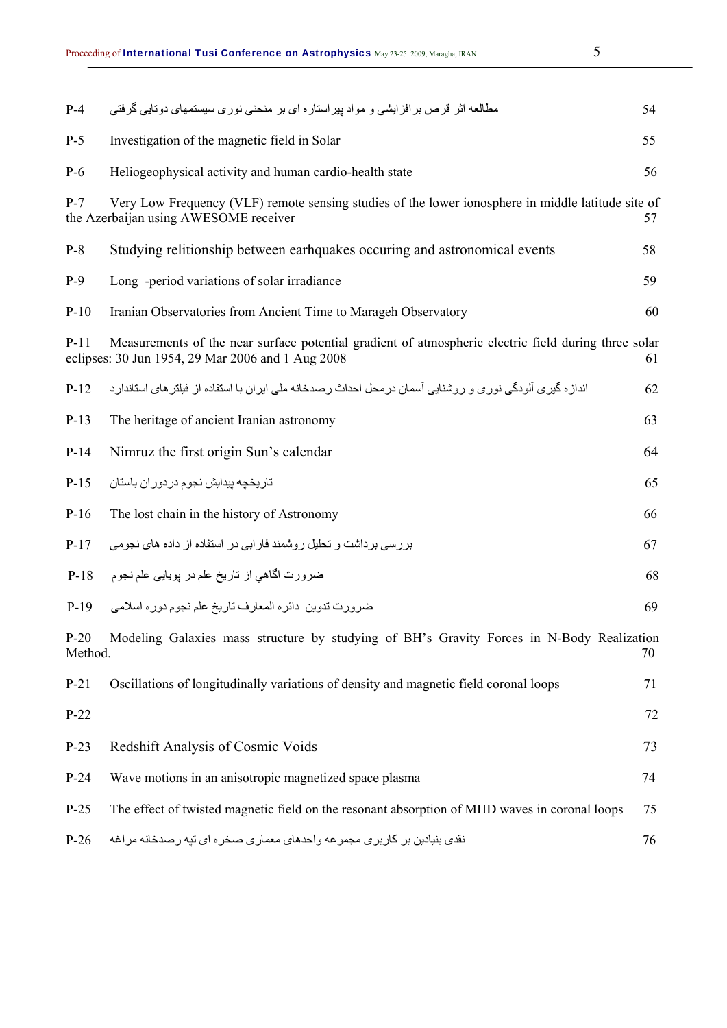| | | |
|---|---|---|
| P-4 | مطالعه اثر قرص برافزایشی و مواد پیراستاره ای بر منحنی نوری سیستمهای دوتایی گرفتی | 54 |
| P-5 | Investigation of the magnetic field in Solar | 55 |
| P-6 | Heliogeophysical activity and human cardio-health state | 56 |
| P-7 | Very Low Frequency (VLF) remote sensing studies of the lower ionosphere in middle latitude site of the Azerbaijan using AWESOME receiver | 57 |
| P-8 | Studying relitionship between earhquakes occuring and astronomical events | 58 |
| P-9 | Long -period variations of solar irradiance | 59 |
| P-10 | Iranian Observatories from Ancient Time to Marageh Observatory | 60 |
| P-11 | Measurements of the near surface potential gradient of atmospheric electric field during three solar eclipses: 30 Jun 1954, 29 Mar 2006 and 1 Aug 2008 | 61 |
| P-12 | اندازه گیری آلودگی نوری و روشنایی آسمان درمحل احداث رصدخانه ملی ایران با استفاده از فیلترهای استاندارد | 62 |
| P-13 | The heritage of ancient Iranian astronomy | 63 |
| P-14 | Nimruz the first origin Sun's calendar | 64 |
| P-15 | تاریخچه پیدایش نجوم دردوران باستان | 65 |
| P-16 | The lost chain in the history of Astronomy | 66 |
| P-17 | بررسی برداشت و تحلیل روشمند فارابی در استفاده از داده های نجومی | 67 |
| P-18 | ضرورت اگاهي از تاریخ علم در پویایی علم نجوم | 68 |
| P-19 | ضرورت تدوین دائره المعارف تاریخ علم نجوم دوره اسلامی | 69 |
| P-20 | Modeling Galaxies mass structure by studying of BH's Gravity Forces in N-Body Realization Method. | 70 |
| P-21 | Oscillations of longitudinally variations of density and magnetic field coronal loops | 71 |
| P-22 | | 72 |
| P-23 | Redshift Analysis of Cosmic Voids | 73 |
| P-24 | Wave motions in an anisotropic magnetized space plasma | 74 |
| P-25 | The effect of twisted magnetic field on the resonant absorption of MHD waves in coronal loops | 75 |
| P-26 | نقدی بنیادین بر کاربری مجموعه واحدهای معماری صخره ای تپه رصدخانه مراغه | 76 |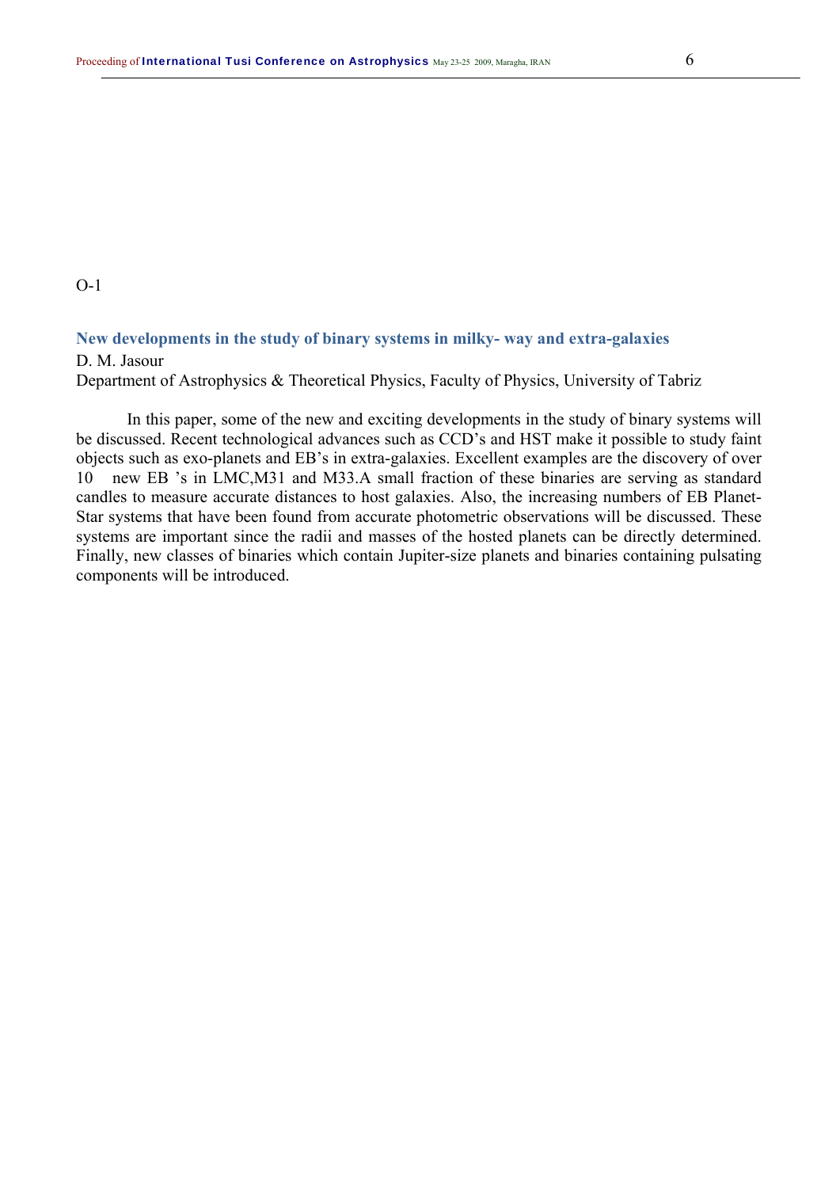O-1

## New developments in the study of binary systems in milky- way and extra-galaxies

D. M. Jasour

Department of Astrophysics & Theoretical Physics, Faculty of Physics, University of Tabriz

In this paper, some of the new and exciting developments in the study of binary systems will be discussed. Recent technological advances such as CCD's and HST make it possible to study faint objects such as exo-planets and EB's in extra-galaxies. Excellent examples are the discovery of over 10 new EB 's in LMC,M31 and M33.A small fraction of these binaries are serving as standard candles to measure accurate distances to host galaxies. Also, the increasing numbers of EB Planet-Star systems that have been found from accurate photometric observations will be discussed. These systems are important since the radii and masses of the hosted planets can be directly determined. Finally, new classes of binaries which contain Jupiter-size planets and binaries containing pulsating components will be introduced.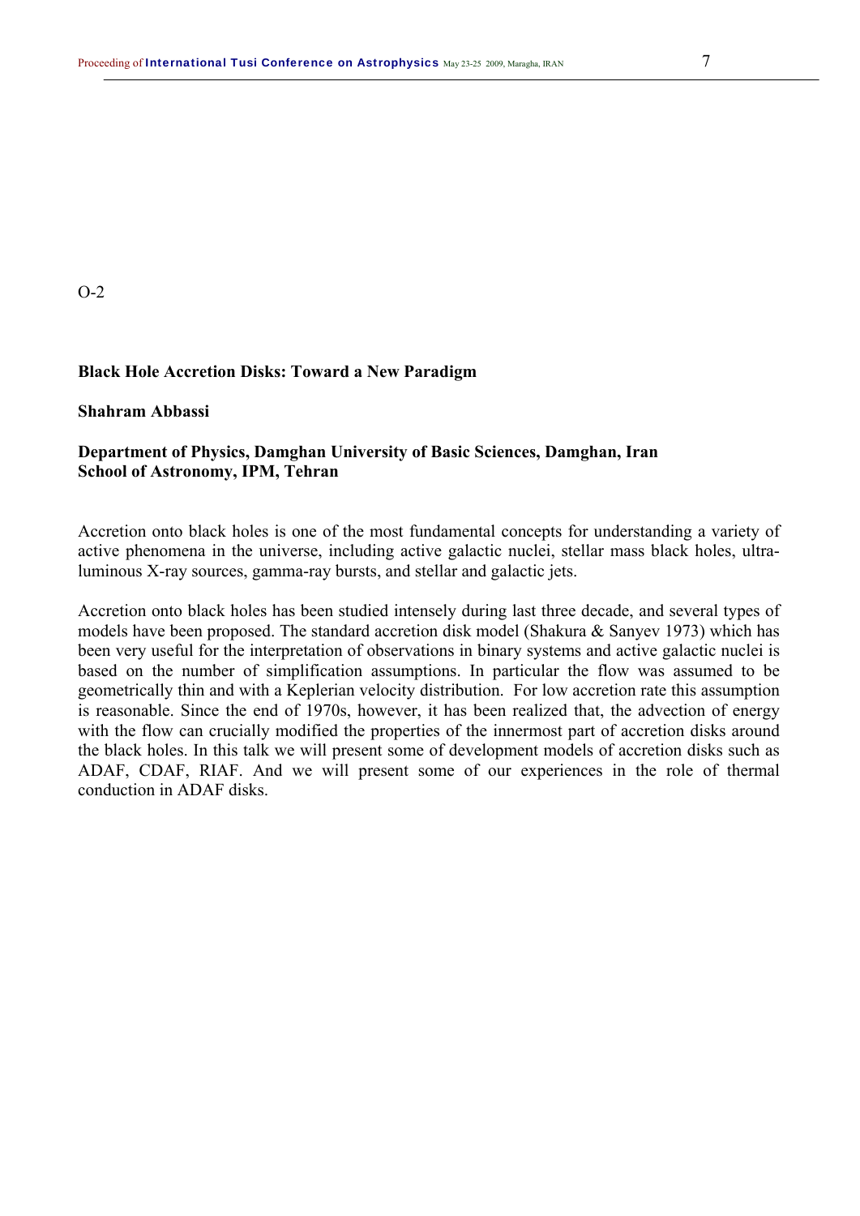O-2

## Black Hole Accretion Disks: Toward a New Paradigm

**Shahram Abbassi**

**Department of Physics, Damghan University of Basic Sciences, Damghan, Iran**
**School of Astronomy, IPM, Tehran**

Accretion onto black holes is one of the most fundamental concepts for understanding a variety of active phenomena in the universe, including active galactic nuclei, stellar mass black holes, ultra-luminous X-ray sources, gamma-ray bursts, and stellar and galactic jets.

Accretion onto black holes has been studied intensely during last three decade, and several types of models have been proposed. The standard accretion disk model (Shakura & Sanyev 1973) which has been very useful for the interpretation of observations in binary systems and active galactic nuclei is based on the number of simplification assumptions. In particular the flow was assumed to be geometrically thin and with a Keplerian velocity distribution. For low accretion rate this assumption is reasonable. Since the end of 1970s, however, it has been realized that, the advection of energy with the flow can crucially modified the properties of the innermost part of accretion disks around the black holes. In this talk we will present some of development models of accretion disks such as ADAF, CDAF, RIAF. And we will present some of our experiences in the role of thermal conduction in ADAF disks.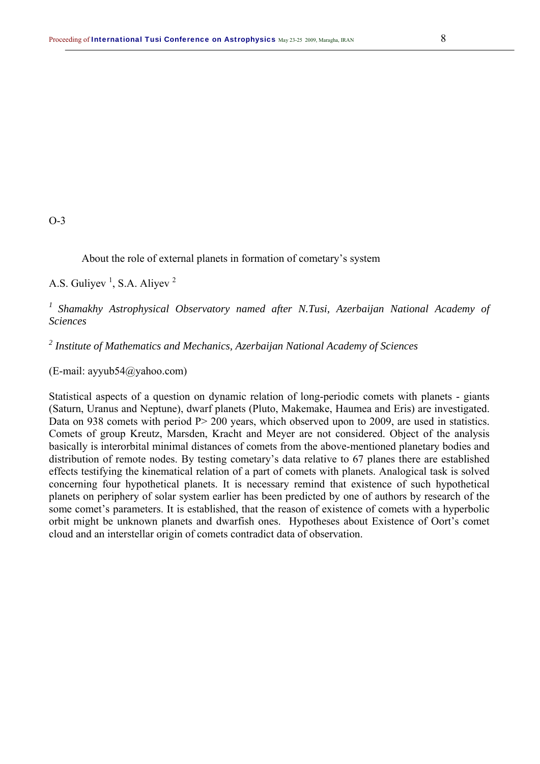O-3

## About the role of external planets in formation of cometary's system

A.S. Guliyev [1], S.A. Aliyev [2]

[1] *Shamakhy Astrophysical Observatory named after N.Tusi, Azerbaijan National Academy of Sciences*

[2] *Institute of Mathematics and Mechanics, Azerbaijan National Academy of Sciences*

(E-mail: ayyub54@yahoo.com)

Statistical aspects of a question on dynamic relation of long-periodic comets with planets - giants (Saturn, Uranus and Neptune), dwarf planets (Pluto, Makemake, Haumea and Eris) are investigated. Data on 938 comets with period P> 200 years, which observed upon to 2009, are used in statistics. Comets of group Kreutz, Marsden, Kracht and Meyer are not considered. Object of the analysis basically is interorbital minimal distances of comets from the above-mentioned planetary bodies and distribution of remote nodes. By testing cometary's data relative to 67 planes there are established effects testifying the kinematical relation of a part of comets with planets. Analogical task is solved concerning four hypothetical planets. It is necessary remind that existence of such hypothetical planets on periphery of solar system earlier has been predicted by one of authors by research of the some comet's parameters. It is established, that the reason of existence of comets with a hyperbolic orbit might be unknown planets and dwarfish ones. Hypotheses about Existence of Oort's comet cloud and an interstellar origin of comets contradict data of observation.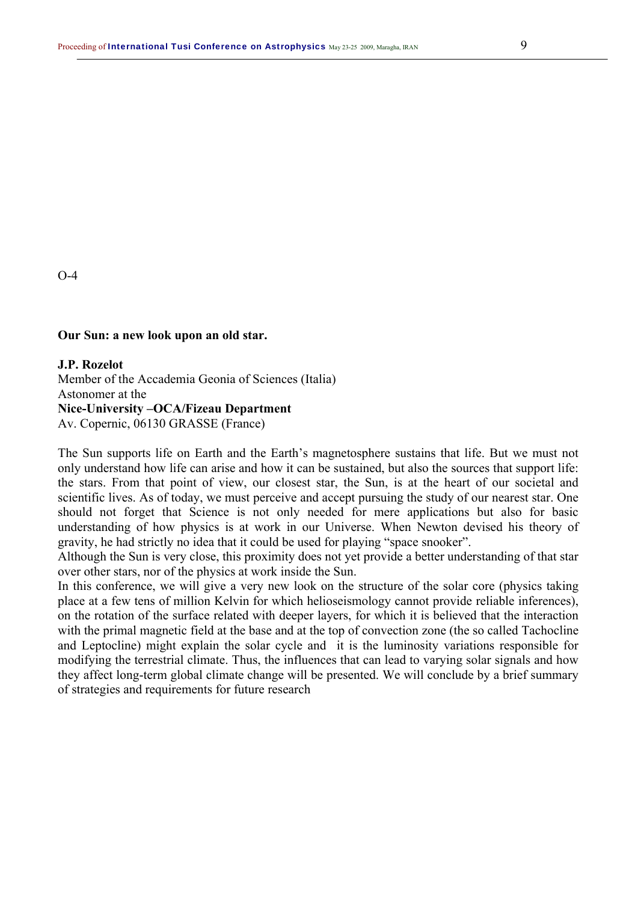O-4

**Our Sun: a new look upon an old star.**

**J.P. Rozelot**
Member of the Accademia Geonia of Sciences (Italia)
Astonomer at the
**Nice-University –OCA/Fizeau Department**
Av. Copernic, 06130 GRASSE (France)

The Sun supports life on Earth and the Earth's magnetosphere sustains that life. But we must not only understand how life can arise and how it can be sustained, but also the sources that support life: the stars. From that point of view, our closest star, the Sun, is at the heart of our societal and scientific lives. As of today, we must perceive and accept pursuing the study of our nearest star. One should not forget that Science is not only needed for mere applications but also for basic understanding of how physics is at work in our Universe. When Newton devised his theory of gravity, he had strictly no idea that it could be used for playing "space snooker".
Although the Sun is very close, this proximity does not yet provide a better understanding of that star over other stars, nor of the physics at work inside the Sun.
In this conference, we will give a very new look on the structure of the solar core (physics taking place at a few tens of million Kelvin for which helioseismology cannot provide reliable inferences), on the rotation of the surface related with deeper layers, for which it is believed that the interaction with the primal magnetic field at the base and at the top of convection zone (the so called Tachocline and Leptocline) might explain the solar cycle and it is the luminosity variations responsible for modifying the terrestrial climate. Thus, the influences that can lead to varying solar signals and how they affect long-term global climate change will be presented. We will conclude by a brief summary of strategies and requirements for future research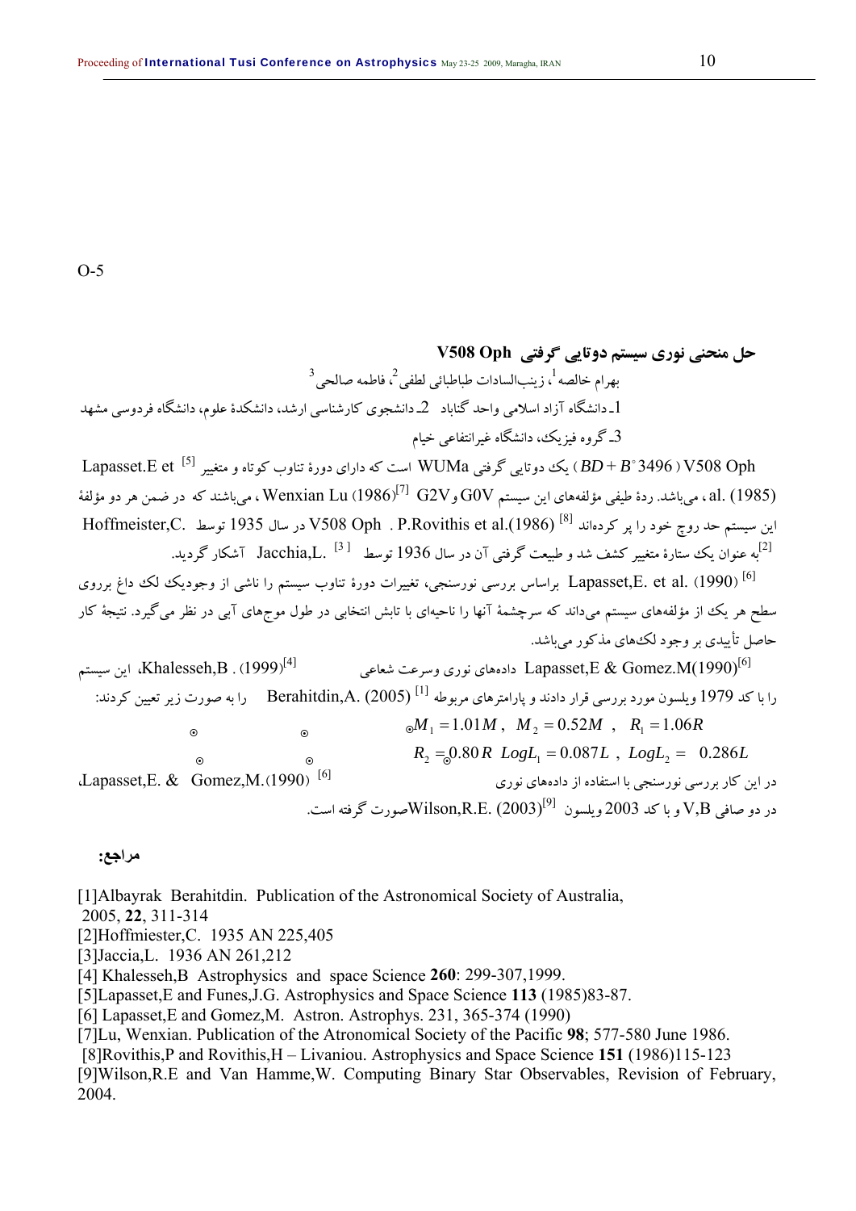O-5

## حل منحنی نوری سیستم دوتایی گرفتی V508 Oph

بهرام خالصه[1]، زینب‌السادات طباطبائی لطفی[2]، فاطمه صالحی[3]

1ـ دانشگاه آزاد اسلامی واحد گناباد 2ـ دانشجوی کارشناسی ارشد، دانشکدهٔ علوم، دانشگاه فردوسی مشهد

3ـ گروه فیزیک، دانشگاه غیرانتفاعی خیام

V508 Oph ( $BD+B^{\circ}3496$ ) یک دوتایی گرفتی WUMa است که دارای دورهٔ تناوب کوتاه و متغیر [5] Lapasset.E et al. (1985) ، می‌باشد. ردهٔ طیفی مؤلفه‌های این سیستم G0V و G2V [7] Wenxian Lu (1986)، می‌باشند که در ضمن هر دو مؤلفهٔ این سیستم حد روچ خود را پر کرده‌اند [8] P.Rovithis et al.(1986) . V508 Oph در سال 1935 توسط Hoffmeister,C. [2] به عنوان یک ستارهٔ متغیر کشف شد و طبیعت گرفتی آن در سال 1936 توسط [3] Jacchia,L. آشکار گردید.

[6] Lapasset,E. et al. (1990) براساس بررسی نورسنجی، تغییرات دورهٔ تناوب سیستم را ناشی از وجودیک لک داغ برروی سطح هر یک از مؤلفه‌های سیستم می‌داند که سرچشمهٔ آنها را ناحیه‌ای با تابش انتخابی در طول موج‌های آبی در نظر می‌گیرد. نتیجهٔ کار حاصل تأییدی بر وجود لک‌های مذکور می‌باشد.

[6] Lapasset,E & Gomez.M(1990) داده‌های نوری وسرعت شعاعی [4] Khalesseh,B . (1999)، این سیستم را با کد 1979 ویلسون مورد بررسی قرار دادند و پارامترهای مربوطه [1] Berahitdin,A. (2005) را به صورت زیر تعیین کردند:

$$M_1 = 1.01M_{\odot},\quad M_2 = 0.52M_{\odot},\quad R_1 = 1.06R_{\odot}$$

$$R_2 = 0.80R_{\odot}\quad LogL_1 = 0.087L_{\odot},\quad LogL_2 = 0.286L_{\odot}$$

در این کار بررسی نورسنجی با استفاده از داده‌های نوری [6] Lapasset,E. & Gomez,M.(1990)، در دو صافی V,B و با کد 2003 ویلسون [9] Wilson,R.E. (2003)صورت گرفته است.

### مراجع:

[1]Albayrak Berahitdin. Publication of the Astronomical Society of Australia, 2005, **22**, 311-314

[2]Hoffmiester,C. 1935 AN 225,405

[3]Jaccia,L. 1936 AN 261,212

[4] Khalesseh,B Astrophysics and space Science **260**: 299-307,1999.

[5]Lapasset,E and Funes,J.G. Astrophysics and Space Science **113** (1985)83-87.

[6] Lapasset,E and Gomez,M. Astron. Astrophys. 231, 365-374 (1990)

[7]Lu, Wenxian. Publication of the Atronomical Society of the Pacific **98**; 577-580 June 1986.

[8]Rovithis,P and Rovithis,H – Livaniou. Astrophysics and Space Science **151** (1986)115-123

[9]Wilson,R.E and Van Hamme,W. Computing Binary Star Observables, Revision of February, 2004.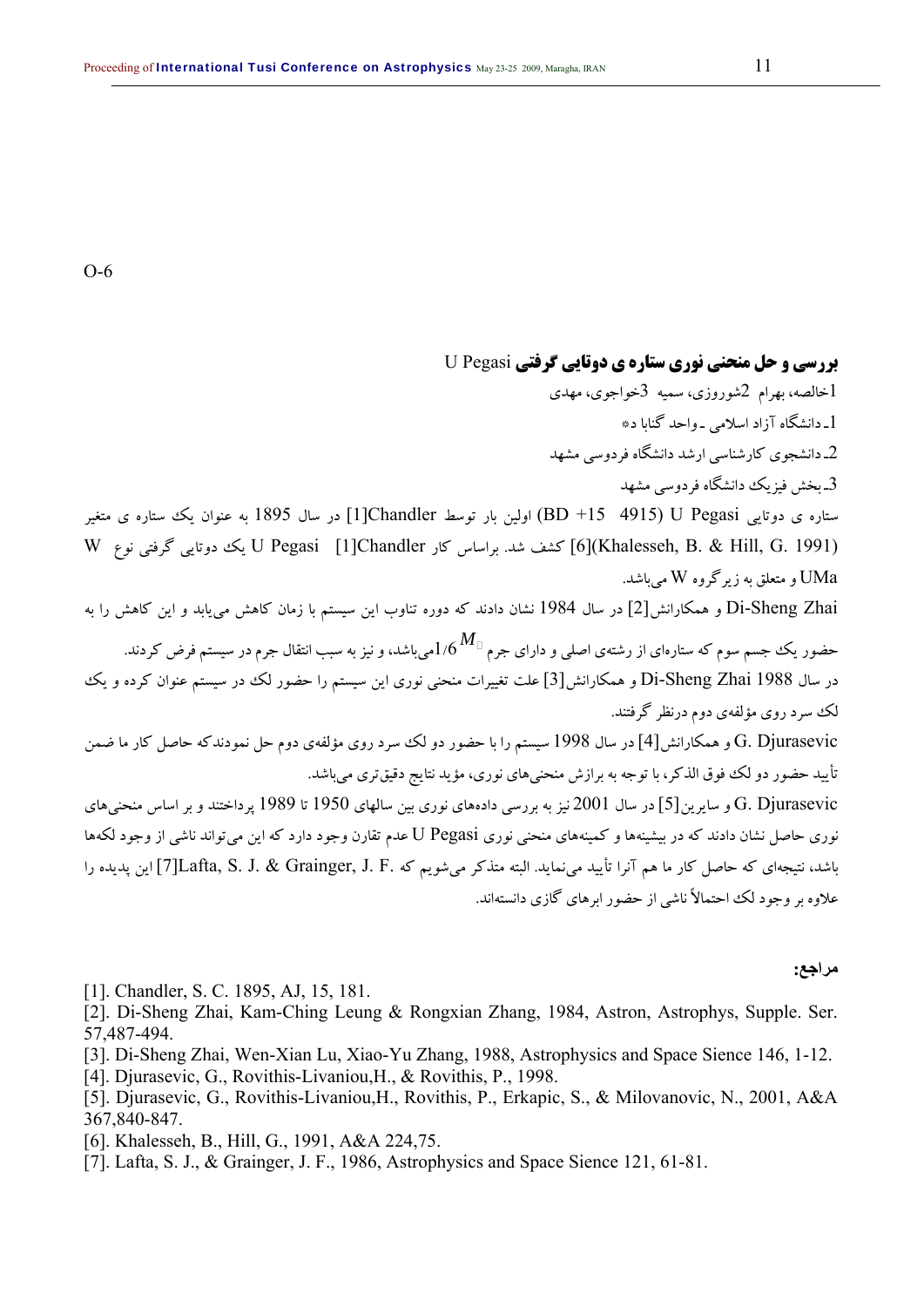O-6

## بررسی و حل منحنی نوری ستاره ی دوتایی گرفتی U Pegasi

خالصه، بهرام[1] شوروزی، سمیه[2] خواجوی، مهدی[3]

1ـ دانشگاه آزاد اسلامی ـ واحد گنابا د*

2ـ دانشجوی کارشناسی ارشد دانشگاه فردوسی مشهد

3ـ بخش فیزیک دانشگاه فردوسی مشهد

ستاره ی دوتایی U Pegasi (BD +15 4915) اولین بار توسط Chandler[1] در سال 1895 به عنوان یک ستاره ی متغیر (Khalesseh, B. & Hill, G. 1991)[6] کشف شد. براساس کار Chandler[1] U Pegasi یک دوتایی گرفتی نوع W UMa و متعلق به زیر گروه W می‌باشد.

Di-Sheng Zhai و همکارانش[2] در سال 1984 نشان دادند که دوره تناوب این سیستم با زمان کاهش می‌یابد و این کاهش را به حضور یک جسم سوم که ستاره‌ای از رشته‌ی اصلی و دارای جرم $1/6 M_{\odot}$ می‌باشد، و نیز به سبب انتقال جرم در سیستم فرض کردند.

در سال 1988 Di-Sheng Zhai و همکارانش[3] علت تغییرات منحنی نوری این سیستم را حضور لک در سیستم عنوان کرده و یک لک سرد روی مؤلفه‌ی دوم درنظر گرفتند.

G. Djurasevic و همکارانش[4] در سال 1998 سیستم را با حضور دو لک سرد روی مؤلفه‌ی دوم حل نمودندکه حاصل کار ما ضمن تأیید حضور دو لک فوق الذکر، با توجه به برازش منحنی‌های نوری، مؤید نتایج دقیق‌تری می‌باشد.

G. Djurasevic و سایرین[5] در سال 2001 نیز به بررسی داده‌های نوری بین سالهای 1950 تا 1989 پرداختند و بر اساس منحنی‌های نوری حاصل نشان دادند که در بیشینه‌ها و کمینه‌های منحنی نوری U Pegasi عدم تقارن وجود دارد که این می‌تواند ناشی از وجود لکه‌ها باشد، نتیجه‌ای که حاصل کار ما هم آنرا تأیید می‌نماید. البته متذکر می‌شویم که Lafta, S. J. & Grainger, J. F.[7] این پدیده را علاوه بر وجود لک احتمالاً ناشی از حضور ابرهای گازی دانسته‌اند.

**مراجع:**

[1]. Chandler, S. C. 1895, AJ, 15, 181.

[2]. Di-Sheng Zhai, Kam-Ching Leung & Rongxian Zhang, 1984, Astron, Astrophys, Supple. Ser. 57,487-494.

[3]. Di-Sheng Zhai, Wen-Xian Lu, Xiao-Yu Zhang, 1988, Astrophysics and Space Sience 146, 1-12.

[4]. Djurasevic, G., Rovithis-Livaniou,H., & Rovithis, P., 1998.

[5]. Djurasevic, G., Rovithis-Livaniou,H., Rovithis, P., Erkapic, S., & Milovanovic, N., 2001, A&A 367,840-847.

[6]. Khalesseh, B., Hill, G., 1991, A&A 224,75.

[7]. Lafta, S. J., & Grainger, J. F., 1986, Astrophysics and Space Sience 121, 61-81.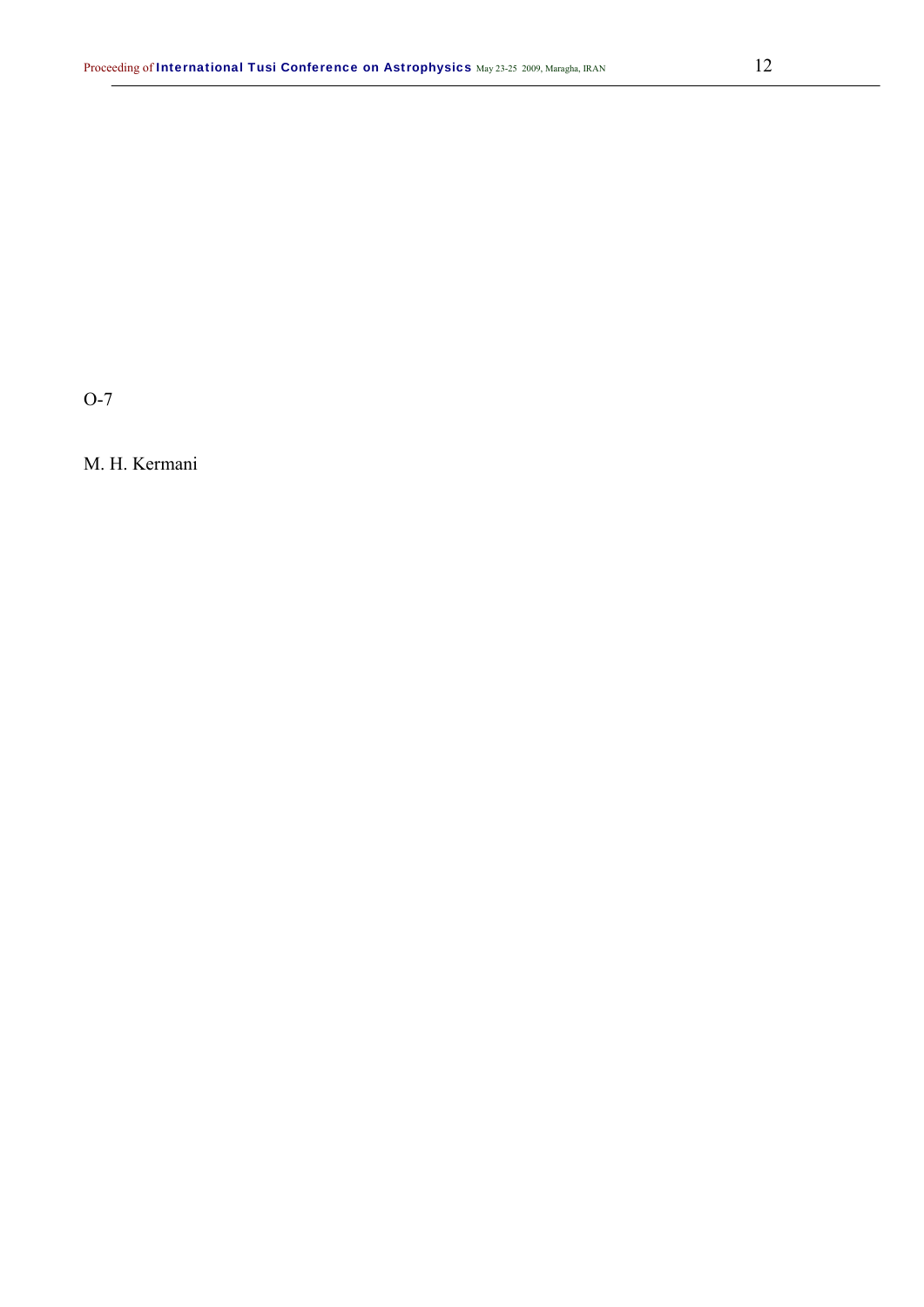O-7

M. H. Kermani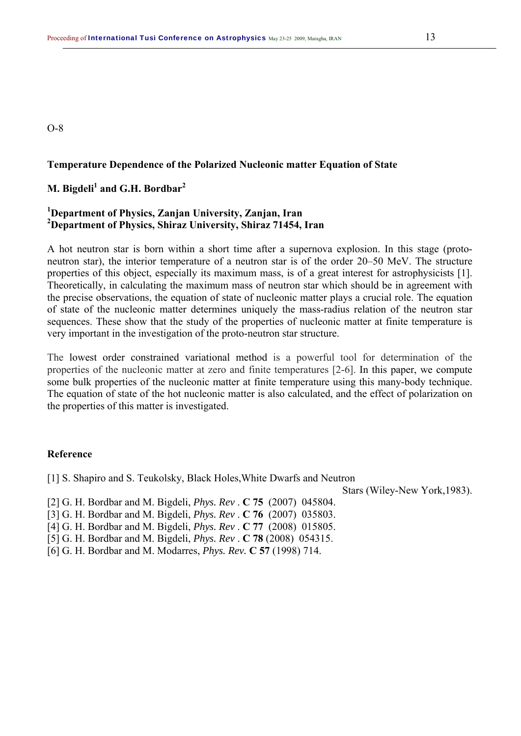O-8

## Temperature Dependence of the Polarized Nucleonic matter Equation of State

**M. Bigdeli[1] and G.H. Bordbar[2]**

**[1]Department of Physics, Zanjan University, Zanjan, Iran**
**[2]Department of Physics, Shiraz University, Shiraz 71454, Iran**

A hot neutron star is born within a short time after a supernova explosion. In this stage (proto-neutron star), the interior temperature of a neutron star is of the order 20–50 MeV. The structure properties of this object, especially its maximum mass, is of a great interest for astrophysicists [1]. Theoretically, in calculating the maximum mass of neutron star which should be in agreement with the precise observations, the equation of state of nucleonic matter plays a crucial role. The equation of state of the nucleonic matter determines uniquely the mass-radius relation of the neutron star sequences. These show that the study of the properties of nucleonic matter at finite temperature is very important in the investigation of the proto-neutron star structure.

The lowest order constrained variational method is a powerful tool for determination of the properties of the nucleonic matter at zero and finite temperatures [2-6]. In this paper, we compute some bulk properties of the nucleonic matter at finite temperature using this many-body technique. The equation of state of the hot nucleonic matter is also calculated, and the effect of polarization on the properties of this matter is investigated.

### Reference

[1] S. Shapiro and S. Teukolsky, Black Holes,White Dwarfs and Neutron Stars (Wiley-New York,1983).
[2] G. H. Bordbar and M. Bigdeli, *Phys. Rev* . **C 75** (2007) 045804.
[3] G. H. Bordbar and M. Bigdeli, *Phys. Rev* . **C 76** (2007) 035803.
[4] G. H. Bordbar and M. Bigdeli, *Phys. Rev* . **C 77** (2008) 015805.
[5] G. H. Bordbar and M. Bigdeli, *Phys. Rev* . **C 78** (2008) 054315.
[6] G. H. Bordbar and M. Modarres, *Phys. Rev.* **C 57** (1998) 714.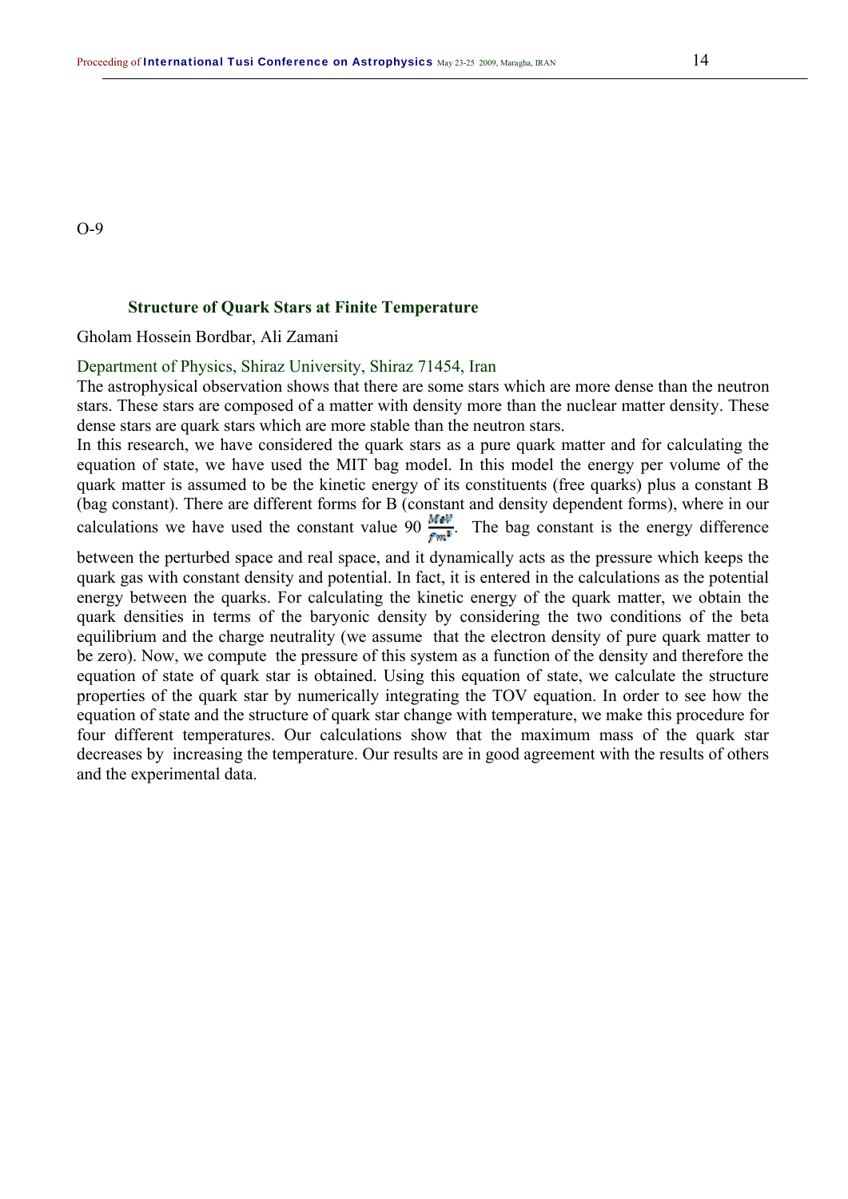O-9

## Structure of Quark Stars at Finite Temperature

Gholam Hossein Bordbar, Ali Zamani

Department of Physics, Shiraz University, Shiraz 71454, Iran

The astrophysical observation shows that there are some stars which are more dense than the neutron stars. These stars are composed of a matter with density more than the nuclear matter density. These dense stars are quark stars which are more stable than the neutron stars.

In this research, we have considered the quark stars as a pure quark matter and for calculating the equation of state, we have used the MIT bag model. In this model the energy per volume of the quark matter is assumed to be the kinetic energy of its constituents (free quarks) plus a constant B (bag constant). There are different forms for B (constant and density dependent forms), where in our calculations we have used the constant value 90 $\frac{MeV}{fm^3}$. The bag constant is the energy difference between the perturbed space and real space, and it dynamically acts as the pressure which keeps the quark gas with constant density and potential. In fact, it is entered in the calculations as the potential energy between the quarks. For calculating the kinetic energy of the quark matter, we obtain the quark densities in terms of the baryonic density by considering the two conditions of the beta equilibrium and the charge neutrality (we assume that the electron density of pure quark matter to be zero). Now, we compute the pressure of this system as a function of the density and therefore the equation of state of quark star is obtained. Using this equation of state, we calculate the structure properties of the quark star by numerically integrating the TOV equation. In order to see how the equation of state and the structure of quark star change with temperature, we make this procedure for four different temperatures. Our calculations show that the maximum mass of the quark star decreases by increasing the temperature. Our results are in good agreement with the results of others and the experimental data.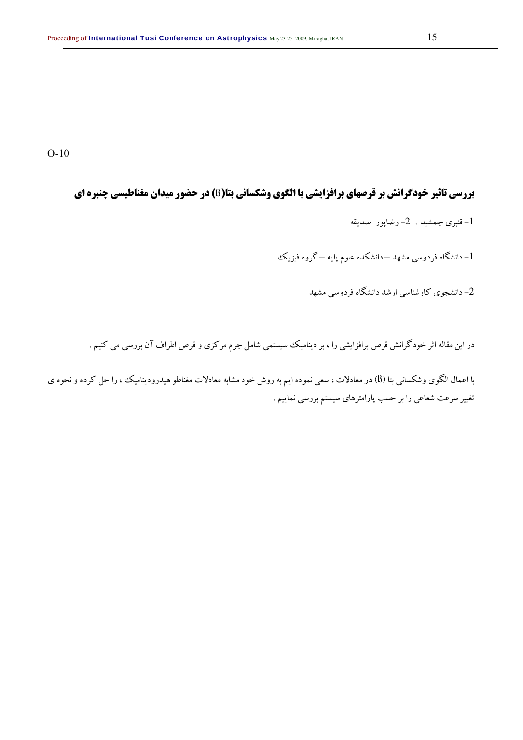O-10

## بررسی تاثیر خودگرانش بر قرصهای برافزایشی با الگوی وشکسانی بتا(ß) در حضور میدان مغناطیسی چنبره ای

1- قنبری جمشید . 2- رضاپور صدیقه

1- دانشگاه فردوسی مشهد – دانشکده علوم پایه – گروه فیزیک

2- دانشجوی کارشناسی ارشد دانشگاه فردوسی مشهد

در این مقاله اثر خودگرانش قرص برافزایشی را ، بر دینامیک سیستمی شامل جرم مرکزی و قرص اطراف آن بررسی می کنیم .

با اعمال الگوی وشکسانی بتا (ß) در معادلات ، سعی نموده ایم به روش خود مشابه معادلات مغناطو هیدرودینامیک ، را حل کرده و نحوه ی تغییر سرعت شعاعی را بر حسب پارامترهای سیستم بررسی نماییم .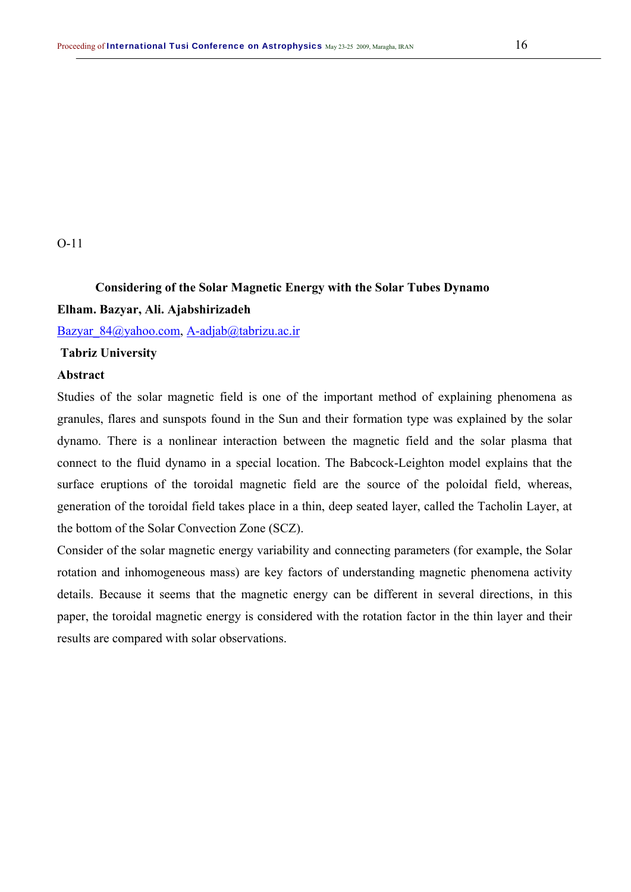O-11

## Considering of the Solar Magnetic Energy with the Solar Tubes Dynamo

**Elham. Bazyar, Ali. Ajabshirizadeh**

Bazyar_84@yahoo.com, A-adjab@tabrizu.ac.ir

**Tabriz University**

**Abstract**

Studies of the solar magnetic field is one of the important method of explaining phenomena as granules, flares and sunspots found in the Sun and their formation type was explained by the solar dynamo. There is a nonlinear interaction between the magnetic field and the solar plasma that connect to the fluid dynamo in a special location. The Babcock-Leighton model explains that the surface eruptions of the toroidal magnetic field are the source of the poloidal field, whereas, generation of the toroidal field takes place in a thin, deep seated layer, called the Tacholin Layer, at the bottom of the Solar Convection Zone (SCZ).

Consider of the solar magnetic energy variability and connecting parameters (for example, the Solar rotation and inhomogeneous mass) are key factors of understanding magnetic phenomena activity details. Because it seems that the magnetic energy can be different in several directions, in this paper, the toroidal magnetic energy is considered with the rotation factor in the thin layer and their results are compared with solar observations.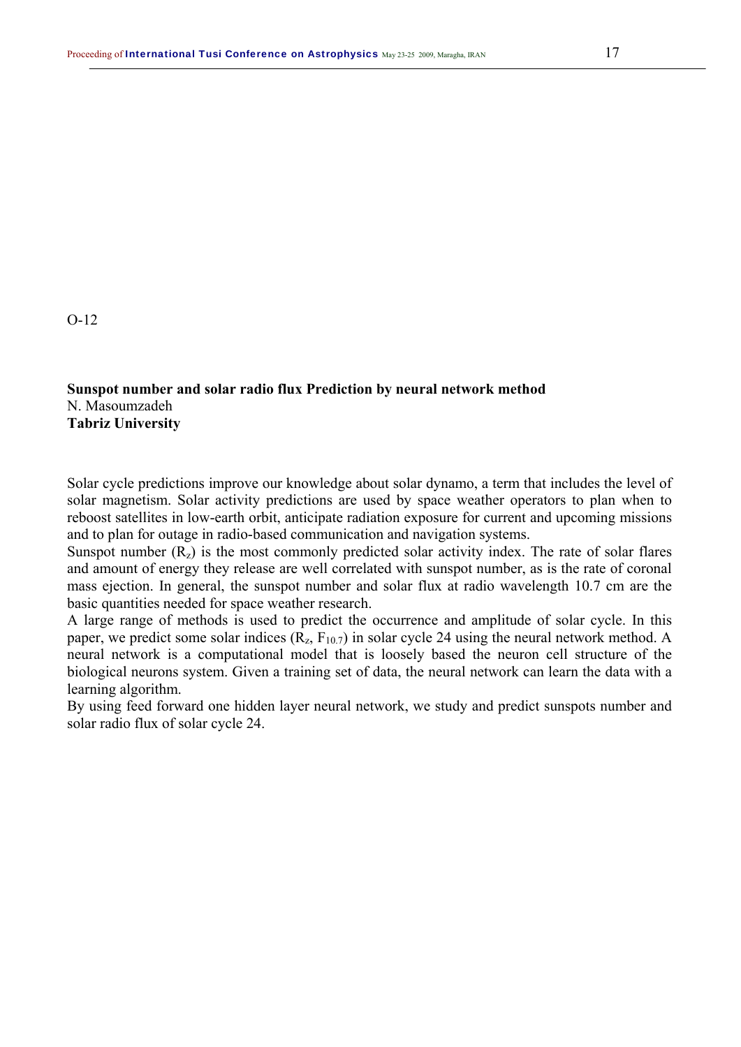O-12

**Sunspot number and solar radio flux Prediction by neural network method**
N. Masoumzadeh
**Tabriz University**

Solar cycle predictions improve our knowledge about solar dynamo, a term that includes the level of solar magnetism. Solar activity predictions are used by space weather operators to plan when to reboost satellites in low-earth orbit, anticipate radiation exposure for current and upcoming missions and to plan for outage in radio-based communication and navigation systems.

Sunspot number ($R_z$) is the most commonly predicted solar activity index. The rate of solar flares and amount of energy they release are well correlated with sunspot number, as is the rate of coronal mass ejection. In general, the sunspot number and solar flux at radio wavelength 10.7 cm are the basic quantities needed for space weather research.

A large range of methods is used to predict the occurrence and amplitude of solar cycle. In this paper, we predict some solar indices ($R_z$, $F_{10.7}$) in solar cycle 24 using the neural network method. A neural network is a computational model that is loosely based the neuron cell structure of the biological neurons system. Given a training set of data, the neural network can learn the data with a learning algorithm.

By using feed forward one hidden layer neural network, we study and predict sunspots number and solar radio flux of solar cycle 24.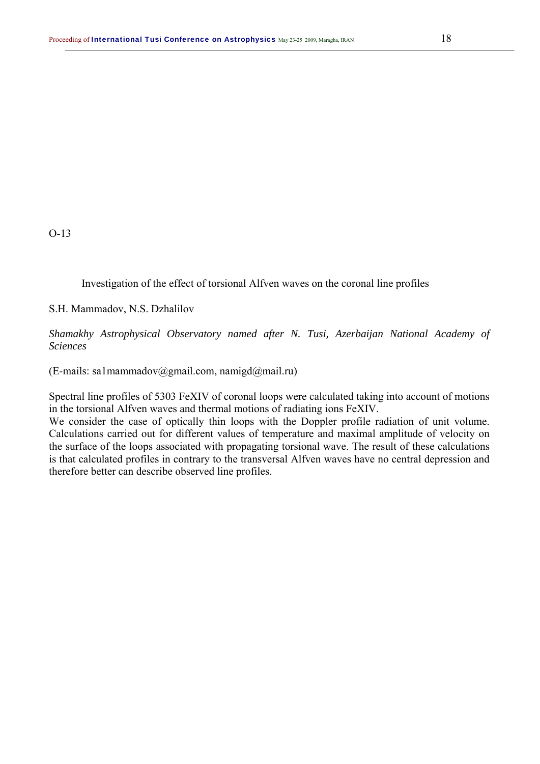O-13

## Investigation of the effect of torsional Alfven waves on the coronal line profiles

S.H. Mammadov, N.S. Dzhalilov

*Shamakhy Astrophysical Observatory named after N. Tusi, Azerbaijan National Academy of Sciences*

(E-mails: sa1mammadov@gmail.com, namigd@mail.ru)

Spectral line profiles of 5303 FeXIV of coronal loops were calculated taking into account of motions in the torsional Alfven waves and thermal motions of radiating ions FeXIV.
We consider the case of optically thin loops with the Doppler profile radiation of unit volume. Calculations carried out for different values of temperature and maximal amplitude of velocity on the surface of the loops associated with propagating torsional wave. The result of these calculations is that calculated profiles in contrary to the transversal Alfven waves have no central depression and therefore better can describe observed line profiles.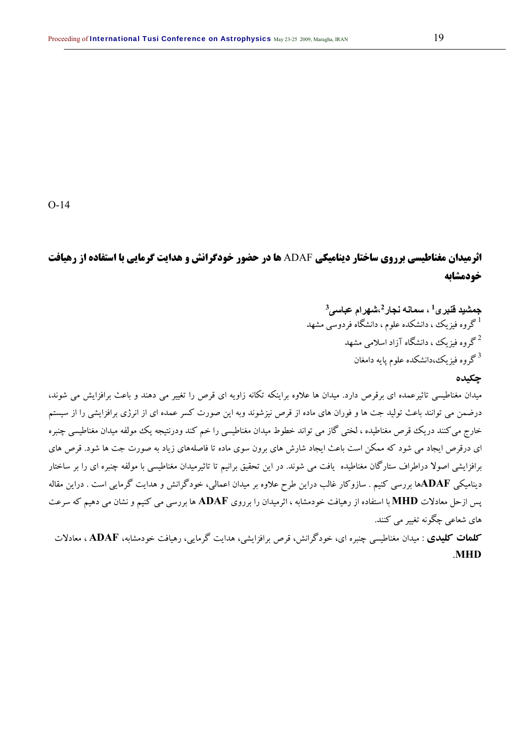O-14

# اثرمیدان مغناطیسی برروی ساختار دینامیکی ADAF ها در حضور خودگرانش و هدایت گرمایی با استفاده از رهیافت خودمشابه

**جمشید قنبری[1] ، سمانه نجار[2]،شهرام عباسی[3]**

[1] گروه فیزیک ، دانشکده علوم ، دانشگاه فردوسی مشهد

[2] گروه فیزیک ، دانشگاه آزاد اسلامی مشهد

[3] گروه فیزیک،دانشکده علوم پایه دامغان

## چکیده

میدان مغناطیسی تاثیرعمده ای برقرص دارد. میدان ها علاوه براینکه تکانه زاویه ای قرص را تغییر می دهند و باعث برافزایش می شوند، درضمن می توانند باعث تولید جت ها و فوران های ماده از قرص نیزشوند وبه این صورت کسر عمده ای از انرژی برافزایشی را از سیستم خارج می‌کنند دریک قرص مغناطیده ، لختی گاز می تواند خطوط میدان مغناطیسی را خم کند ودرنتیجه یک مولفه میدان مغناطیسی چنبره ای درقرص ایجاد می شود که ممکن است باعث ایجاد شارش های برون سوی ماده تا فاصله‌های زیاد به صورت جت ها شود. قرص های برافزایشی اصولا دراطراف ستارگان مغناطیده یافت می شوند. در این تحقیق برانیم تا تاثیرمیدان مغناطیسی با مولفه چنبره ای را بر ساختار دینامیکی **ADAF**ها بررسی کنیم . سازوکار غالب دراین طرح علاوه بر میدان اعمالی، خودگرانش و هدایت گرمایی است . دراین مقاله پس ازحل معادلات **MHD** با استفاده از رهیافت خودمشابه ، اثرمیدان را برروی **ADAF** ها بررسی می کنیم و نشان می دهیم که سرعت های شعاعی چگونه تغییر می کنند.

**کلمات کلیدی** : میدان مغناطیسی چنبره ای، خودگرانش، قرص برافزایشی، هدایت گرمایی، رهیافت خودمشابه، **ADAF** ، معادلات **MHD**.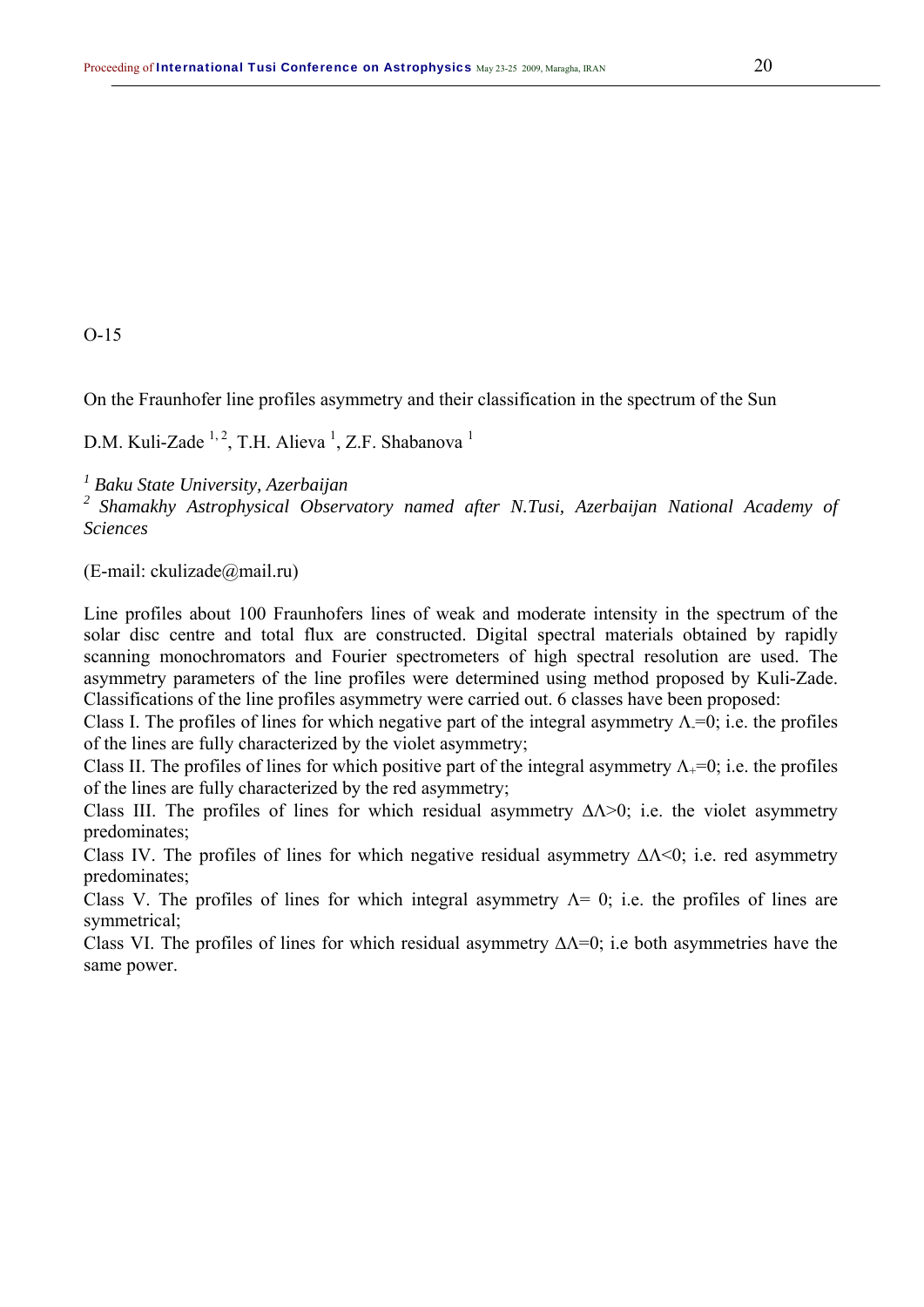O-15

## On the Fraunhofer line profiles asymmetry and their classification in the spectrum of the Sun

D.M. Kuli-Zade [1,2], T.H. Alieva [1], Z.F. Shabanova [1]

[1] *Baku State University, Azerbaijan*
[2] *Shamakhy Astrophysical Observatory named after N.Tusi, Azerbaijan National Academy of Sciences*

(E-mail: ckulizade@mail.ru)

Line profiles about 100 Fraunhofers lines of weak and moderate intensity in the spectrum of the solar disc centre and total flux are constructed. Digital spectral materials obtained by rapidly scanning monochromators and Fourier spectrometers of high spectral resolution are used. The asymmetry parameters of the line profiles were determined using method proposed by Kuli-Zade. Classifications of the line profiles asymmetry were carried out. 6 classes have been proposed:

Class I. The profiles of lines for which negative part of the integral asymmetry $\Lambda_{-}=0$; i.e. the profiles of the lines are fully characterized by the violet asymmetry;

Class II. The profiles of lines for which positive part of the integral asymmetry $\Lambda_{+}=0$; i.e. the profiles of the lines are fully characterized by the red asymmetry;

Class III. The profiles of lines for which residual asymmetry $\Delta\Lambda>0$; i.e. the violet asymmetry predominates;

Class IV. The profiles of lines for which negative residual asymmetry $\Delta\Lambda<0$; i.e. red asymmetry predominates;

Class V. The profiles of lines for which integral asymmetry $\Lambda= 0$; i.e. the profiles of lines are symmetrical;

Class VI. The profiles of lines for which residual asymmetry $\Delta\Lambda=0$; i.e both asymmetries have the same power.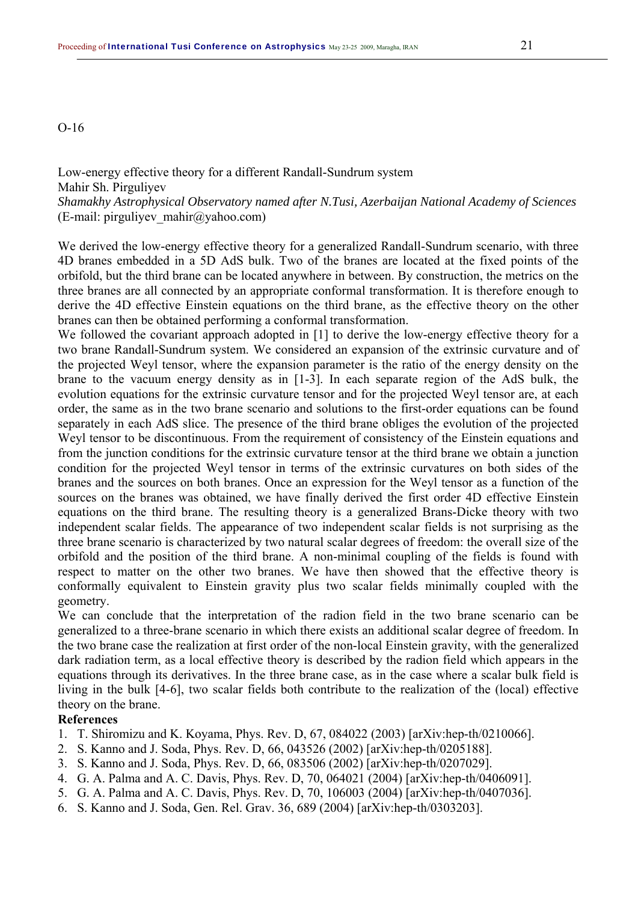O-16

Low-energy effective theory for a different Randall-Sundrum system

Mahir Sh. Pirguliyev

*Shamakhy Astrophysical Observatory named after N.Tusi, Azerbaijan National Academy of Sciences*

(E-mail: pirguliyev_mahir@yahoo.com)

We derived the low-energy effective theory for a generalized Randall-Sundrum scenario, with three 4D branes embedded in a 5D AdS bulk. Two of the branes are located at the fixed points of the orbifold, but the third brane can be located anywhere in between. By construction, the metrics on the three branes are all connected by an appropriate conformal transformation. It is therefore enough to derive the 4D effective Einstein equations on the third brane, as the effective theory on the other branes can then be obtained performing a conformal transformation.

We followed the covariant approach adopted in [1] to derive the low-energy effective theory for a two brane Randall-Sundrum system. We considered an expansion of the extrinsic curvature and of the projected Weyl tensor, where the expansion parameter is the ratio of the energy density on the brane to the vacuum energy density as in [1-3]. In each separate region of the AdS bulk, the evolution equations for the extrinsic curvature tensor and for the projected Weyl tensor are, at each order, the same as in the two brane scenario and solutions to the first-order equations can be found separately in each AdS slice. The presence of the third brane obliges the evolution of the projected Weyl tensor to be discontinuous. From the requirement of consistency of the Einstein equations and from the junction conditions for the extrinsic curvature tensor at the third brane we obtain a junction condition for the projected Weyl tensor in terms of the extrinsic curvatures on both sides of the branes and the sources on both branes. Once an expression for the Weyl tensor as a function of the sources on the branes was obtained, we have finally derived the first order 4D effective Einstein equations on the third brane. The resulting theory is a generalized Brans-Dicke theory with two independent scalar fields. The appearance of two independent scalar fields is not surprising as the three brane scenario is characterized by two natural scalar degrees of freedom: the overall size of the orbifold and the position of the third brane. A non-minimal coupling of the fields is found with respect to matter on the other two branes. We have then showed that the effective theory is conformally equivalent to Einstein gravity plus two scalar fields minimally coupled with the geometry.

We can conclude that the interpretation of the radion field in the two brane scenario can be generalized to a three-brane scenario in which there exists an additional scalar degree of freedom. In the two brane case the realization at first order of the non-local Einstein gravity, with the generalized dark radiation term, as a local effective theory is described by the radion field which appears in the equations through its derivatives. In the three brane case, as in the case where a scalar bulk field is living in the bulk [4-6], two scalar fields both contribute to the realization of the (local) effective theory on the brane.

**References**

1. T. Shiromizu and K. Koyama, Phys. Rev. D, 67, 084022 (2003) [arXiv:hep-th/0210066].
2. S. Kanno and J. Soda, Phys. Rev. D, 66, 043526 (2002) [arXiv:hep-th/0205188].
3. S. Kanno and J. Soda, Phys. Rev. D, 66, 083506 (2002) [arXiv:hep-th/0207029].
4. G. A. Palma and A. C. Davis, Phys. Rev. D, 70, 064021 (2004) [arXiv:hep-th/0406091].
5. G. A. Palma and A. C. Davis, Phys. Rev. D, 70, 106003 (2004) [arXiv:hep-th/0407036].
6. S. Kanno and J. Soda, Gen. Rel. Grav. 36, 689 (2004) [arXiv:hep-th/0303203].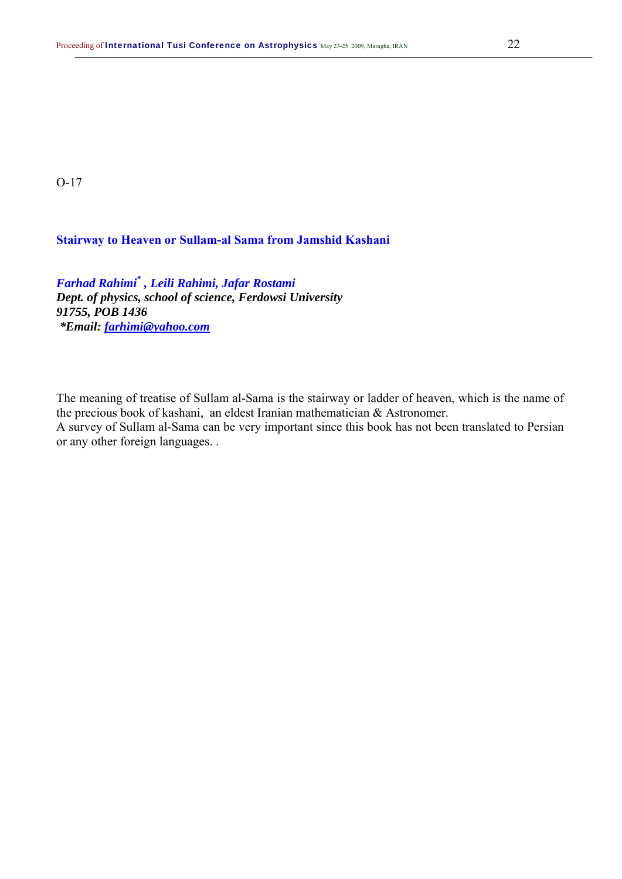O-17

## Stairway to Heaven or Sullam-al Sama from Jamshid Kashani

***Farhad Rahimi*\*, Leili Rahimi, Jafar Rostami***
***Dept. of physics, school of science, Ferdowsi University***
***91755, POB 1436***
***\*Email: farhimi@yahoo.com***

The meaning of treatise of Sullam al-Sama is the stairway or ladder of heaven, which is the name of the precious book of kashani, an eldest Iranian mathematician & Astronomer.
A survey of Sullam al-Sama can be very important since this book has not been translated to Persian or any other foreign languages. .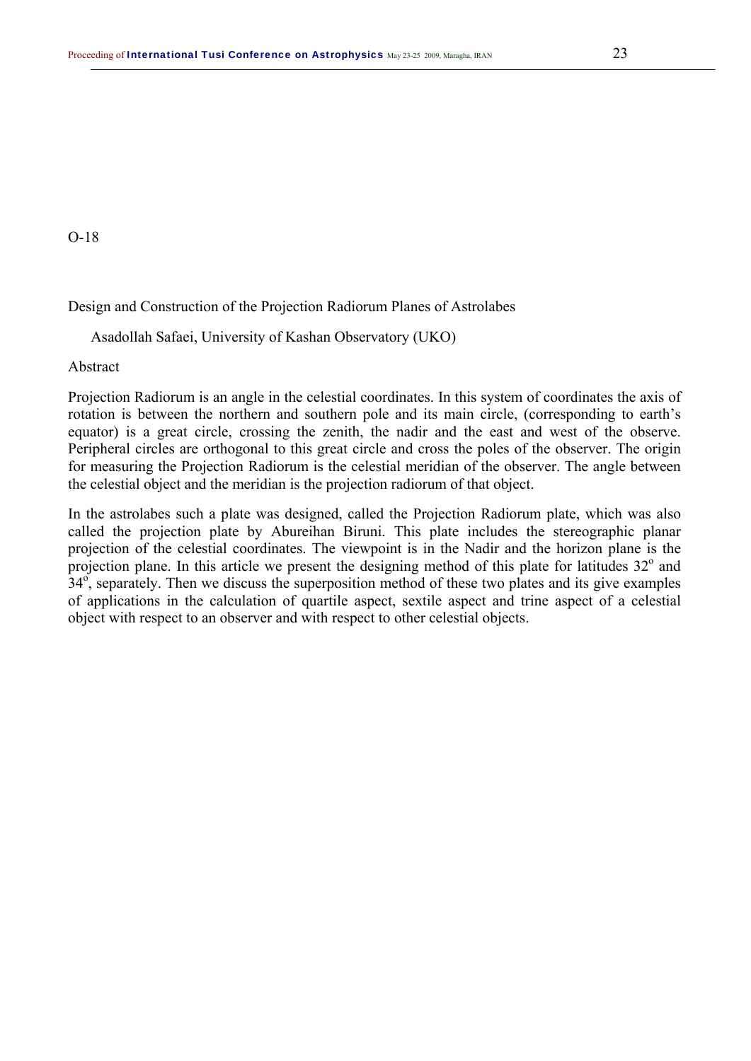O-18

## Design and Construction of the Projection Radiorum Planes of Astrolabes

Asadollah Safaei, University of Kashan Observatory (UKO)

### Abstract

Projection Radiorum is an angle in the celestial coordinates. In this system of coordinates the axis of rotation is between the northern and southern pole and its main circle, (corresponding to earth's equator) is a great circle, crossing the zenith, the nadir and the east and west of the observe. Peripheral circles are orthogonal to this great circle and cross the poles of the observer. The origin for measuring the Projection Radiorum is the celestial meridian of the observer. The angle between the celestial object and the meridian is the projection radiorum of that object.

In the astrolabes such a plate was designed, called the Projection Radiorum plate, which was also called the projection plate by Abureihan Biruni. This plate includes the stereographic planar projection of the celestial coordinates. The viewpoint is in the Nadir and the horizon plane is the projection plane. In this article we present the designing method of this plate for latitudes $32^{o}$ and $34^{o}$, separately. Then we discuss the superposition method of these two plates and its give examples of applications in the calculation of quartile aspect, sextile aspect and trine aspect of a celestial object with respect to an observer and with respect to other celestial objects.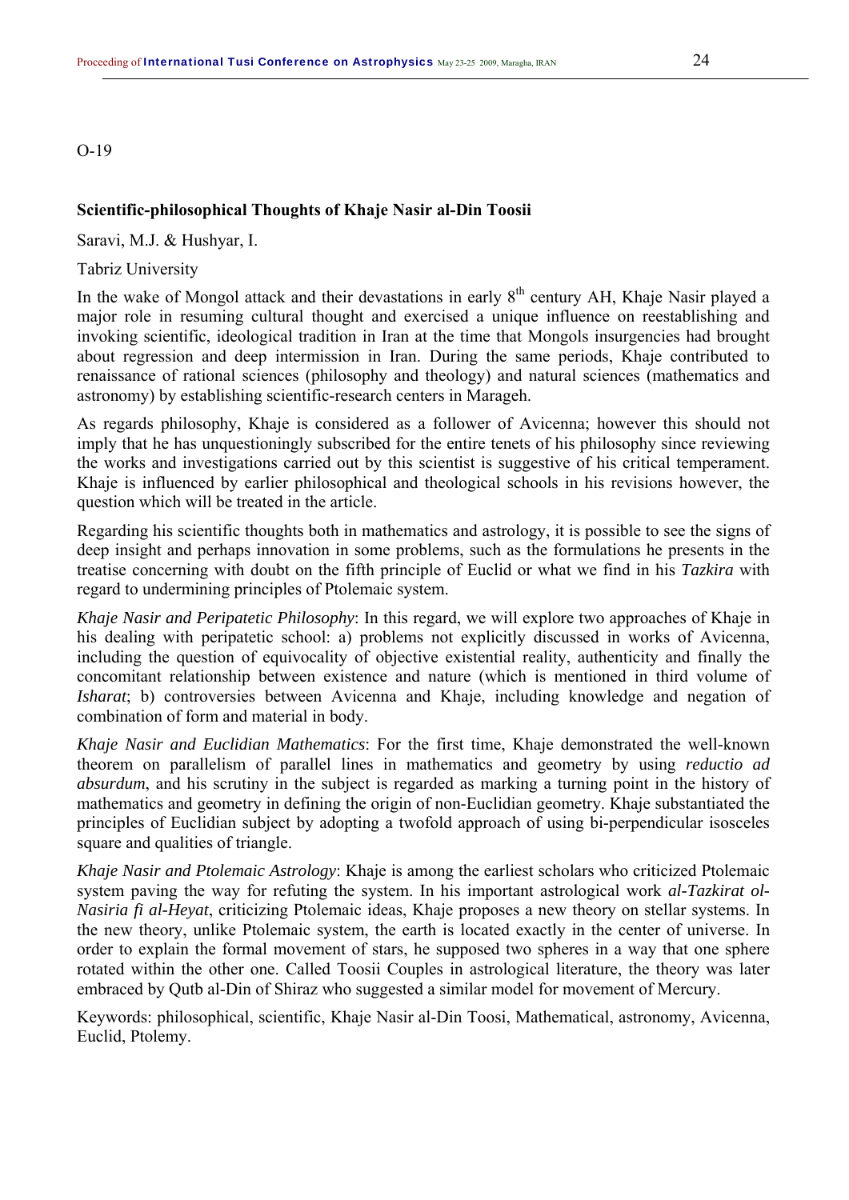O-19

**Scientific-philosophical Thoughts of Khaje Nasir al-Din Toosii**

Saravi, M.J. & Hushyar, I.

Tabriz University

In the wake of Mongol attack and their devastations in early 8th century AH, Khaje Nasir played a major role in resuming cultural thought and exercised a unique influence on reestablishing and invoking scientific, ideological tradition in Iran at the time that Mongols insurgencies had brought about regression and deep intermission in Iran. During the same periods, Khaje contributed to renaissance of rational sciences (philosophy and theology) and natural sciences (mathematics and astronomy) by establishing scientific-research centers in Marageh.

As regards philosophy, Khaje is considered as a follower of Avicenna; however this should not imply that he has unquestioningly subscribed for the entire tenets of his philosophy since reviewing the works and investigations carried out by this scientist is suggestive of his critical temperament. Khaje is influenced by earlier philosophical and theological schools in his revisions however, the question which will be treated in the article.

Regarding his scientific thoughts both in mathematics and astrology, it is possible to see the signs of deep insight and perhaps innovation in some problems, such as the formulations he presents in the treatise concerning with doubt on the fifth principle of Euclid or what we find in his *Tazkira* with regard to undermining principles of Ptolemaic system.

*Khaje Nasir and Peripatetic Philosophy*: In this regard, we will explore two approaches of Khaje in his dealing with peripatetic school: a) problems not explicitly discussed in works of Avicenna, including the question of equivocality of objective existential reality, authenticity and finally the concomitant relationship between existence and nature (which is mentioned in third volume of *Isharat*; b) controversies between Avicenna and Khaje, including knowledge and negation of combination of form and material in body.

*Khaje Nasir and Euclidian Mathematics*: For the first time, Khaje demonstrated the well-known theorem on parallelism of parallel lines in mathematics and geometry by using *reductio ad absurdum*, and his scrutiny in the subject is regarded as marking a turning point in the history of mathematics and geometry in defining the origin of non-Euclidian geometry. Khaje substantiated the principles of Euclidian subject by adopting a twofold approach of using bi-perpendicular isosceles square and qualities of triangle.

*Khaje Nasir and Ptolemaic Astrology*: Khaje is among the earliest scholars who criticized Ptolemaic system paving the way for refuting the system. In his important astrological work *al-Tazkirat ol-Nasiria fi al-Heyat*, criticizing Ptolemaic ideas, Khaje proposes a new theory on stellar systems. In the new theory, unlike Ptolemaic system, the earth is located exactly in the center of universe. In order to explain the formal movement of stars, he supposed two spheres in a way that one sphere rotated within the other one. Called Toosii Couples in astrological literature, the theory was later embraced by Qutb al-Din of Shiraz who suggested a similar model for movement of Mercury.

Keywords: philosophical, scientific, Khaje Nasir al-Din Toosi, Mathematical, astronomy, Avicenna, Euclid, Ptolemy.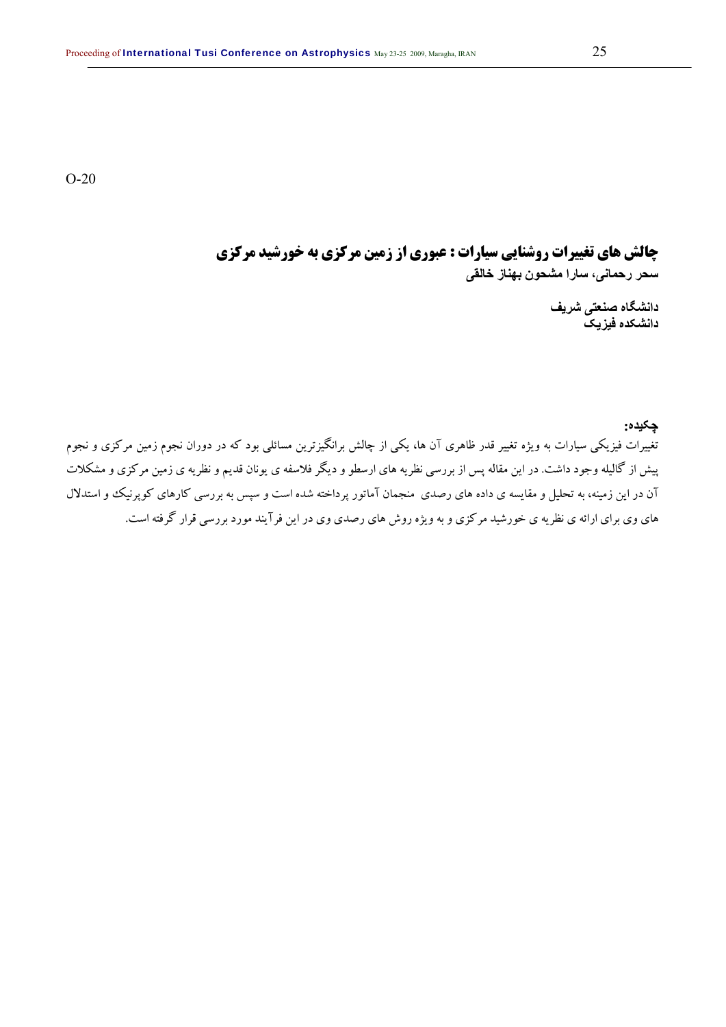O-20

# چالش های تغییرات روشنایی سیارات : عبوری از زمین مرکزی به خورشید مرکزی

**سحر رحمانی، سارا مشحون بهناز خالقی**

**دانشگاه صنعتی شریف**
**دانشکده فیزیک**

**چکیده:**

تغییرات فیزیکی سیارات به ویژه تغییر قدر ظاهری آن ها، یکی از چالش برانگیزترین مسائلی بود که در دوران نجوم زمین مرکزی و نجوم پیش از گالیله وجود داشت. در این مقاله پس از بررسی نظریه های ارسطو و دیگر فلاسفه ی یونان قدیم و نظریه ی زمین مرکزی و مشکلات آن در این زمینه، به تحلیل و مقایسه ی داده های رصدی منجمان آماتور پرداخته شده است و سپس به بررسی کارهای کوپرنیک و استدلال های وی برای ارائه ی نظریه ی خورشید مرکزی و به ویژه روش های رصدی وی در این فرآیند مورد بررسی قرار گرفته است.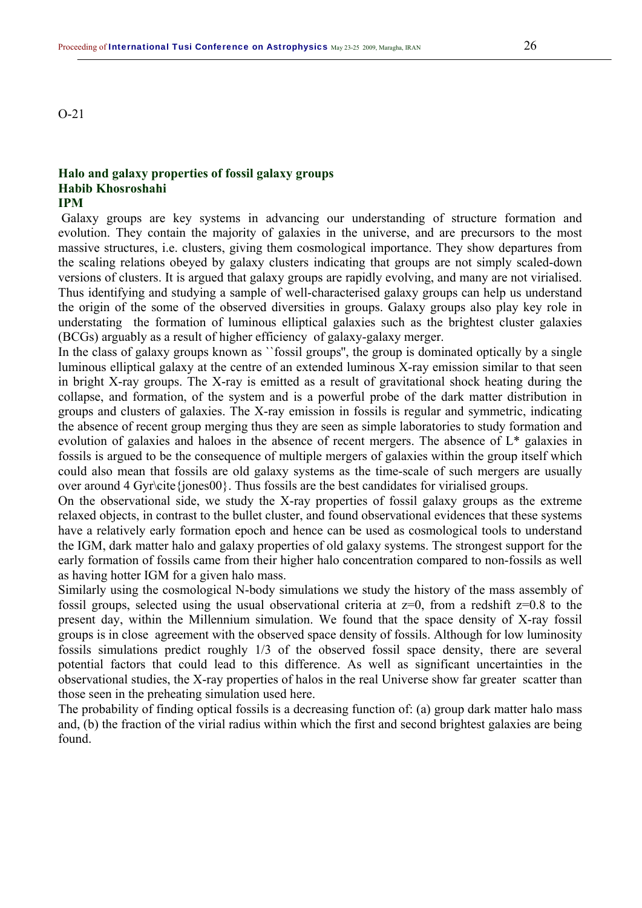O-21

**Halo and galaxy properties of fossil galaxy groups**
**Habib Khosroshahi**
**IPM**

Galaxy groups are key systems in advancing our understanding of structure formation and evolution. They contain the majority of galaxies in the universe, and are precursors to the most massive structures, i.e. clusters, giving them cosmological importance. They show departures from the scaling relations obeyed by galaxy clusters indicating that groups are not simply scaled-down versions of clusters. It is argued that galaxy groups are rapidly evolving, and many are not virialised. Thus identifying and studying a sample of well-characterised galaxy groups can help us understand the origin of the some of the observed diversities in groups. Galaxy groups also play key role in understating the formation of luminous elliptical galaxies such as the brightest cluster galaxies (BCGs) arguably as a result of higher efficiency of galaxy-galaxy merger.

In the class of galaxy groups known as ``fossil groups'', the group is dominated optically by a single luminous elliptical galaxy at the centre of an extended luminous X-ray emission similar to that seen in bright X-ray groups. The X-ray is emitted as a result of gravitational shock heating during the collapse, and formation, of the system and is a powerful probe of the dark matter distribution in groups and clusters of galaxies. The X-ray emission in fossils is regular and symmetric, indicating the absence of recent group merging thus they are seen as simple laboratories to study formation and evolution of galaxies and haloes in the absence of recent mergers. The absence of L* galaxies in fossils is argued to be the consequence of multiple mergers of galaxies within the group itself which could also mean that fossils are old galaxy systems as the time-scale of such mergers are usually over around 4 Gyr\cite{jones00}. Thus fossils are the best candidates for virialised groups.

On the observational side, we study the X-ray properties of fossil galaxy groups as the extreme relaxed objects, in contrast to the bullet cluster, and found observational evidences that these systems have a relatively early formation epoch and hence can be used as cosmological tools to understand the IGM, dark matter halo and galaxy properties of old galaxy systems. The strongest support for the early formation of fossils came from their higher halo concentration compared to non-fossils as well as having hotter IGM for a given halo mass.

Similarly using the cosmological N-body simulations we study the history of the mass assembly of fossil groups, selected using the usual observational criteria at $z=0$, from a redshift $z=0.8$ to the present day, within the Millennium simulation. We found that the space density of X-ray fossil groups is in close agreement with the observed space density of fossils. Although for low luminosity fossils simulations predict roughly 1/3 of the observed fossil space density, there are several potential factors that could lead to this difference. As well as significant uncertainties in the observational studies, the X-ray properties of halos in the real Universe show far greater scatter than those seen in the preheating simulation used here.

The probability of finding optical fossils is a decreasing function of: (a) group dark matter halo mass and, (b) the fraction of the virial radius within which the first and second brightest galaxies are being found.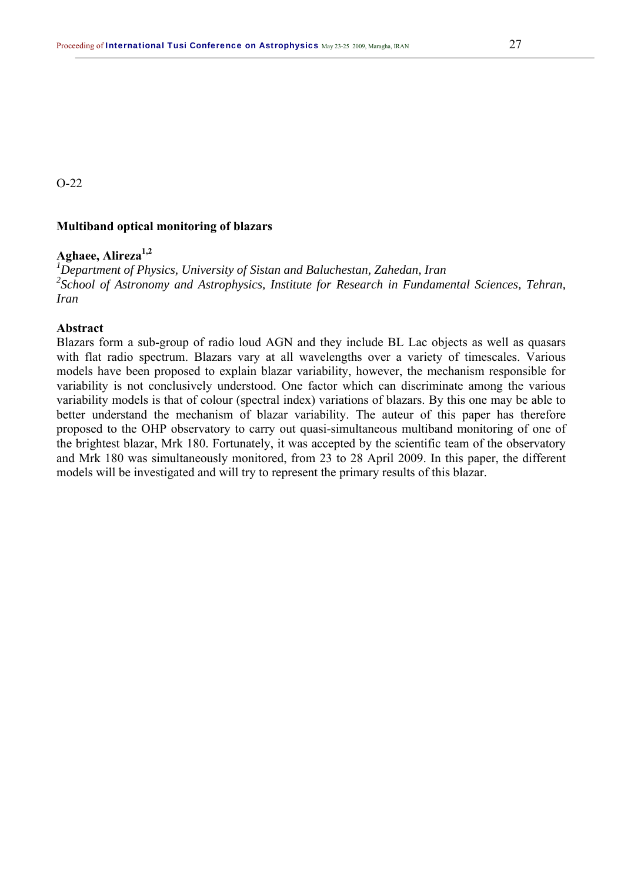O-22

## Multiband optical monitoring of blazars

**Aghaee, Alireza[1,2]**

*[1]Department of Physics, University of Sistan and Baluchestan, Zahedan, Iran*
*[2]School of Astronomy and Astrophysics, Institute for Research in Fundamental Sciences, Tehran, Iran*

### Abstract

Blazars form a sub-group of radio loud AGN and they include BL Lac objects as well as quasars with flat radio spectrum. Blazars vary at all wavelengths over a variety of timescales. Various models have been proposed to explain blazar variability, however, the mechanism responsible for variability is not conclusively understood. One factor which can discriminate among the various variability models is that of colour (spectral index) variations of blazars. By this one may be able to better understand the mechanism of blazar variability. The auteur of this paper has therefore proposed to the OHP observatory to carry out quasi-simultaneous multiband monitoring of one of the brightest blazar, Mrk 180. Fortunately, it was accepted by the scientific team of the observatory and Mrk 180 was simultaneously monitored, from 23 to 28 April 2009. In this paper, the different models will be investigated and will try to represent the primary results of this blazar.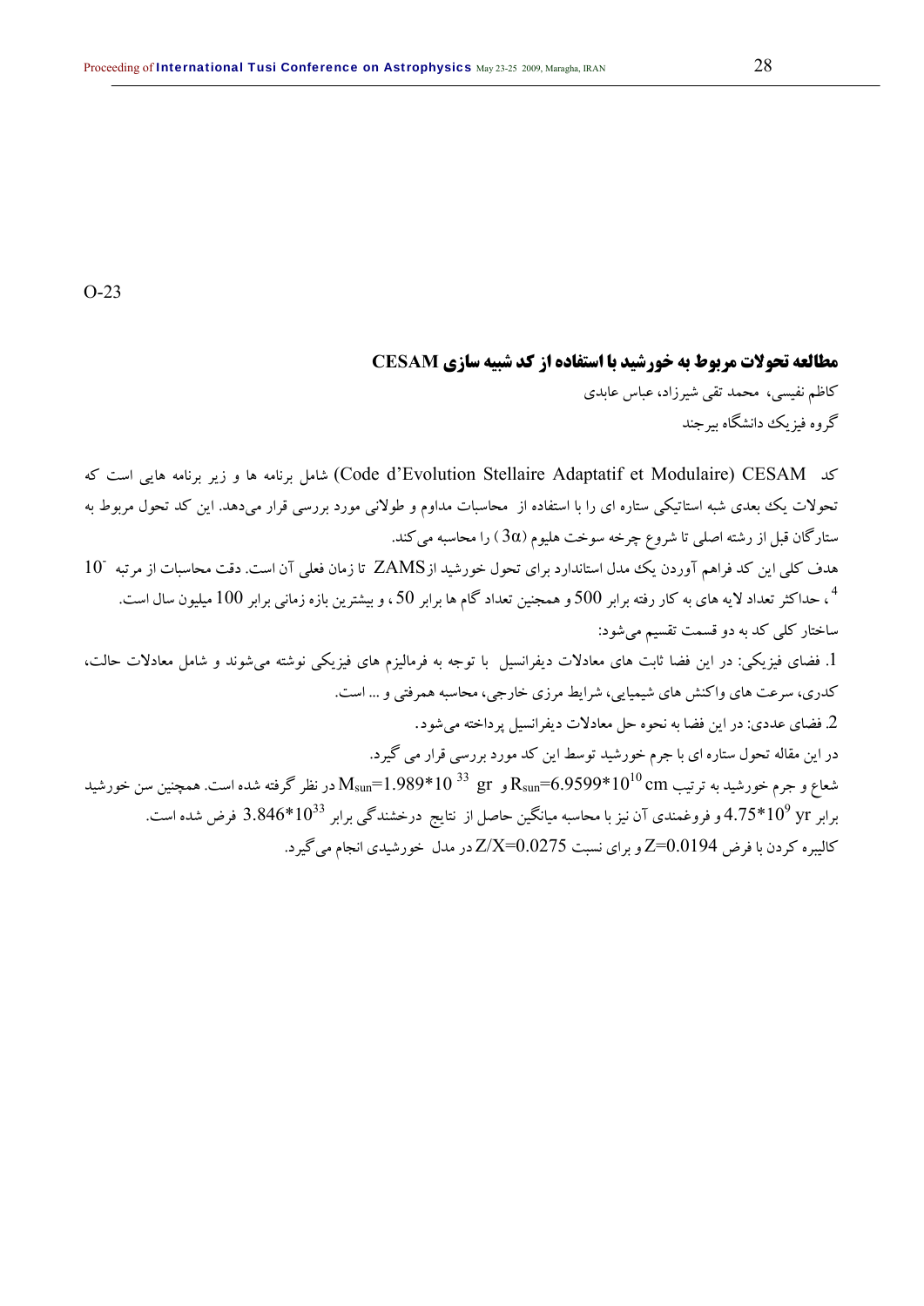O-23

## مطالعه تحولات مربوط به خورشید با استفاده از کد شبیه سازی CESAM

کاظم نفیسی، محمد تقی شیرزاد، عباس عابدی

گروه فیزیک دانشگاه بیرجند

کد CESAM (Code d'Evolution Stellaire Adaptatif et Modulaire) شامل برنامه ها و زیر برنامه هایی است که تحولات یک بعدی شبه استاتیکی ستاره ای را با استفاده از محاسبات مداوم و طولانی مورد بررسی قرار می‌دهد. این کد تحول مربوط به ستارگان قبل از رشته اصلی تا شروع چرخه سوخت هلیوم ($3\alpha$) را محاسبه می‌کند.

هدف کلی این کد فراهم آوردن یک مدل استاندارد برای تحول خورشید از ZAMS تا زمان فعلی آن است. دقت محاسبات از مرتبه $10^{-4}$، حداکثر تعداد لایه های به کار رفته برابر 500 و همچنین تعداد گام ها برابر 50، و بیشترین بازه زمانی برابر 100 میلیون سال است.

ساختار کلی کد به دو قسمت تقسیم می‌شود:

1. فضای فیزیکی: در این فضا ثابت های معادلات دیفرانسیل با توجه به فرمالیزم های فیزیکی نوشته می‌شوند و شامل معادلات حالت، کدری، سرعت های واکنش های شیمیایی، شرایط مرزی خارجی، محاسبه همرفتی و ... است.

2. فضای عددی: در این فضا به نحوه حل معادلات دیفرانسیل پرداخته می‌شود.

در این مقاله تحول ستاره ای با جرم خورشید توسط این کد مورد بررسی قرار می گیرد.

شعاع و جرم خورشید به ترتیب $R_{sun}=6.9599*10^{10}$ cm و $M_{sun}=1.989*10^{33}$ gr در نظر گرفته شده است. همچنین سن خورشید برابر $4.75*10^{9}$ yr و فروغمندی آن نیز با محاسبه میانگین حاصل از نتایج درخشندگی برابر $3.846*10^{33}$ فرض شده است.

کالیبره کردن با فرض $Z=0.0194$ و برای نسبت $Z/X=0.0275$ در مدل خورشیدی انجام می‌گیرد.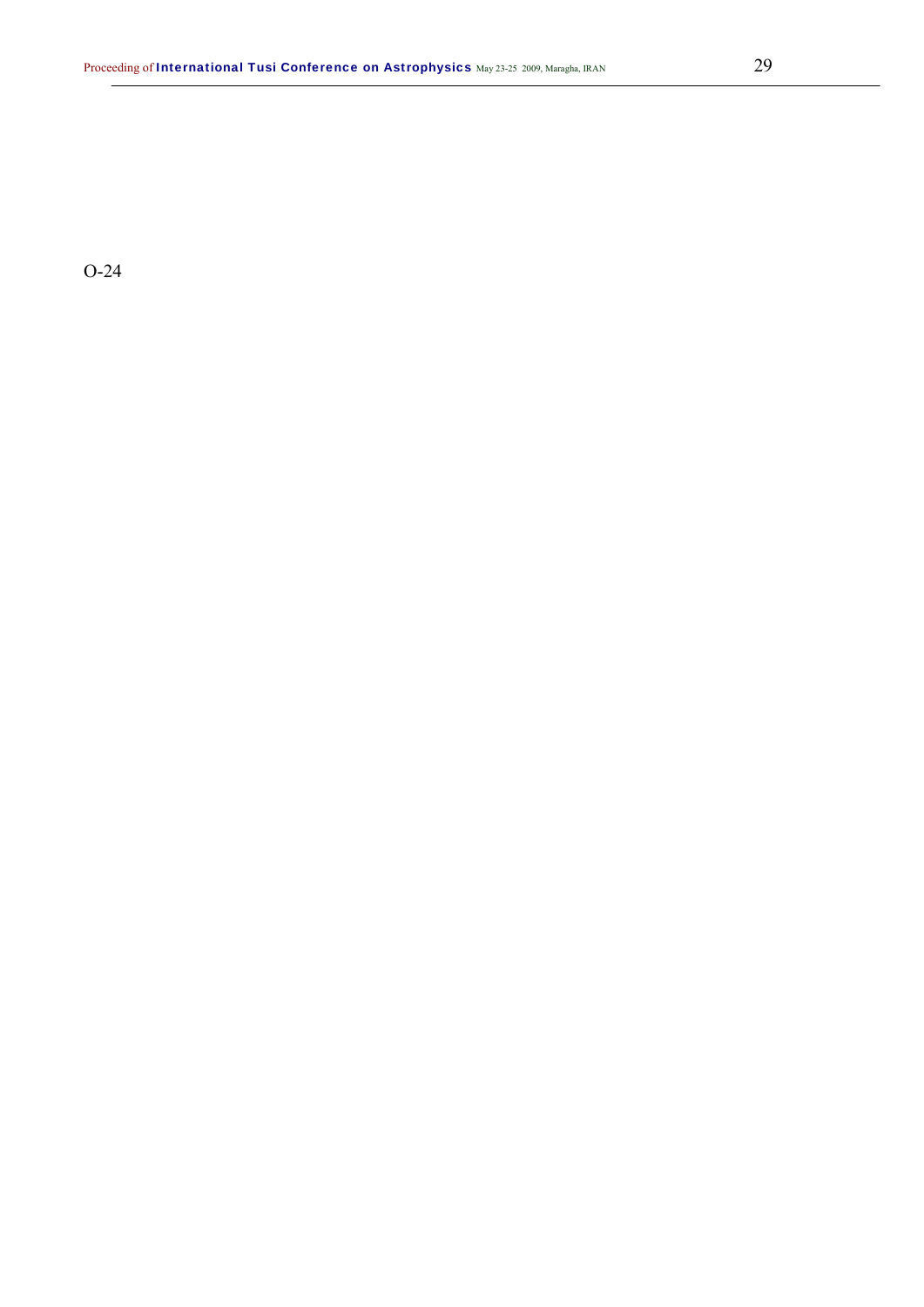O-24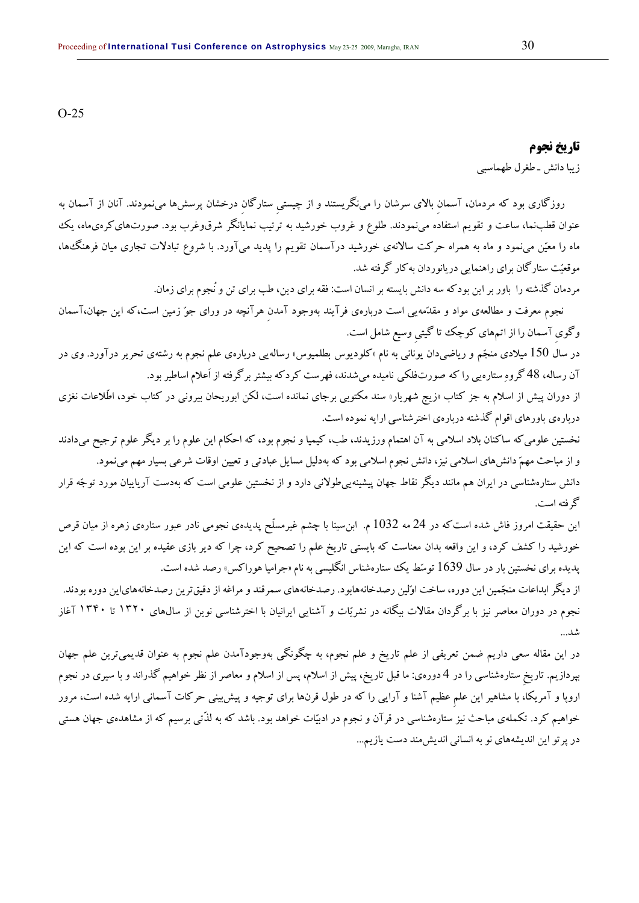O-25

## تاریخ نجوم

زیبا دانش ـ طغرل طهماسبی

روزگاری بود که مردمان، آسمانِ بالای سرشان را می‌نگریستند و از چیستیِ ستارگانِ درخشان پرسش‌ها می‌نمودند. آنان از آسمان به عنوان قطب‌نما، ساعت و تقویم استفاده می‌نمودند. طلوع و غروب خورشید به ترتیب نمایانگر شرق‌وغرب بود. صورت‌های کره‌ی‌ماه، یک ماه را معیّن می‌نمود و ماه به همراه حرکت سالانه‌ی خورشید درآسمان تقویم را پدید می‌آورد. با شروع تبادلات تجاری میان فرهنگ‌ها، موقعیّت ستارگان برای راهنمایی دریانوردان به‌کار گرفته شد.

مردمان گذشته را باور بر این بود که سه دانش بایسته بر انسان است: فقه برای دین، طب برای تن و نُجوم برای زمان.

نجوم معرفت و مطالعه‌ی مواد و مقدّمه‌یی است درباره‌ی فرآیند به‌وجود آمدنِ هرآنچه در ورای جوّ زمین است،که این جهان،آسمان و گویِ آسمان را از اتم‌های کوچک تا گیتیِ وسیع شامل است.

در سال 150 میلادی منجّم و ریاضی‌دان یونانی به نام «کلودیوس بطلمیوس» رساله‌یی درباره‌ی علم نجوم به رشته‌ی تحریر درآورد. وی در آن رساله، 48 گروهِ ستاره‌یی را که صورت‌فلکی نامیده می‌شدند، فهرست کرد که بیشتر برگرفته از اَعلام اساطیر بود.

از دوران پیش از اسلام به جز کتاب «زیج شهریار» سند مکتوبی برجای نمانده است، لکن ابوریحان بیرونی در کتاب خود، اطّلاعات نغزی درباره‌ی باورهای اقوام گذشته درباره‌ی اخترشناسی ارایه نموده است.

نخستین علومی‌که ساکنان بلاد اسلامی به آن اهتمام ورزیدند، طب، کیمیا و نجوم بود، که احکام این علوم را بر دیگر علوم ترجیح می‌دادند و از مباحث مهمّ دانش‌های اسلامی نیز، دانش نجوم اسلامی بود که به‌دلیل مسایل عبادتی و تعیین اوقات شرعی بسیار مهم می‌نمود.

دانش ستاره‌شناسی در ایران هم مانند دیگر نقاط جهان پیشینه‌یی‌طولانی دارد و از نخستین علومی است که به‌دست آریاییان مورد توجّه قرار گرفته است.

این حقیقت امروز فاش شده است‌که در 24 مه 1032 م. ابن‌سینا با چشم غیرمسلّح پدیده‌ی نجومی نادر عبور ستاره‌ی زهره از میان قرص خورشید را کشف کرد، و این واقعه بدان معناست که بایستی تاریخ علم را تصحیح کرد، چرا که دیر بازی عقیده بر این بوده است که این پدیده برای نخستین بار در سال 1639 توسّط یک ستاره‌شناس انگلیسی به نام «جرامیا هوراکس» رصد شده است.

از دیگر ابداعات منجّمین این دوره، ساخت اوّلین رصدخانه‌هابود. رصدخانه‌های سمرقند و مراغه از دقیق‌ترین رصدخانه‌های‌این دوره بودند.

نجوم در دوران معاصر نیز با برگردان مقالات بیگانه در نشریّات و آشنایی ایرانیان با اخترشناسی نوین از سال‌های ۱۳۲۰ تا ۱۳۴۰ آغاز شد...

در این مقاله سعی داریم ضمن تعریفی از علم تاریخ و علم نجوم، به چگونگی به‌وجودآمدن علم نجوم به عنوان قدیمی‌ترین علم جهان بپردازیم. تاریخِ ستاره‌شناسی را در 4 دوره‌ی: ما قبل تاریخ، پیش از اسلام، پس از اسلام و معاصر از نظر خواهیم گذراند و با سیری در نجوم اروپا و آمریکا، با مشاهیر این علمِ عظیم آشنا و آرایی را که در طول قرن‌ها برای توجیه و پیش‌بینی حرکات آسمانی ارایه شده است، مرور خواهیم کرد. تکمله‌ی مباحث نیز ستاره‌شناسی در قرآن و نجوم در ادبیّات خواهد بود. باشد که به لذّتی برسیم که از مشاهده‌ی جهان هستی در پرتو این اندیشه‌های نو به انسانی اندیش‌مند دست یازیم...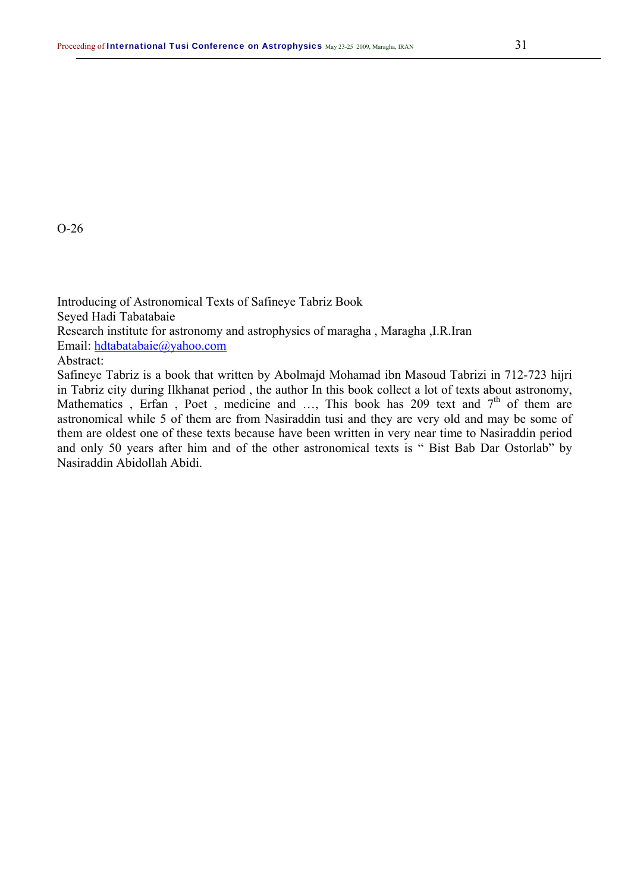O-26

Introducing of Astronomical Texts of Safineye Tabriz Book

Seyed Hadi Tabatabaie

Research institute for astronomy and astrophysics of maragha , Maragha ,I.R.Iran

Email: hdtabatabaie@yahoo.com

Abstract:

Safineye Tabriz is a book that written by Abolmajd Mohamad ibn Masoud Tabrizi in 712-723 hijri in Tabriz city during Ilkhanat period , the author In this book collect a lot of texts about astronomy, Mathematics , Erfan , Poet , medicine and …, This book has 209 text and 7th of them are astronomical while 5 of them are from Nasiraddin tusi and they are very old and may be some of them are oldest one of these texts because have been written in very near time to Nasiraddin period and only 50 years after him and of the other astronomical texts is " Bist Bab Dar Ostorlab" by Nasiraddin Abidollah Abidi.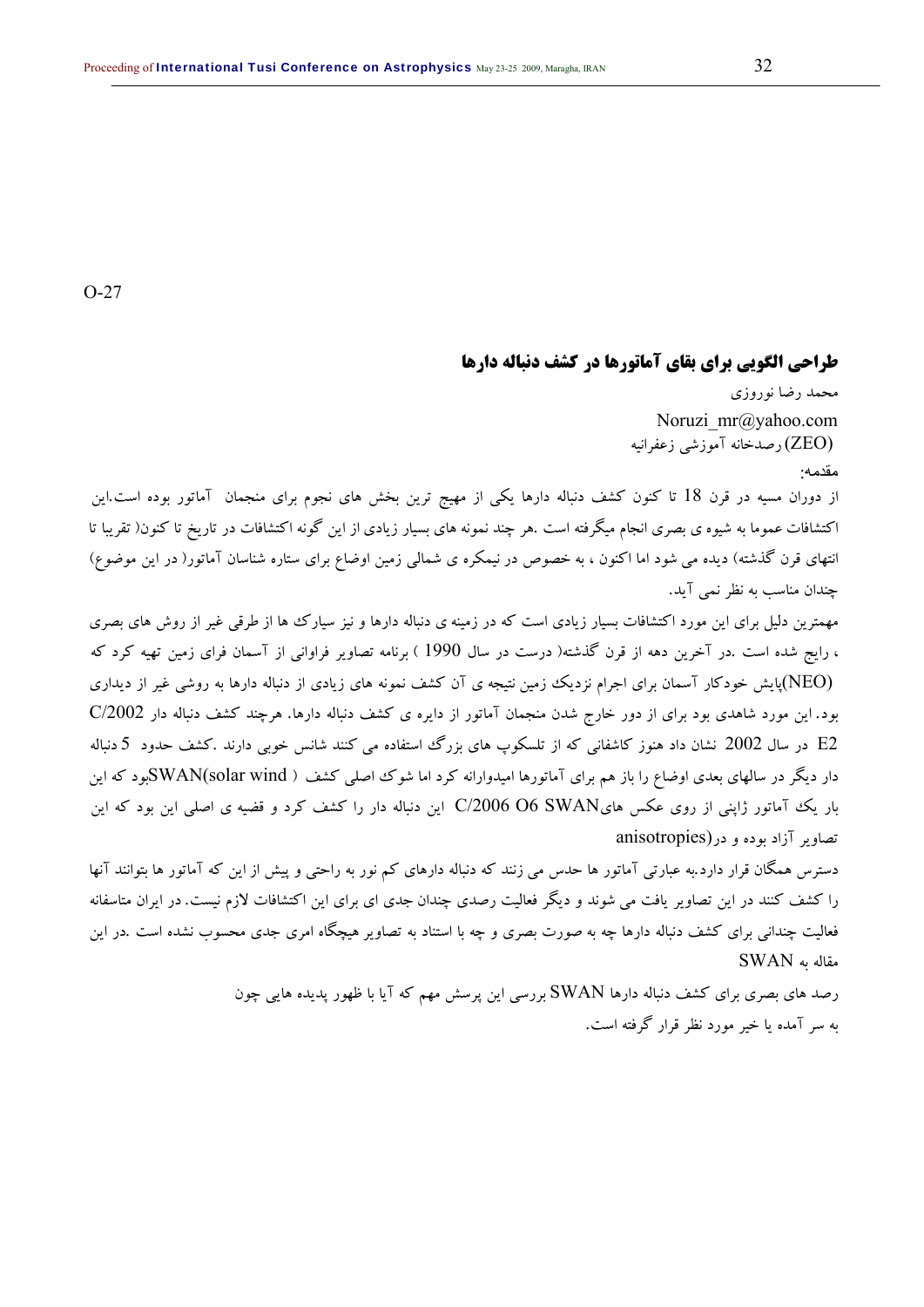O-27

## طراحی الگویی برای بقای آماتورها در کشف دنباله دارها

محمد رضا نوروزی

Noruzi_mr@yahoo.com

رصدخانه آموزشی زعفرانیه (ZEO)

مقدمه:

از دوران مسیه در قرن 18 تا کنون کشف دنباله دارها یکی از مهیج ترین بخش های نجوم برای منجمان آماتور بوده است.این اکتشافات عموما به شیوه ی بصری انجام میگرفته است .هر چند نمونه های بسیار زیادی از این گونه اکتشافات در تاریخ تا کنون( تقریبا تا انتهای قرن گذشته) دیده می شود اما اکنون ، به خصوص در نیمکره ی شمالی زمین اوضاع برای ستاره شناسان آماتور( در این موضوع) چندان مناسب به نظر نمی آید.

مهمترین دلیل برای این مورد اکتشافات بسیار زیادی است که در زمینه ی دنباله دارها و نیز سیارک ها از طرقی غیر از روش های بصری ، رایج شده است .در آخرین دهه از قرن گذشته( درست در سال 1990 ) برنامه تصاویر فراوانی از آسمان فرای زمین تهیه کرد که پایش خودکار آسمان برای اجرام نزدیک زمین (NEO)نتیجه ی آن کشف نمونه های زیادی از دنباله دارها به روشی غیر از دیداری بود. این مورد شاهدی بود برای از دور خارج شدن منجمان آماتور از دایره ی کشف دنباله دارها. هرچند کشف دنباله دار C/2002 E2 در سال 2002 نشان داد هنوز کاشفانی که از تلسکوپ های بزرگ استفاده می کنند شانس خوبی دارند .کشف حدود 5 دنباله دار دیگر در سالهای بعدی اوضاع را باز هم برای آماتورها امیدوارانه کرد اما شوک اصلی کشف ( SWAN(solar wind بود که این بار یک آماتور ژاپنی از روی عکس های C/2006 O6 SWAN این دنباله دار را کشف کرد و قضیه ی اصلی این بود که این تصاویر آزاد بوده و در(anisotropies)

دسترس همگان قرار دارد.به عبارتی آماتور ها حدس می زنند که دنباله دارهای کم نور به راحتی و پیش از این که آماتور ها بتوانند آنها را کشف کنند در این تصاویر یافت می شوند و دیگر فعالیت رصدی چندان جدی ای برای این اکتشافات لازم نیست. در ایران متاسفانه فعالیت چندانی برای کشف دنباله دارها چه به صورت بصری و چه با استناد به تصاویر هیچگاه امری جدی محسوب نشده است .در این مقاله به SWAN

رصد های بصری برای کشف دنباله دارها SWAN بررسی این پرسش مهم که آیا با ظهور پدیده هایی چون

به سر آمده یا خیر مورد نظر قرار گرفته است.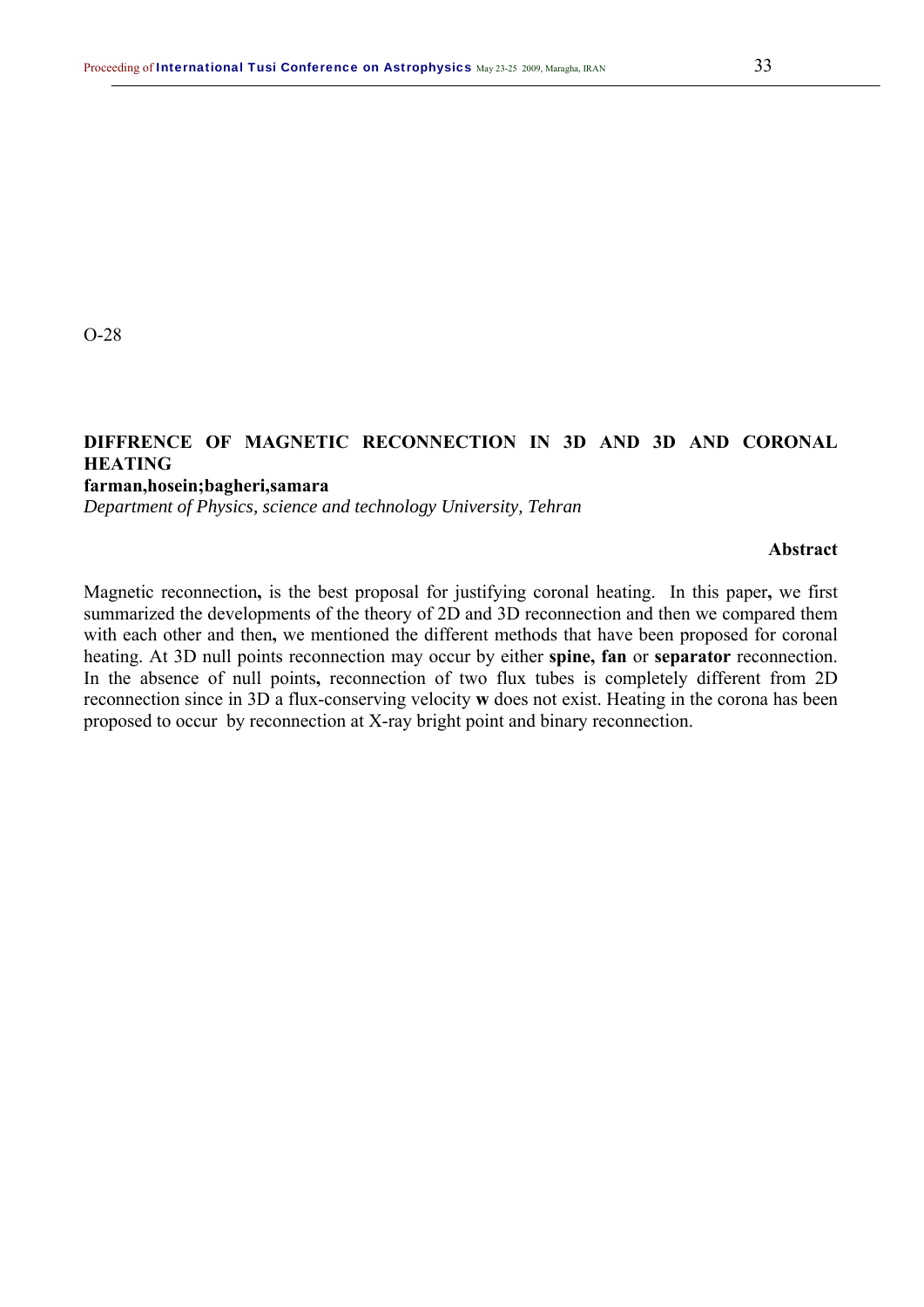O-28

# DIFFRENCE OF MAGNETIC RECONNECTION IN 3D AND 3D AND CORONAL HEATING

**farman,hosein;bagheri,samara**

*Department of Physics, science and technology University, Tehran*

**Abstract**

Magnetic reconnection**,** is the best proposal for justifying coronal heating. In this paper**,** we first summarized the developments of the theory of 2D and 3D reconnection and then we compared them with each other and then**,** we mentioned the different methods that have been proposed for coronal heating. At 3D null points reconnection may occur by either **spine, fan** or **separator** reconnection. In the absence of null points**,** reconnection of two flux tubes is completely different from 2D reconnection since in 3D a flux-conserving velocity **w** does not exist. Heating in the corona has been proposed to occur by reconnection at X-ray bright point and binary reconnection.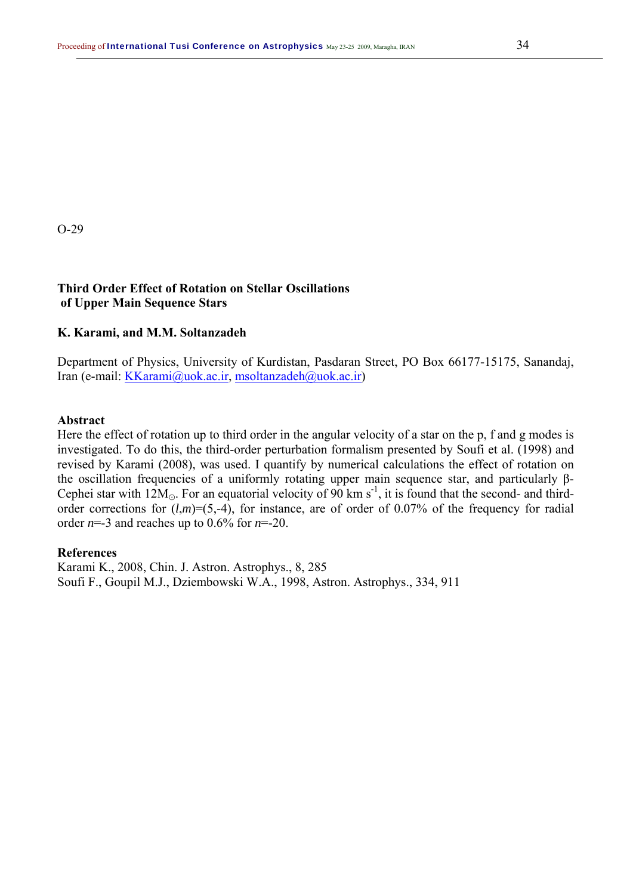O-29

# Third Order Effect of Rotation on Stellar Oscillations of Upper Main Sequence Stars

**K. Karami, and M.M. Soltanzadeh**

Department of Physics, University of Kurdistan, Pasdaran Street, PO Box 66177-15175, Sanandaj, Iran (e-mail: KKarami@uok.ac.ir, msoltanzadeh@uok.ac.ir)

## Abstract

Here the effect of rotation up to third order in the angular velocity of a star on the p, f and g modes is investigated. To do this, the third-order perturbation formalism presented by Soufi et al. (1998) and revised by Karami (2008), was used. I quantify by numerical calculations the effect of rotation on the oscillation frequencies of a uniformly rotating upper main sequence star, and particularly β-Cephei star with $12M_{\odot}$. For an equatorial velocity of 90 km $s^{-1}$, it is found that the second- and third-order corrections for $(l,m)=(5,-4)$, for instance, are of order of 0.07% of the frequency for radial order $n=-3$ and reaches up to 0.6% for $n=-20$.

## References

Karami K., 2008, Chin. J. Astron. Astrophys., 8, 285

Soufi F., Goupil M.J., Dziembowski W.A., 1998, Astron. Astrophys., 334, 911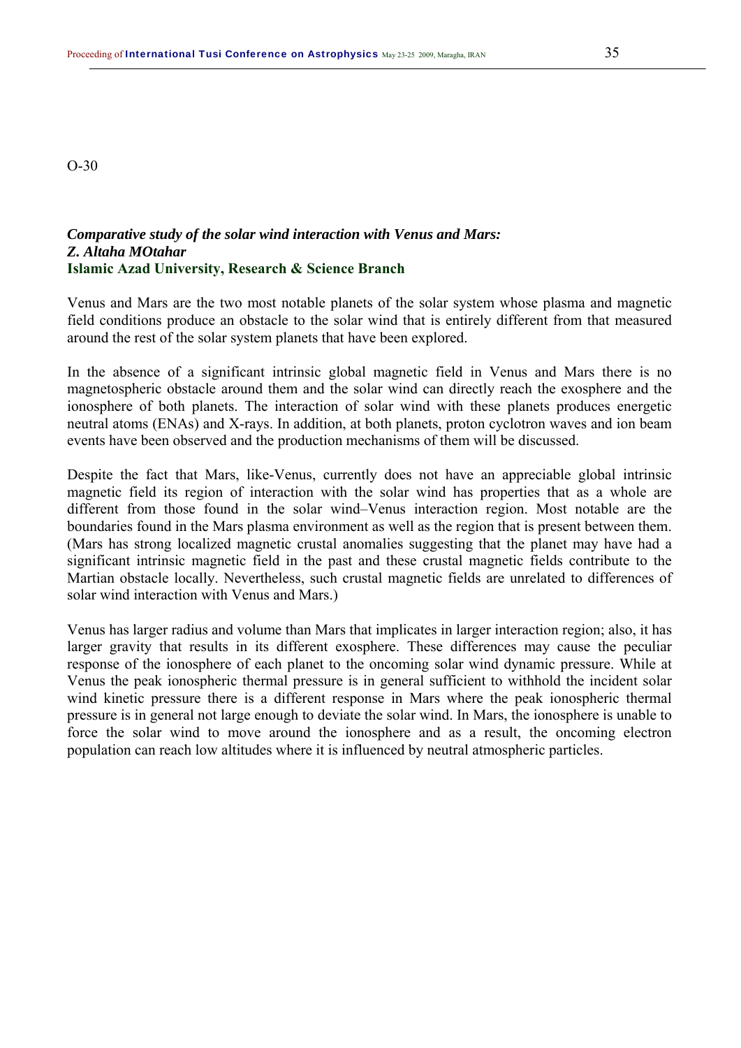O-30

***Comparative study of the solar wind interaction with Venus and Mars:***
***Z. Altaha MOtahar***
**Islamic Azad University, Research & Science Branch**

Venus and Mars are the two most notable planets of the solar system whose plasma and magnetic field conditions produce an obstacle to the solar wind that is entirely different from that measured around the rest of the solar system planets that have been explored.

In the absence of a significant intrinsic global magnetic field in Venus and Mars there is no magnetospheric obstacle around them and the solar wind can directly reach the exosphere and the ionosphere of both planets. The interaction of solar wind with these planets produces energetic neutral atoms (ENAs) and X-rays. In addition, at both planets, proton cyclotron waves and ion beam events have been observed and the production mechanisms of them will be discussed.

Despite the fact that Mars, like-Venus, currently does not have an appreciable global intrinsic magnetic field its region of interaction with the solar wind has properties that as a whole are different from those found in the solar wind–Venus interaction region. Most notable are the boundaries found in the Mars plasma environment as well as the region that is present between them. (Mars has strong localized magnetic crustal anomalies suggesting that the planet may have had a significant intrinsic magnetic field in the past and these crustal magnetic fields contribute to the Martian obstacle locally. Nevertheless, such crustal magnetic fields are unrelated to differences of solar wind interaction with Venus and Mars.)

Venus has larger radius and volume than Mars that implicates in larger interaction region; also, it has larger gravity that results in its different exosphere. These differences may cause the peculiar response of the ionosphere of each planet to the oncoming solar wind dynamic pressure. While at Venus the peak ionospheric thermal pressure is in general sufficient to withhold the incident solar wind kinetic pressure there is a different response in Mars where the peak ionospheric thermal pressure is in general not large enough to deviate the solar wind. In Mars, the ionosphere is unable to force the solar wind to move around the ionosphere and as a result, the oncoming electron population can reach low altitudes where it is influenced by neutral atmospheric particles.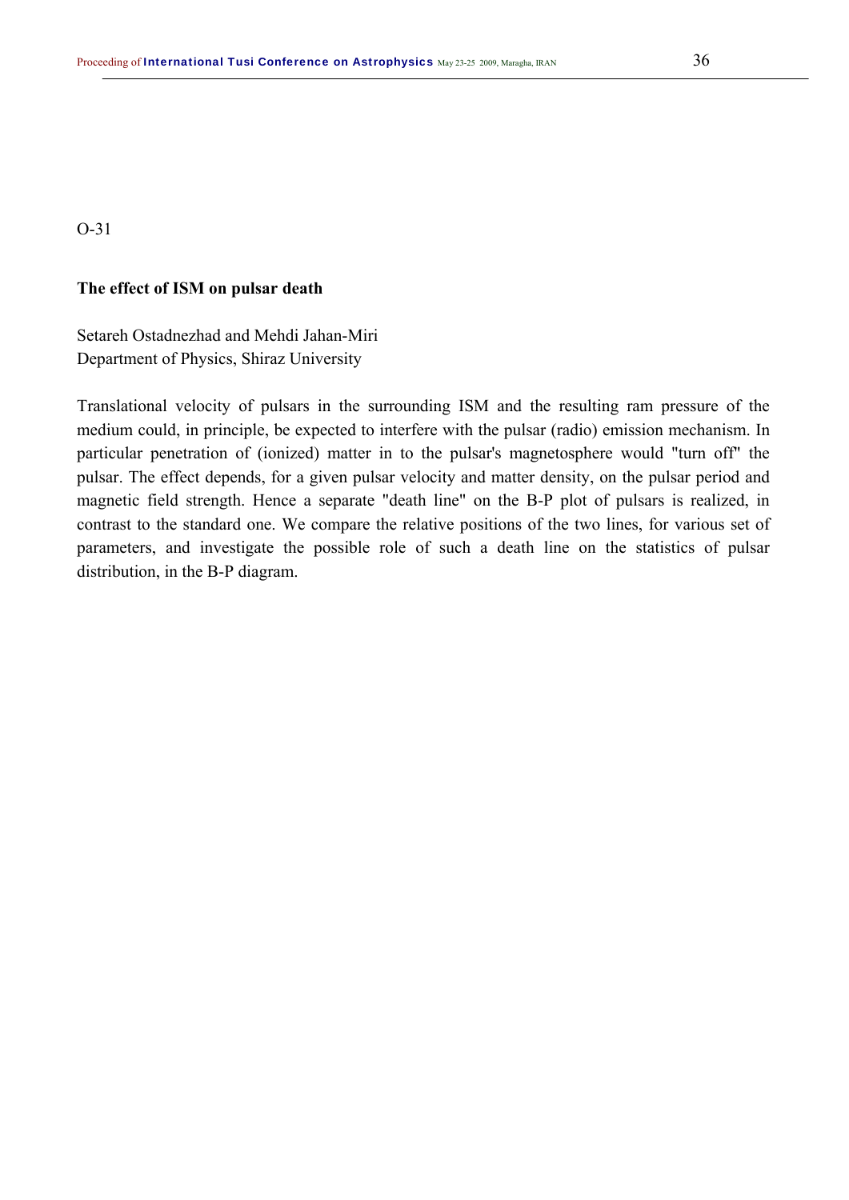O-31

**The effect of ISM on pulsar death**

Setareh Ostadnezhad and Mehdi Jahan-Miri
Department of Physics, Shiraz University

Translational velocity of pulsars in the surrounding ISM and the resulting ram pressure of the medium could, in principle, be expected to interfere with the pulsar (radio) emission mechanism. In particular penetration of (ionized) matter in to the pulsar's magnetosphere would "turn off" the pulsar. The effect depends, for a given pulsar velocity and matter density, on the pulsar period and magnetic field strength. Hence a separate "death line" on the B-P plot of pulsars is realized, in contrast to the standard one. We compare the relative positions of the two lines, for various set of parameters, and investigate the possible role of such a death line on the statistics of pulsar distribution, in the B-P diagram.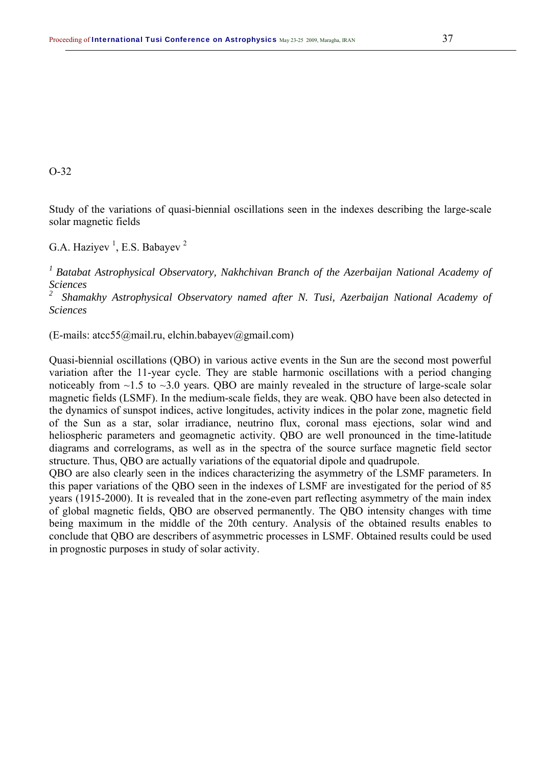O-32

## Study of the variations of quasi-biennial oscillations seen in the indexes describing the large-scale solar magnetic fields

G.A. Haziyev [1], E.S. Babayev [2]

[1] *Batabat Astrophysical Observatory, Nakhchivan Branch of the Azerbaijan National Academy of Sciences*
[2] *Shamakhy Astrophysical Observatory named after N. Tusi, Azerbaijan National Academy of Sciences*

(E-mails: atcc55@mail.ru, elchin.babayev@gmail.com)

Quasi-biennial oscillations (QBO) in various active events in the Sun are the second most powerful variation after the 11-year cycle. They are stable harmonic oscillations with a period changing noticeably from ~1.5 to ~3.0 years. QBO are mainly revealed in the structure of large-scale solar magnetic fields (LSMF). In the medium-scale fields, they are weak. QBO have been also detected in the dynamics of sunspot indices, active longitudes, activity indices in the polar zone, magnetic field of the Sun as a star, solar irradiance, neutrino flux, coronal mass ejections, solar wind and heliospheric parameters and geomagnetic activity. QBO are well pronounced in the time-latitude diagrams and correlograms, as well as in the spectra of the source surface magnetic field sector structure. Thus, QBO are actually variations of the equatorial dipole and quadrupole.
QBO are also clearly seen in the indices characterizing the asymmetry of the LSMF parameters. In this paper variations of the QBO seen in the indexes of LSMF are investigated for the period of 85 years (1915-2000). It is revealed that in the zone-even part reflecting asymmetry of the main index of global magnetic fields, QBO are observed permanently. The QBO intensity changes with time being maximum in the middle of the 20th century. Analysis of the obtained results enables to conclude that QBO are describers of asymmetric processes in LSMF. Obtained results could be used in prognostic purposes in study of solar activity.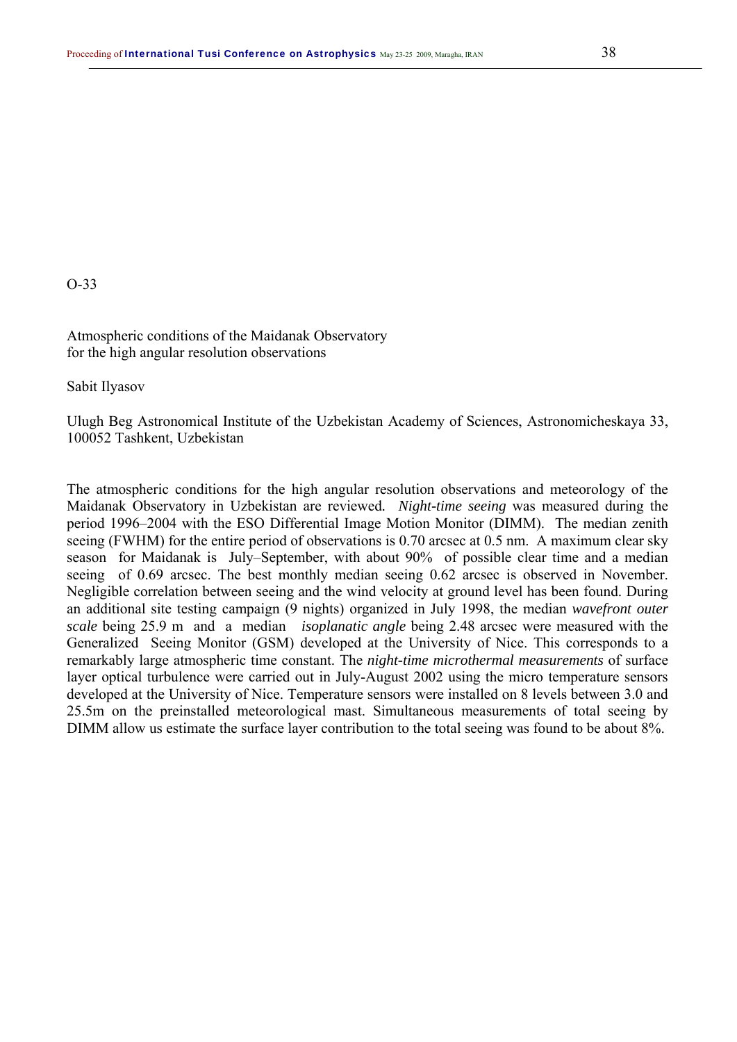O-33

## Atmospheric conditions of the Maidanak Observatory for the high angular resolution observations

Sabit Ilyasov

Ulugh Beg Astronomical Institute of the Uzbekistan Academy of Sciences, Astronomicheskaya 33, 100052 Tashkent, Uzbekistan

The atmospheric conditions for the high angular resolution observations and meteorology of the Maidanak Observatory in Uzbekistan are reviewed. *Night-time seeing* was measured during the period 1996–2004 with the ESO Differential Image Motion Monitor (DIMM). The median zenith seeing (FWHM) for the entire period of observations is 0.70 arcsec at 0.5 nm. A maximum clear sky season for Maidanak is July–September, with about 90% of possible clear time and a median seeing of 0.69 arcsec. The best monthly median seeing 0.62 arcsec is observed in November. Negligible correlation between seeing and the wind velocity at ground level has been found. During an additional site testing campaign (9 nights) organized in July 1998, the median *wavefront outer scale* being 25.9 m and a median *isoplanatic angle* being 2.48 arcsec were measured with the Generalized Seeing Monitor (GSM) developed at the University of Nice. This corresponds to a remarkably large atmospheric time constant. The *night-time microthermal measurements* of surface layer optical turbulence were carried out in July-August 2002 using the micro temperature sensors developed at the University of Nice. Temperature sensors were installed on 8 levels between 3.0 and 25.5m on the preinstalled meteorological mast. Simultaneous measurements of total seeing by DIMM allow us estimate the surface layer contribution to the total seeing was found to be about 8%.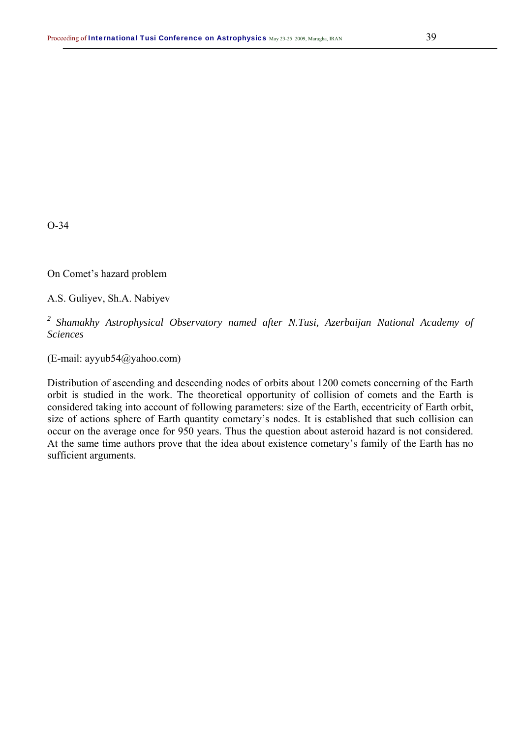O-34

## On Comet's hazard problem

A.S. Guliyev, Sh.A. Nabiyev

[2] *Shamakhy Astrophysical Observatory named after N.Tusi, Azerbaijan National Academy of Sciences*

(E-mail: ayyub54@yahoo.com)

Distribution of ascending and descending nodes of orbits about 1200 comets concerning of the Earth orbit is studied in the work. The theoretical opportunity of collision of comets and the Earth is considered taking into account of following parameters: size of the Earth, eccentricity of Earth orbit, size of actions sphere of Earth quantity cometary's nodes. It is established that such collision can occur on the average once for 950 years. Thus the question about asteroid hazard is not considered. At the same time authors prove that the idea about existence cometary's family of the Earth has no sufficient arguments.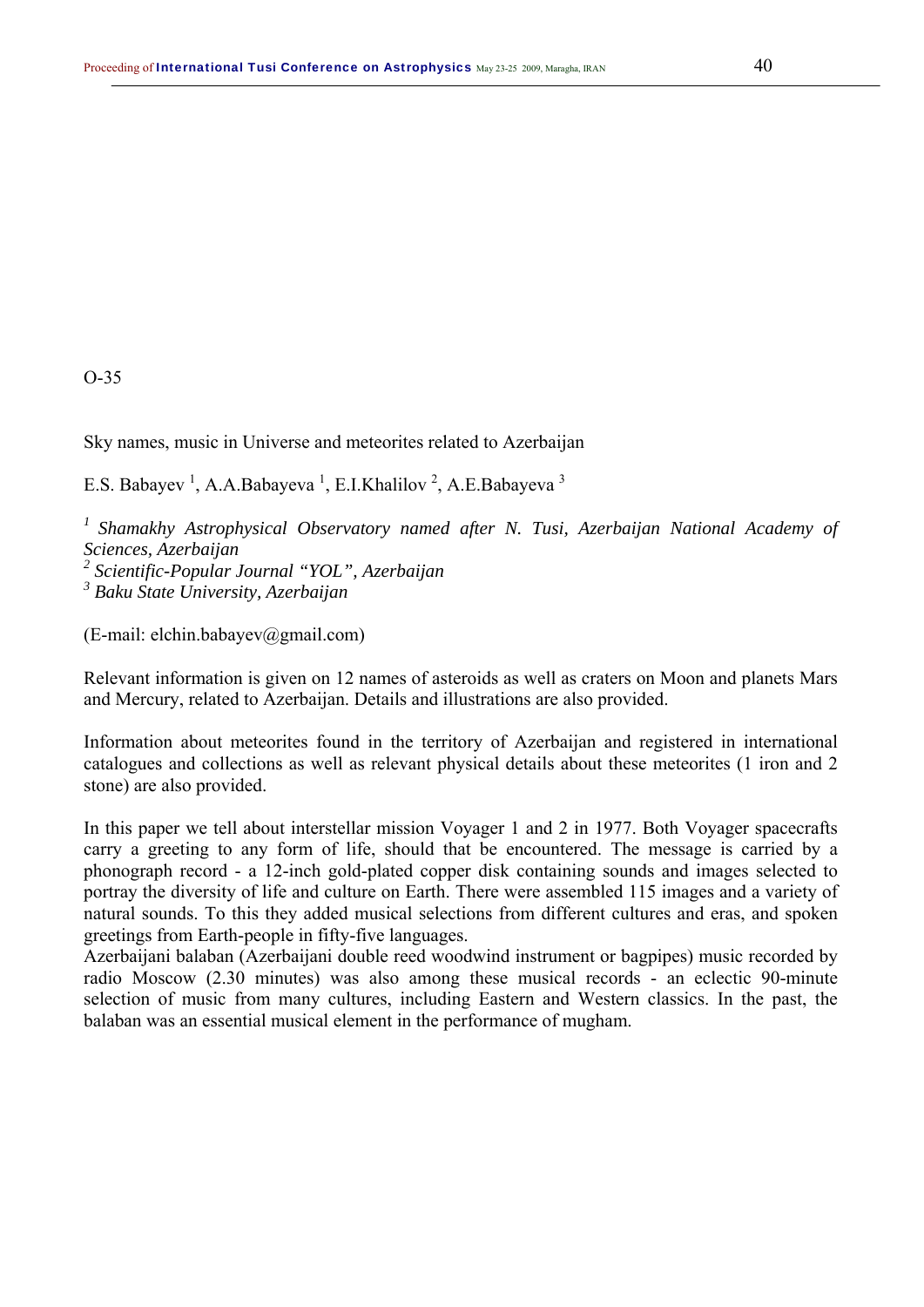O-35

# Sky names, music in Universe and meteorites related to Azerbaijan

E.S. Babayev [1], A.A.Babayeva [1], E.I.Khalilov [2], A.E.Babayeva [3]

*[1] Shamakhy Astrophysical Observatory named after N. Tusi, Azerbaijan National Academy of Sciences, Azerbaijan*
*[2] Scientific-Popular Journal "YOL", Azerbaijan*
*[3] Baku State University, Azerbaijan*

(E-mail: elchin.babayev@gmail.com)

Relevant information is given on 12 names of asteroids as well as craters on Moon and planets Mars and Mercury, related to Azerbaijan. Details and illustrations are also provided.

Information about meteorites found in the territory of Azerbaijan and registered in international catalogues and collections as well as relevant physical details about these meteorites (1 iron and 2 stone) are also provided.

In this paper we tell about interstellar mission Voyager 1 and 2 in 1977. Both Voyager spacecrafts carry a greeting to any form of life, should that be encountered. The message is carried by a phonograph record - a 12-inch gold-plated copper disk containing sounds and images selected to portray the diversity of life and culture on Earth. There were assembled 115 images and a variety of natural sounds. To this they added musical selections from different cultures and eras, and spoken greetings from Earth-people in fifty-five languages.
Azerbaijani balaban (Azerbaijani double reed woodwind instrument or bagpipes) music recorded by radio Moscow (2.30 minutes) was also among these musical records - an eclectic 90-minute selection of music from many cultures, including Eastern and Western classics. In the past, the balaban was an essential musical element in the performance of mugham.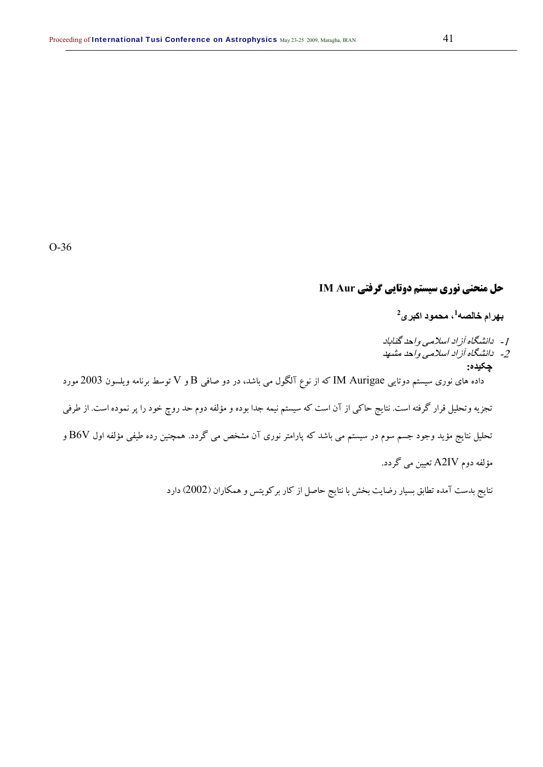O-36

## حل منحنی نوری سیستم دوتایی گرفتی IM Aur

**بهرام خالصه[1]، محمود اکبری[2]**

1- *دانشگاه آزاد اسلامی واحد گناباد*
2- *دانشگاه آزاد اسلامی واحد مشهد*

**چکیده:**

داده های نوری سیستم دوتایی IM Aurigae که از نوع آلگول می باشد، در دو صافی B و V توسط برنامه ویلسون 2003 مورد تجزیه وتحلیل قرار گرفته است. نتایج حاکی از آن است که سیستم نیمه جدا بوده و مؤلفه دوم حد روچ خود را پر نموده است. از طرفی تحلیل نتایج مؤید وجود جسم سوم در سیستم می باشد که پارامتر نوری آن مشخص می گردد. همچنین رده طیفی مؤلفه اول B6V و مؤلفه دوم A2IV تعیین می گردد.

نتایج بدست آمده تطابق بسیار رضایت بخش با نتایج حاصل از کار برکویتس و همکاران (2002) دارد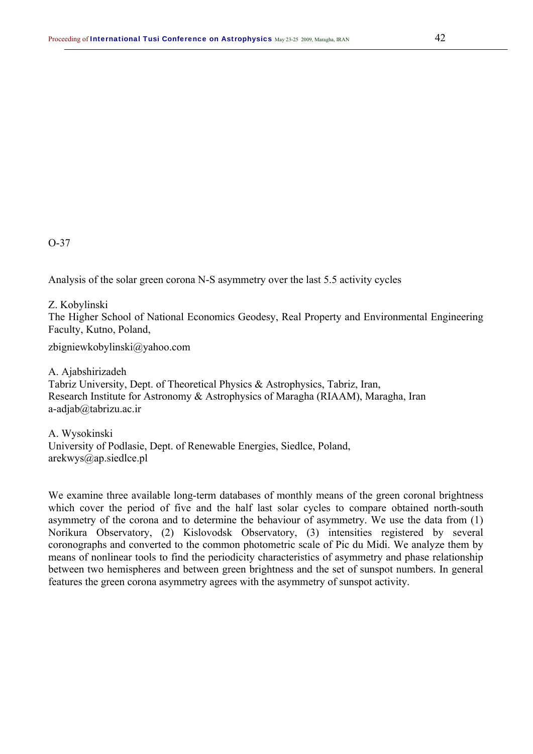O-37

## Analysis of the solar green corona N-S asymmetry over the last 5.5 activity cycles

Z. Kobylinski
The Higher School of National Economics Geodesy, Real Property and Environmental Engineering Faculty, Kutno, Poland,

zbigniewkobylinski@yahoo.com

A. Ajabshirizadeh
Tabriz University, Dept. of Theoretical Physics & Astrophysics, Tabriz, Iran,
Research Institute for Astronomy & Astrophysics of Maragha (RIAAM), Maragha, Iran
a-adjab@tabrizu.ac.ir

A. Wysokinski
University of Podlasie, Dept. of Renewable Energies, Siedlce, Poland,
arekwys@ap.siedlce.pl

We examine three available long-term databases of monthly means of the green coronal brightness which cover the period of five and the half last solar cycles to compare obtained north-south asymmetry of the corona and to determine the behaviour of asymmetry. We use the data from (1) Norikura Observatory, (2) Kislovodsk Observatory, (3) intensities registered by several coronographs and converted to the common photometric scale of Pic du Midi. We analyze them by means of nonlinear tools to find the periodicity characteristics of asymmetry and phase relationship between two hemispheres and between green brightness and the set of sunspot numbers. In general features the green corona asymmetry agrees with the asymmetry of sunspot activity.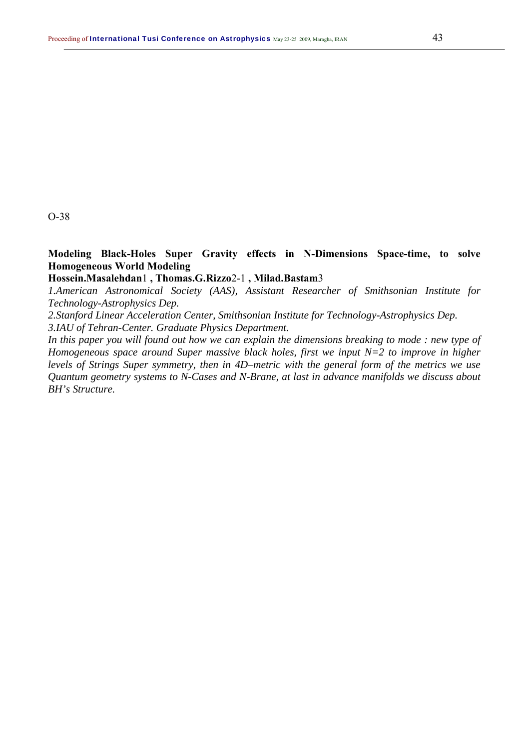O-38

**Modeling Black-Holes Super Gravity effects in N-Dimensions Space-time, to solve Homogeneous World Modeling**

**Hossein.Masalehdan**[1] **, Thomas.G.Rizzo**[2-1] **, Milad.Bastam**[3]

*1.American Astronomical Society (AAS), Assistant Researcher of Smithsonian Institute for Technology-Astrophysics Dep.*

*2.Stanford Linear Acceleration Center, Smithsonian Institute for Technology-Astrophysics Dep.*

*3.IAU of Tehran-Center. Graduate Physics Department.*

*In this paper you will found out how we can explain the dimensions breaking to mode : new type of Homogeneous space around Super massive black holes, first we input N=2 to improve in higher levels of Strings Super symmetry, then in 4D–metric with the general form of the metrics we use Quantum geometry systems to N-Cases and N-Brane, at last in advance manifolds we discuss about BH's Structure.*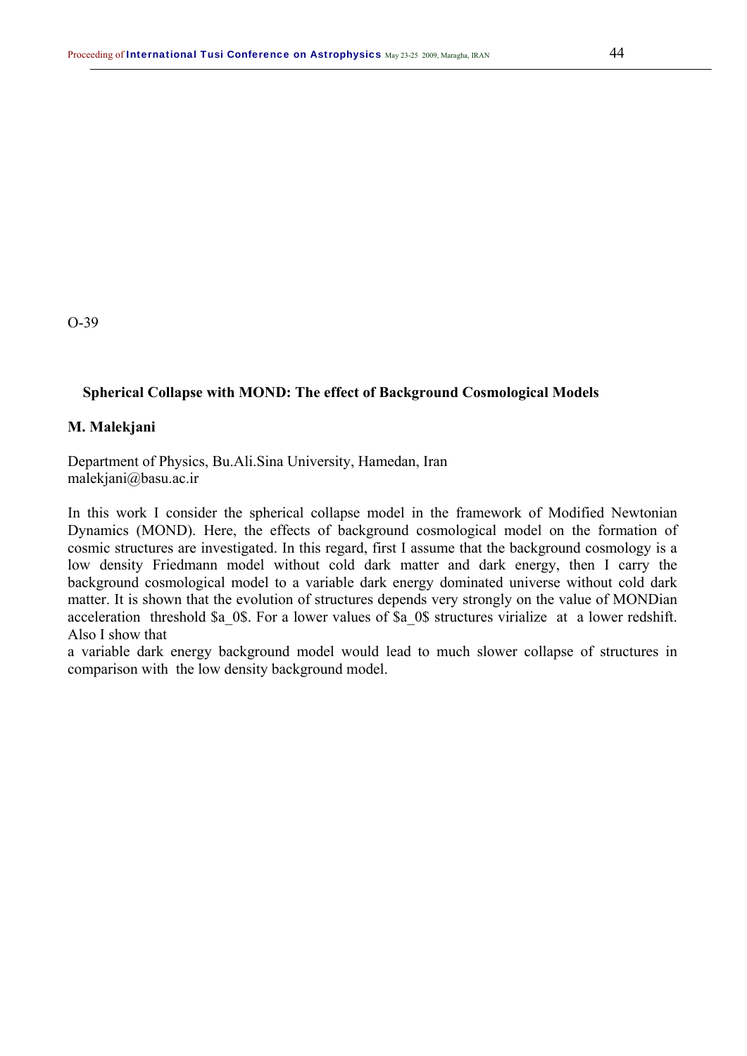O-39

## Spherical Collapse with MOND: The effect of Background Cosmological Models

**M. Malekjani**

Department of Physics, Bu.Ali.Sina University, Hamedan, Iran
malekjani@basu.ac.ir

In this work I consider the spherical collapse model in the framework of Modified Newtonian Dynamics (MOND). Here, the effects of background cosmological model on the formation of cosmic structures are investigated. In this regard, first I assume that the background cosmology is a low density Friedmann model without cold dark matter and dark energy, then I carry the background cosmological model to a variable dark energy dominated universe without cold dark matter. It is shown that the evolution of structures depends very strongly on the value of MONDian acceleration threshold $a_0$. For a lower values of $a_0$ structures virialize at a lower redshift. Also I show that
a variable dark energy background model would lead to much slower collapse of structures in comparison with the low density background model.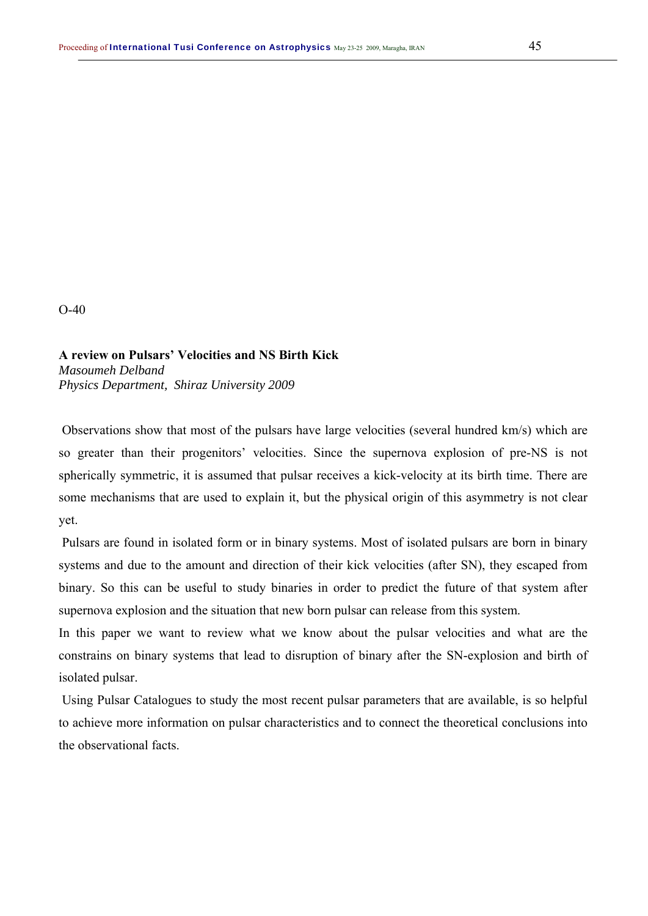O-40

**A review on Pulsars' Velocities and NS Birth Kick**
*Masoumeh Delband*
*Physics Department, Shiraz University 2009*

Observations show that most of the pulsars have large velocities (several hundred km/s) which are so greater than their progenitors' velocities. Since the supernova explosion of pre-NS is not spherically symmetric, it is assumed that pulsar receives a kick-velocity at its birth time. There are some mechanisms that are used to explain it, but the physical origin of this asymmetry is not clear yet.

Pulsars are found in isolated form or in binary systems. Most of isolated pulsars are born in binary systems and due to the amount and direction of their kick velocities (after SN), they escaped from binary. So this can be useful to study binaries in order to predict the future of that system after supernova explosion and the situation that new born pulsar can release from this system.

In this paper we want to review what we know about the pulsar velocities and what are the constrains on binary systems that lead to disruption of binary after the SN-explosion and birth of isolated pulsar.

Using Pulsar Catalogues to study the most recent pulsar parameters that are available, is so helpful to achieve more information on pulsar characteristics and to connect the theoretical conclusions into the observational facts.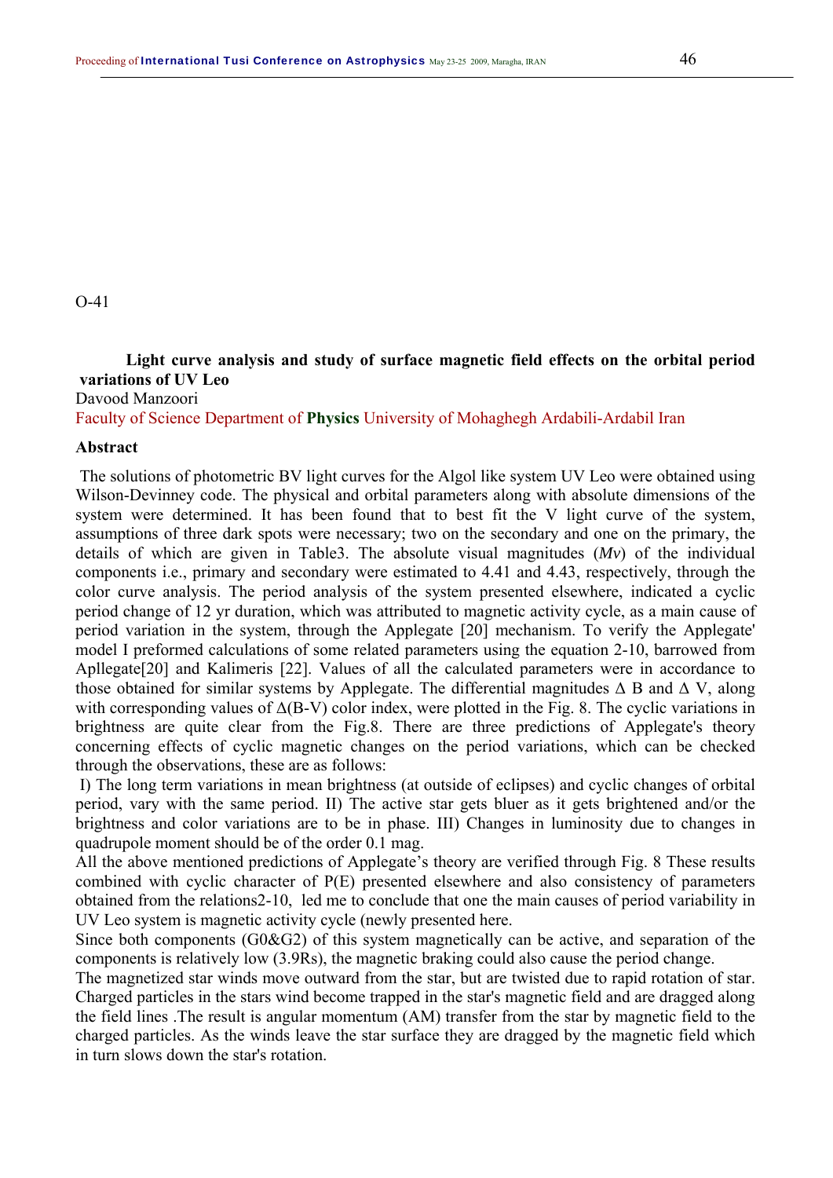O-41

**Light curve analysis and study of surface magnetic field effects on the orbital period variations of UV Leo**

Davood Manzoori

Faculty of Science Department of **Physics** University of Mohaghegh Ardabili-Ardabil Iran

**Abstract**

The solutions of photometric BV light curves for the Algol like system UV Leo were obtained using Wilson-Devinney code. The physical and orbital parameters along with absolute dimensions of the system were determined. It has been found that to best fit the V light curve of the system, assumptions of three dark spots were necessary; two on the secondary and one on the primary, the details of which are given in Table3. The absolute visual magnitudes ($Mv$) of the individual components i.e., primary and secondary were estimated to 4.41 and 4.43, respectively, through the color curve analysis. The period analysis of the system presented elsewhere, indicated a cyclic period change of 12 yr duration, which was attributed to magnetic activity cycle, as a main cause of period variation in the system, through the Applegate [20] mechanism. To verify the Applegate' model I preformed calculations of some related parameters using the equation 2-10, barrowed from Apllegate[20] and Kalimeris [22]. Values of all the calculated parameters were in accordance to those obtained for similar systems by Applegate. The differential magnitudes $\Delta$ B and $\Delta$ V, along with corresponding values of $\Delta$(B-V) color index, were plotted in the Fig. 8. The cyclic variations in brightness are quite clear from the Fig.8. There are three predictions of Applegate's theory concerning effects of cyclic magnetic changes on the period variations, which can be checked through the observations, these are as follows:

I) The long term variations in mean brightness (at outside of eclipses) and cyclic changes of orbital period, vary with the same period. II) The active star gets bluer as it gets brightened and/or the brightness and color variations are to be in phase. III) Changes in luminosity due to changes in quadrupole moment should be of the order 0.1 mag.

All the above mentioned predictions of Applegate's theory are verified through Fig. 8 These results combined with cyclic character of P(E) presented elsewhere and also consistency of parameters obtained from the relations2-10, led me to conclude that one the main causes of period variability in UV Leo system is magnetic activity cycle (newly presented here.

Since both components (G0&G2) of this system magnetically can be active, and separation of the components is relatively low (3.9Rs), the magnetic braking could also cause the period change.

The magnetized star winds move outward from the star, but are twisted due to rapid rotation of star. Charged particles in the stars wind become trapped in the star's magnetic field and are dragged along the field lines .The result is angular momentum (AM) transfer from the star by magnetic field to the charged particles. As the winds leave the star surface they are dragged by the magnetic field which in turn slows down the star's rotation.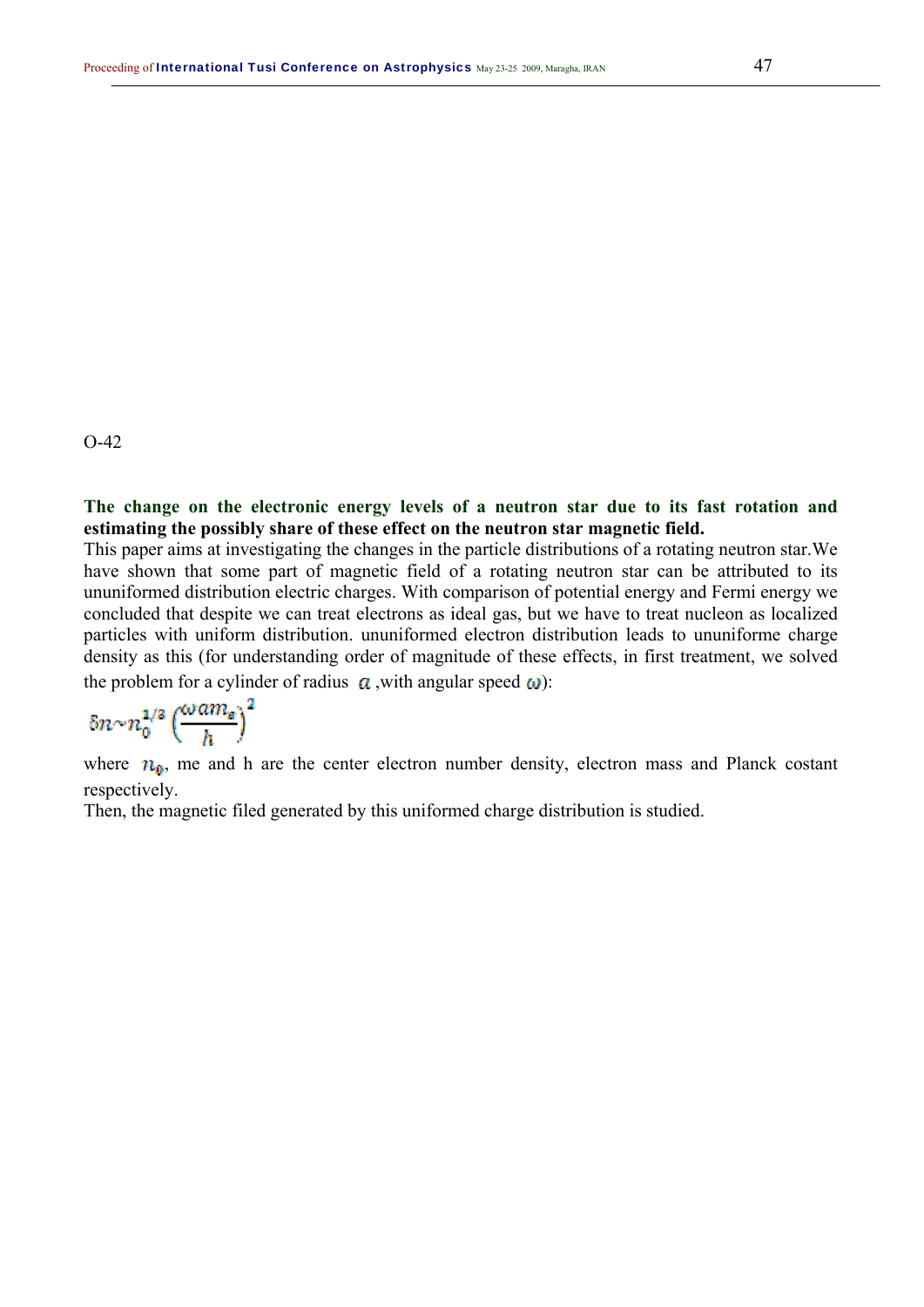O-42

## The change on the electronic energy levels of a neutron star due to its fast rotation and estimating the possibly share of these effect on the neutron star magnetic field.

This paper aims at investigating the changes in the particle distributions of a rotating neutron star.We have shown that some part of magnetic field of a rotating neutron star can be attributed to its ununiformed distribution electric charges. With comparison of potential energy and Fermi energy we concluded that despite we can treat electrons as ideal gas, but we have to treat nucleon as localized particles with uniform distribution. ununiformed electron distribution leads to ununiforme charge density as this (for understanding order of magnitude of these effects, in first treatment, we solved the problem for a cylinder of radius $a$ ,with angular speed $\omega$):

$$\delta n \sim n_0^{1/3} \left(\frac{\omega a m_e}{h}\right)^2$$

where $n_0$, me and h are the center electron number density, electron mass and Planck costant respectively.

Then, the magnetic filed generated by this uniformed charge distribution is studied.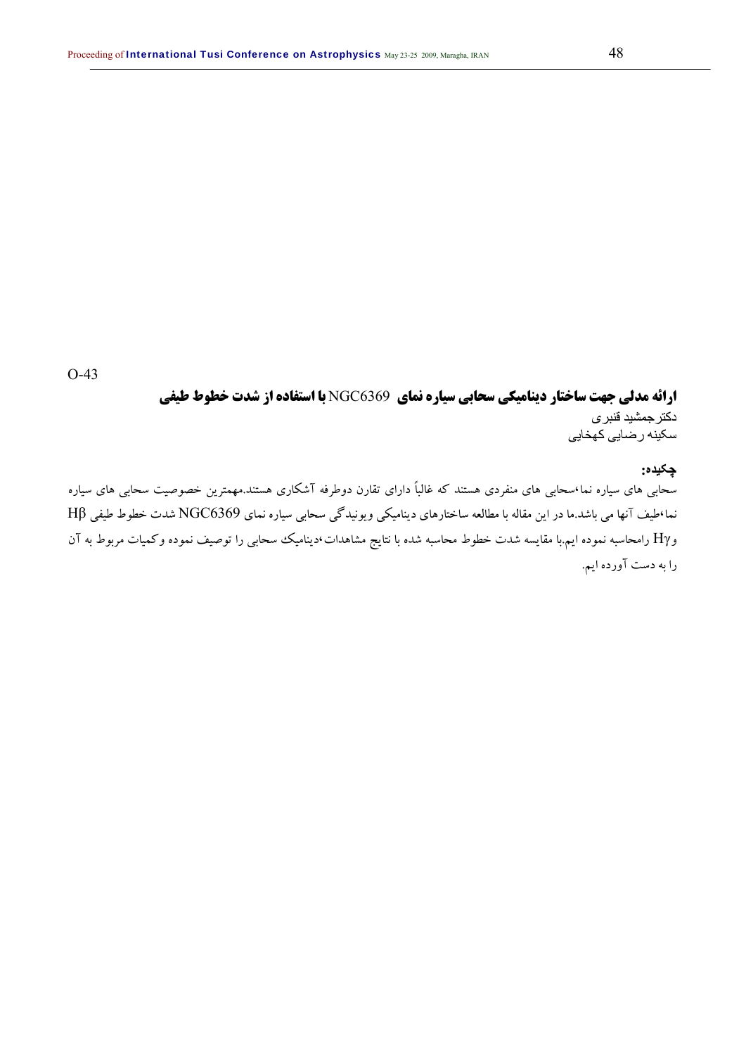O-43

## ارائه مدلی جهت ساختار دینامیکی سحابی سیاره نمای NGC6369 با استفاده از شدت خطوط طیفی

دکترجمشید قنبری

سکینه رضایی کهخایی

**چکیده:**

سحابی های سیاره نما،سحابی های منفردی هستند که غالباً دارای تقارن دوطرفه آشکاری هستند.مهمترین خصوصیت سحابی های سیاره نما،طیف آنها می باشد.ما در این مقاله با مطالعه ساختارهای دینامیکی ویونیدگی سحابی سیاره نمای NGC6369 شدت خطوط طیفی Hβ وHγ رامحاسبه نموده ایم.با مقایسه شدت خطوط محاسبه شده با نتایج مشاهدات،دینامیک سحابی را توصیف نموده وکمیات مربوط به آن را به دست آورده ایم.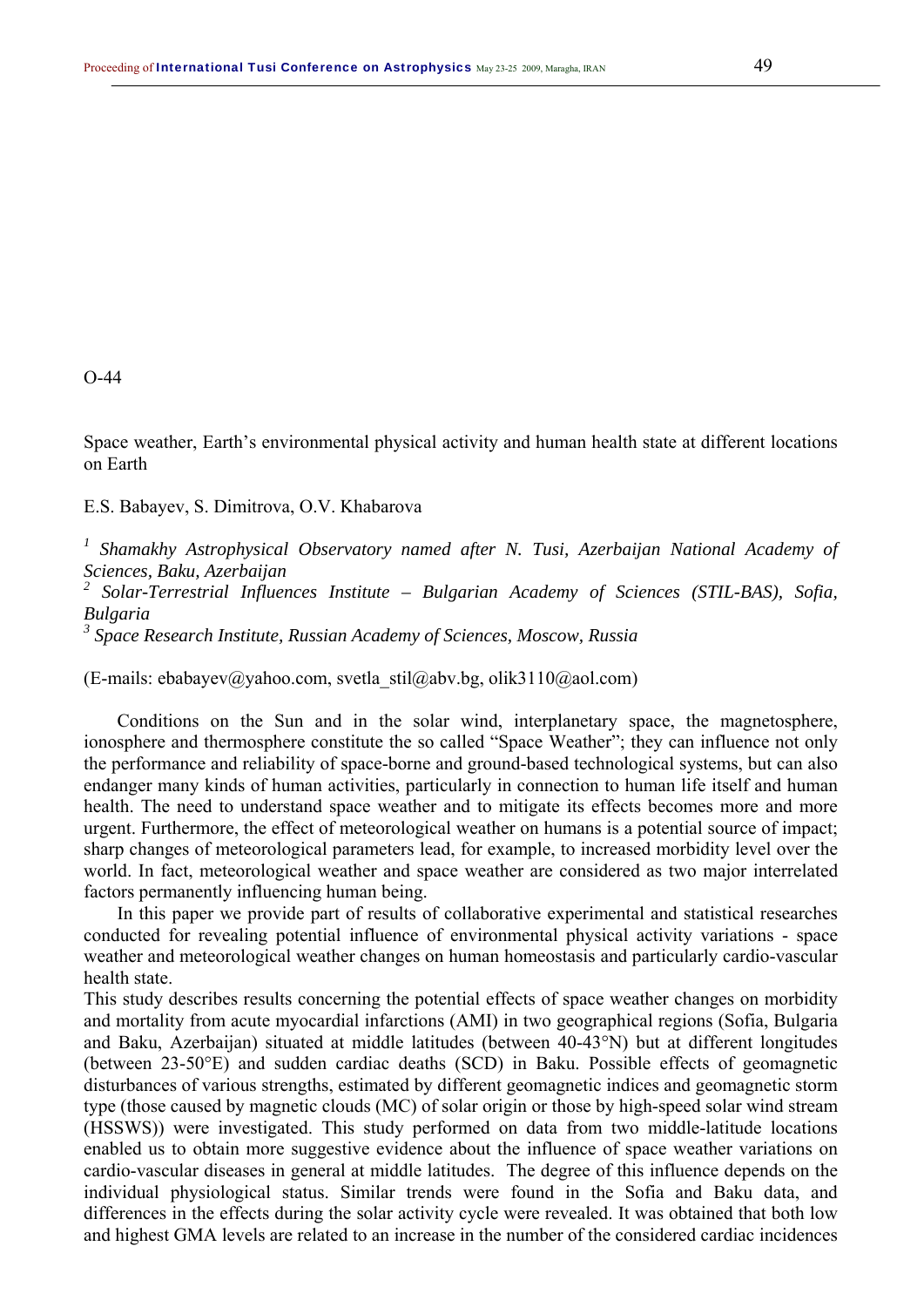O-44

Space weather, Earth's environmental physical activity and human health state at different locations on Earth

E.S. Babayev, S. Dimitrova, O.V. Khabarova

*[1] Shamakhy Astrophysical Observatory named after N. Tusi, Azerbaijan National Academy of Sciences, Baku, Azerbaijan*
*[2] Solar-Terrestrial Influences Institute – Bulgarian Academy of Sciences (STIL-BAS), Sofia, Bulgaria*
*[3] Space Research Institute, Russian Academy of Sciences, Moscow, Russia*

(E-mails: ebabayev@yahoo.com, svetla_stil@abv.bg, olik3110@aol.com)

Conditions on the Sun and in the solar wind, interplanetary space, the magnetosphere, ionosphere and thermosphere constitute the so called "Space Weather"; they can influence not only the performance and reliability of space-borne and ground-based technological systems, but can also endanger many kinds of human activities, particularly in connection to human life itself and human health. The need to understand space weather and to mitigate its effects becomes more and more urgent. Furthermore, the effect of meteorological weather on humans is a potential source of impact; sharp changes of meteorological parameters lead, for example, to increased morbidity level over the world. In fact, meteorological weather and space weather are considered as two major interrelated factors permanently influencing human being.

In this paper we provide part of results of collaborative experimental and statistical researches conducted for revealing potential influence of environmental physical activity variations - space weather and meteorological weather changes on human homeostasis and particularly cardio-vascular health state.

This study describes results concerning the potential effects of space weather changes on morbidity and mortality from acute myocardial infarctions (AMI) in two geographical regions (Sofia, Bulgaria and Baku, Azerbaijan) situated at middle latitudes (between 40-43°N) but at different longitudes (between 23-50°E) and sudden cardiac deaths (SCD) in Baku. Possible effects of geomagnetic disturbances of various strengths, estimated by different geomagnetic indices and geomagnetic storm type (those caused by magnetic clouds (MC) of solar origin or those by high-speed solar wind stream (HSSWS)) were investigated. This study performed on data from two middle-latitude locations enabled us to obtain more suggestive evidence about the influence of space weather variations on cardio-vascular diseases in general at middle latitudes. The degree of this influence depends on the individual physiological status. Similar trends were found in the Sofia and Baku data, and differences in the effects during the solar activity cycle were revealed. It was obtained that both low and highest GMA levels are related to an increase in the number of the considered cardiac incidences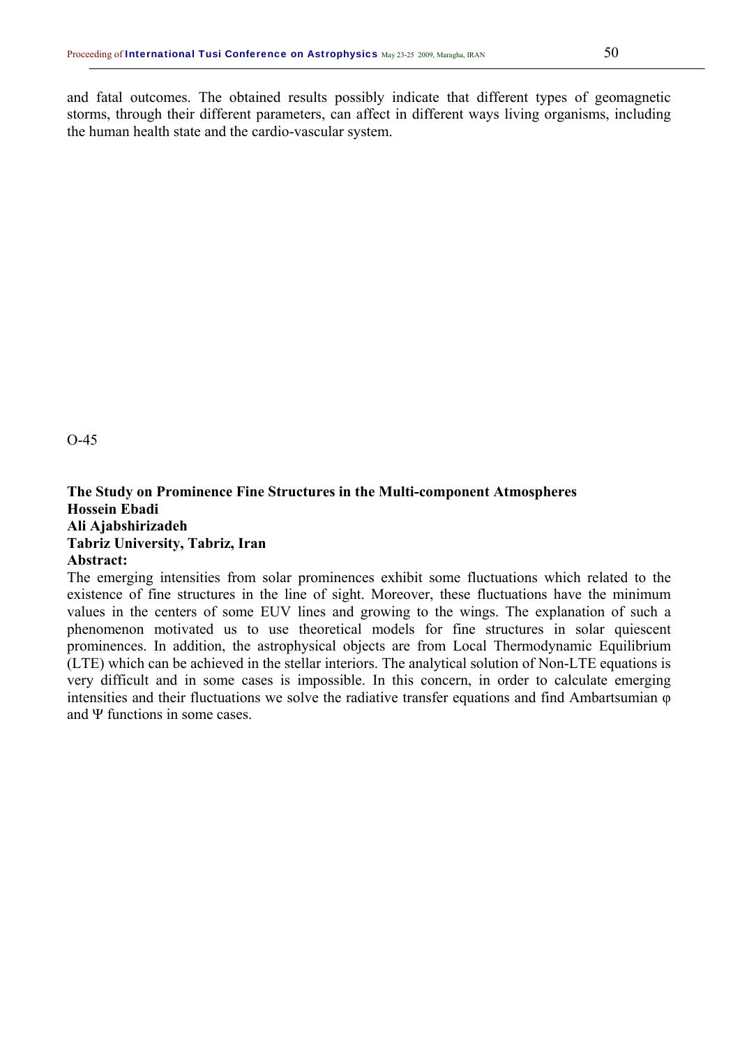and fatal outcomes. The obtained results possibly indicate that different types of geomagnetic storms, through their different parameters, can affect in different ways living organisms, including the human health state and the cardio-vascular system.

O-45

**The Study on Prominence Fine Structures in the Multi-component Atmospheres**
**Hossein Ebadi**
**Ali Ajabshirizadeh**
**Tabriz University, Tabriz, Iran**
**Abstract:**

The emerging intensities from solar prominences exhibit some fluctuations which related to the existence of fine structures in the line of sight. Moreover, these fluctuations have the minimum values in the centers of some EUV lines and growing to the wings. The explanation of such a phenomenon motivated us to use theoretical models for fine structures in solar quiescent prominences. In addition, the astrophysical objects are from Local Thermodynamic Equilibrium (LTE) which can be achieved in the stellar interiors. The analytical solution of Non-LTE equations is very difficult and in some cases is impossible. In this concern, in order to calculate emerging intensities and their fluctuations we solve the radiative transfer equations and find Ambartsumian $\varphi$ and $\Psi$ functions in some cases.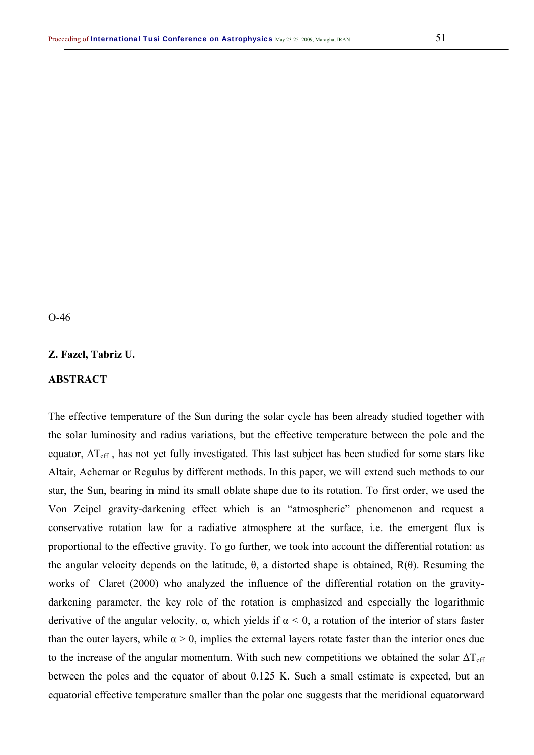O-46

**Z. Fazel, Tabriz U.**

**ABSTRACT**

The effective temperature of the Sun during the solar cycle has been already studied together with the solar luminosity and radius variations, but the effective temperature between the pole and the equator, $\Delta T_{eff}$ , has not yet fully investigated. This last subject has been studied for some stars like Altair, Achernar or Regulus by different methods. In this paper, we will extend such methods to our star, the Sun, bearing in mind its small oblate shape due to its rotation. To first order, we used the Von Zeipel gravity-darkening effect which is an "atmospheric" phenomenon and request a conservative rotation law for a radiative atmosphere at the surface, i.e. the emergent flux is proportional to the effective gravity. To go further, we took into account the differential rotation: as the angular velocity depends on the latitude, $\theta$, a distorted shape is obtained, $R(\theta)$. Resuming the works of Claret (2000) who analyzed the influence of the differential rotation on the gravity-darkening parameter, the key role of the rotation is emphasized and especially the logarithmic derivative of the angular velocity, $\alpha$, which yields if $\alpha < 0$, a rotation of the interior of stars faster than the outer layers, while $\alpha > 0$, implies the external layers rotate faster than the interior ones due to the increase of the angular momentum. With such new competitions we obtained the solar $\Delta T_{eff}$ between the poles and the equator of about 0.125 K. Such a small estimate is expected, but an equatorial effective temperature smaller than the polar one suggests that the meridional equatorward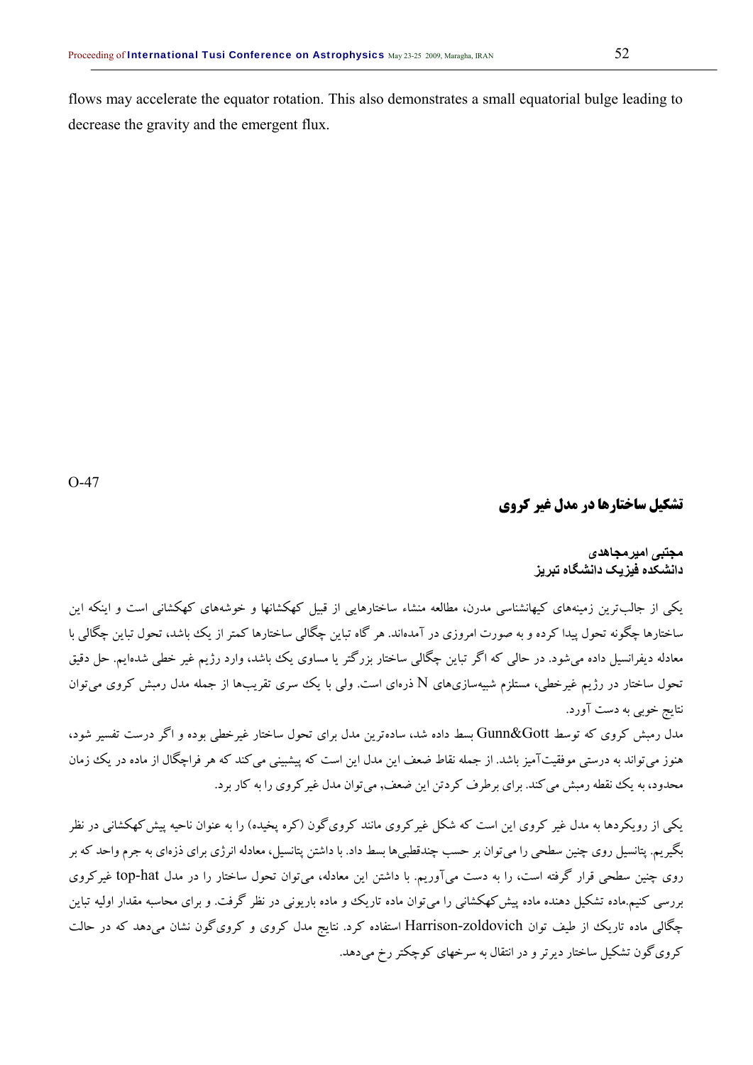flows may accelerate the equator rotation. This also demonstrates a small equatorial bulge leading to decrease the gravity and the emergent flux.

O-47

## تشکیل ساختارها در مدل غیر کروی

**مجتبی امیرمجاهدی**
**دانشکده فیزیک دانشگاه تبریز**

یکی از جالب‌ترین زمینه‌های کیهانشناسی مدرن، مطالعه منشاء ساختارهایی از قبیل کهکشانها و خوشه‌های کهکشانی است و اینکه این ساختارها چگونه تحول پیدا کرده و به صورت امروزی در آمده‌اند. هر گاه تباین چگالی ساختارها کمتر از یک باشد، تحول تباین چگالی با معادله دیفرانسیل داده می‌شود. در حالی که اگر تباین چگالی ساختار بزرگتر یا مساوی یک باشد، وارد رژیم غیر خطی شده‌ایم. حل دقیق تحول ساختار در رژیم غیرخطی، مستلزم شبیه‌سازی‌های N ذره‌ای است. ولی با یک سری تقریب‌ها از جمله مدل رمبش کروی می‌توان نتایج خوبی به دست آورد.

مدل رمبش کروی که توسط Gunn&Gott بسط داده شد، ساده‌ترین مدل برای تحول ساختار غیرخطی بوده و اگر درست تفسیر شود، هنوز می‌تواند به درستی موفقیت‌آمیز باشد. از جمله نقاط ضعف این مدل این است که پیشبینی می‌کند که هر فراچگال از ماده در یک زمان محدود، به یک نقطه رمبش می‌کند. برای برطرف کردن این ضعف, می‌توان مدل غیرکروی را به کار برد.

یکی از رویکردها به مدل غیر کروی این است که شکل غیرکروی مانند کروی‌گون (کره پخیده) را به عنوان ناحیه پیش‌کهکشانی در نظر بگیریم. پتانسیل روی چنین سطحی را می‌توان بر حسب چندقطبی‌ها بسط داد. با داشتن پتانسیل، معادله انرژی برای ذره‌ای به جرم واحد که بر روی چنین سطحی قرار گرفته است، را به دست می‌آوریم. با داشتن این معادله، می‌توان تحول ساختار را در مدل top-hat غیرکروی بررسی کنیم.ماده تشکیل دهنده ماده پیش‌کهکشانی را می‌توان ماده تاریک و ماده باریونی در نظر گرفت. و برای محاسبه مقدار اولیه تباین چگالی ماده تاریک از طیف توان Harrison-zoldovich استفاده کرد. نتایج مدل کروی و کروی‌گون نشان می‌دهد که در حالت کروی‌گون تشکیل ساختار دیرتر و در انتقال به سرخهای کوچکتر رخ می‌دهد.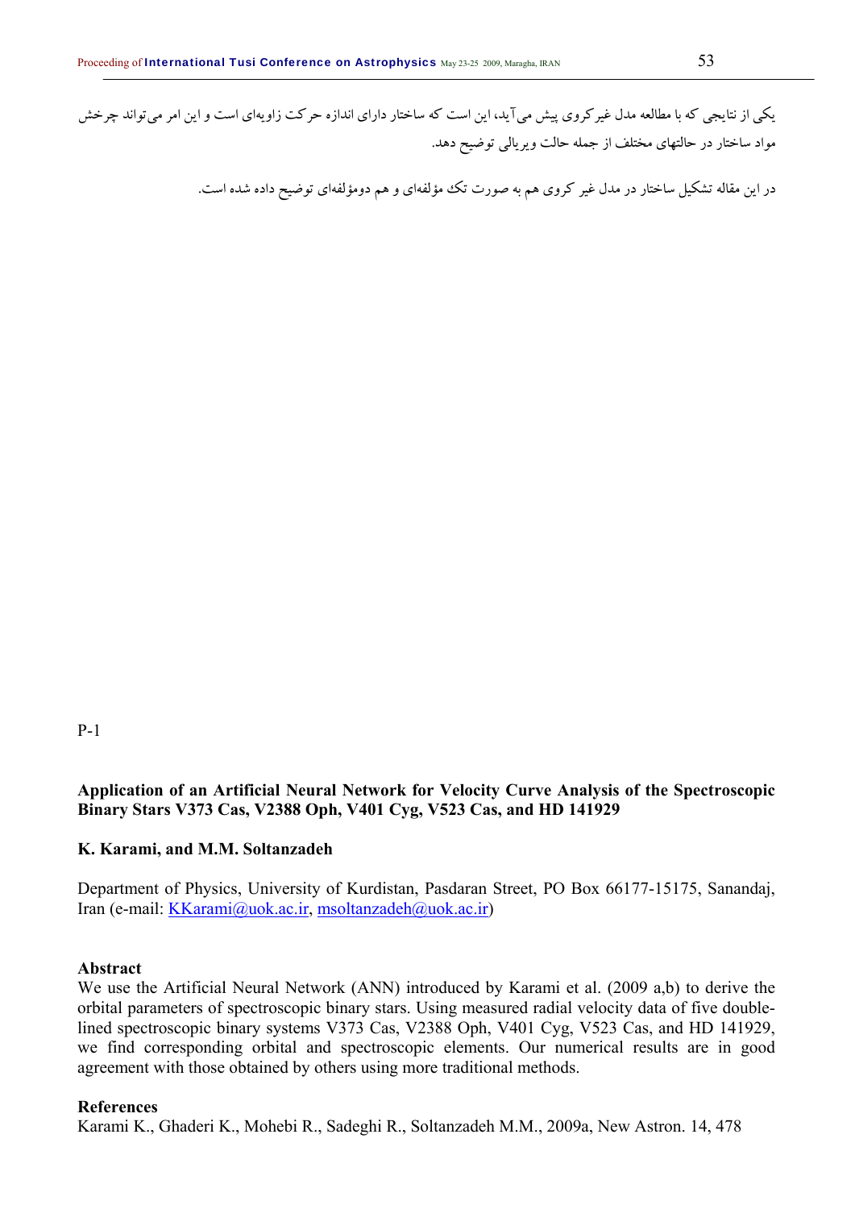یکی از نتایجی که با مطالعه مدل غیرکروی پیش می‌آید، این است که ساختار دارای اندازه حرکت زاویه‌ای است و این امر می‌تواند چرخش مواد ساختار در حالتهای مختلف از جمله حالت ویریالی توضیح دهد.

در این مقاله تشکیل ساختار در مدل غیر کروی هم به صورت تک مؤلفه‌ای و هم دومؤلفه‌ای توضیح داده شده است.

P-1

**Application of an Artificial Neural Network for Velocity Curve Analysis of the Spectroscopic Binary Stars V373 Cas, V2388 Oph, V401 Cyg, V523 Cas, and HD 141929**

**K. Karami, and M.M. Soltanzadeh**

Department of Physics, University of Kurdistan, Pasdaran Street, PO Box 66177-15175, Sanandaj, Iran (e-mail: KKarami@uok.ac.ir, msoltanzadeh@uok.ac.ir)

**Abstract**

We use the Artificial Neural Network (ANN) introduced by Karami et al. (2009 a,b) to derive the orbital parameters of spectroscopic binary stars. Using measured radial velocity data of five double-lined spectroscopic binary systems V373 Cas, V2388 Oph, V401 Cyg, V523 Cas, and HD 141929, we find corresponding orbital and spectroscopic elements. Our numerical results are in good agreement with those obtained by others using more traditional methods.

**References**

Karami K., Ghaderi K., Mohebi R., Sadeghi R., Soltanzadeh M.M., 2009a, New Astron. 14, 478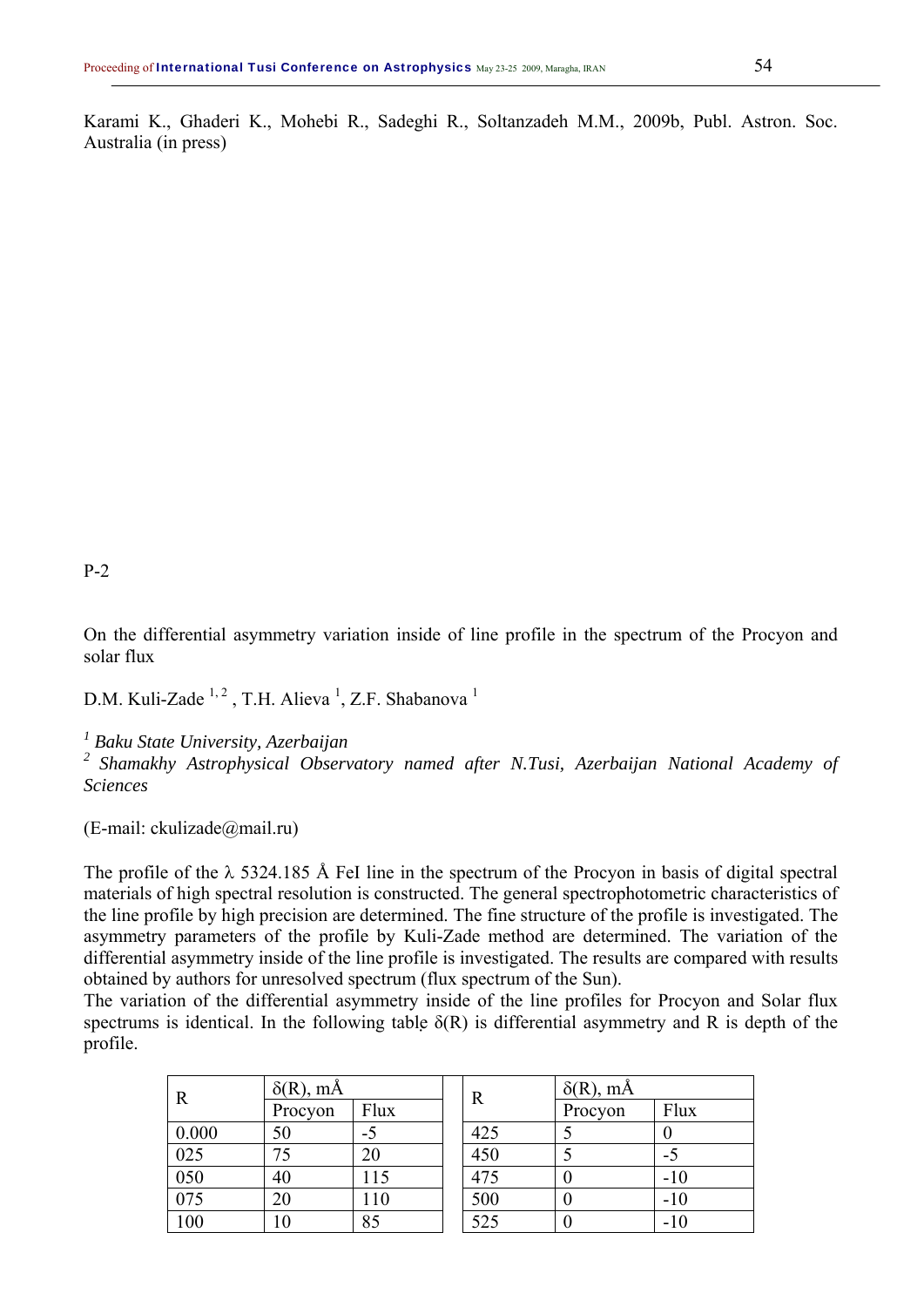Karami K., Ghaderi K., Mohebi R., Sadeghi R., Soltanzadeh M.M., 2009b, Publ. Astron. Soc. Australia (in press)

P-2

## On the differential asymmetry variation inside of line profile in the spectrum of the Procyon and solar flux

D.M. Kuli-Zade [1,2], T.H. Alieva [1], Z.F. Shabanova [1]

[1] *Baku State University, Azerbaijan*
[2] *Shamakhy Astrophysical Observatory named after N.Tusi, Azerbaijan National Academy of Sciences*

(E-mail: ckulizade@mail.ru)

The profile of the $\lambda$ 5324.185 Å FeI line in the spectrum of the Procyon in basis of digital spectral materials of high spectral resolution is constructed. The general spectrophotometric characteristics of the line profile by high precision are determined. The fine structure of the profile is investigated. The asymmetry parameters of the profile by Kuli-Zade method are determined. The variation of the differential asymmetry inside of the line profile is investigated. The results are compared with results obtained by authors for unresolved spectrum (flux spectrum of the Sun).

The variation of the differential asymmetry inside of the line profiles for Procyon and Solar flux spectrums is identical. In the following table $\delta(R)$ is differential asymmetry and R is depth of the profile.

| R | δ(R), mÅ | | R | δ(R), mÅ | |
|---|---|---|---|---|---|
| | Procyon | Flux | | Procyon | Flux |
| 0.000 | 50 | -5 | 425 | 5 | 0 |
| 025 | 75 | 20 | 450 | 5 | -5 |
| 050 | 40 | 115 | 475 | 0 | -10 |
| 075 | 20 | 110 | 500 | 0 | -10 |
| 100 | 10 | 85 | 525 | 0 | -10 |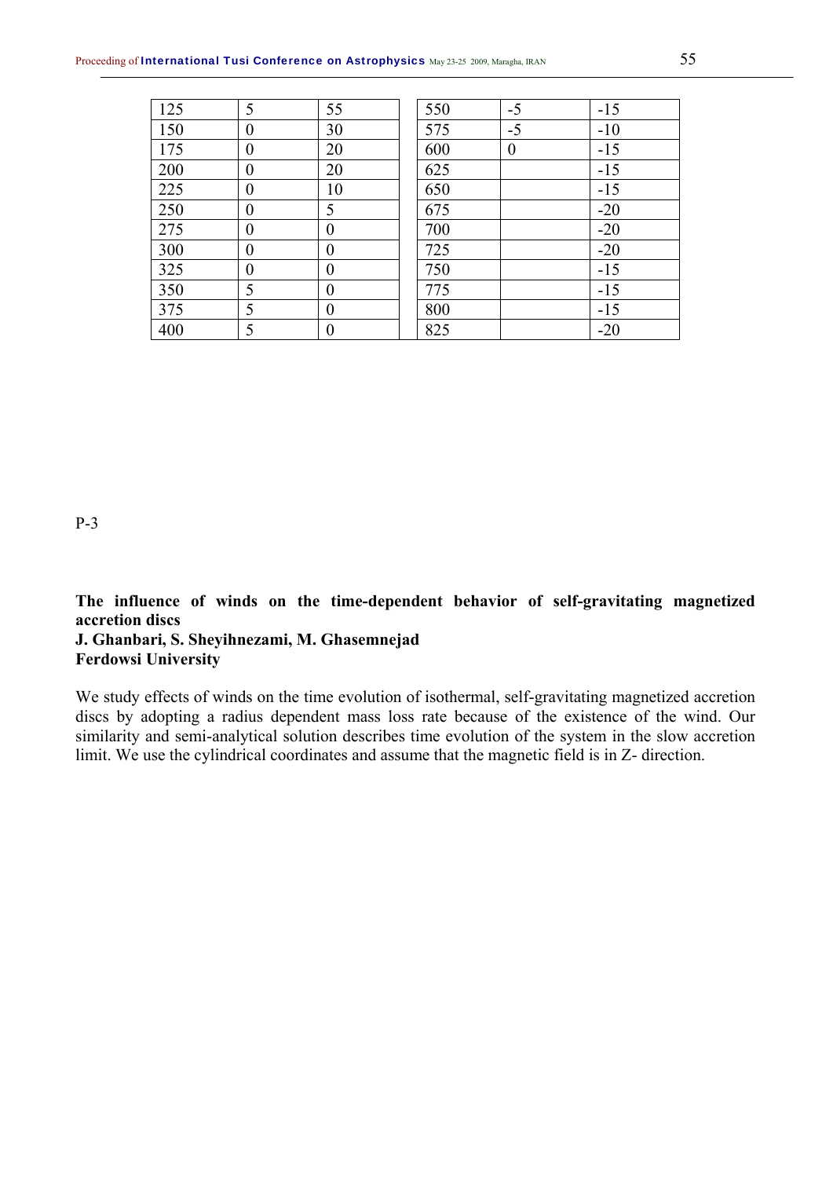| | | | | | |
|---|---|---|---|---|---|
| 125 | 5 | 55 | 550 | -5 | -15 |
| 150 | 0 | 30 | 575 | -5 | -10 |
| 175 | 0 | 20 | 600 | 0 | -15 |
| 200 | 0 | 20 | 625 | | -15 |
| 225 | 0 | 10 | 650 | | -15 |
| 250 | 0 | 5 | 675 | | -20 |
| 275 | 0 | 0 | 700 | | -20 |
| 300 | 0 | 0 | 725 | | -20 |
| 325 | 0 | 0 | 750 | | -15 |
| 350 | 5 | 0 | 775 | | -15 |
| 375 | 5 | 0 | 800 | | -15 |
| 400 | 5 | 0 | 825 | | -20 |

P-3

**The influence of winds on the time-dependent behavior of self-gravitating magnetized accretion discs**
**J. Ghanbari, S. Sheyihnezami, M. Ghasemnejad**
**Ferdowsi University**

We study effects of winds on the time evolution of isothermal, self-gravitating magnetized accretion discs by adopting a radius dependent mass loss rate because of the existence of the wind. Our similarity and semi-analytical solution describes time evolution of the system in the slow accretion limit. We use the cylindrical coordinates and assume that the magnetic field is in Z- direction.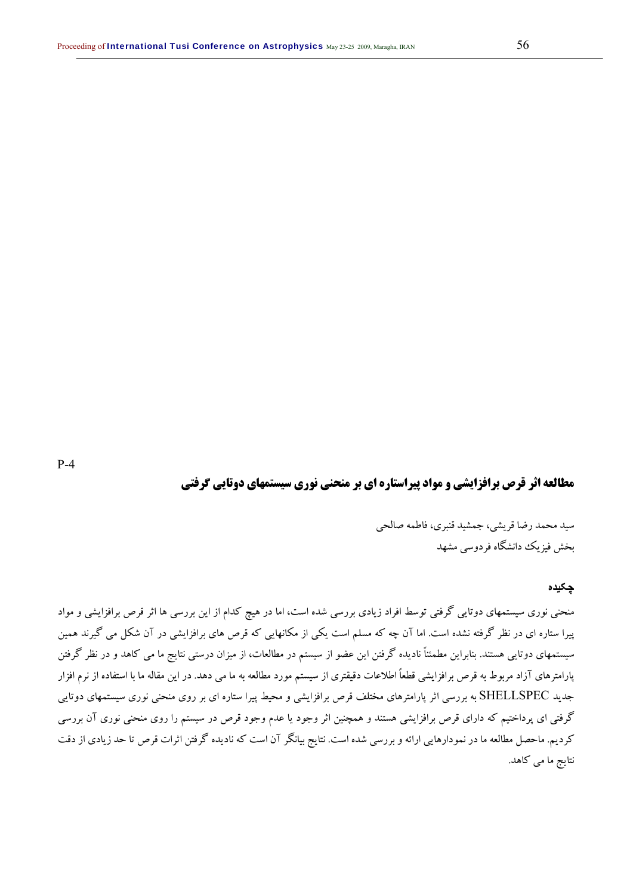P-4

## مطالعه اثر قرص برافزایشی و مواد پیراستاره ای بر منحنی نوری سیستمهای دوتایی گرفتی

سید محمد رضا قریشی، جمشید قنبری، فاطمه صالحی

بخش فیزیک دانشگاه فردوسی مشهد

### چکیده

منحنی نوری سیستمهای دوتایی گرفتی توسط افراد زیادی بررسی شده است، اما در هیچ کدام از این بررسی ها اثر قرص برافزایشی و مواد پیرا ستاره ای در نظر گرفته نشده است. اما آن چه که مسلم است یکی از مکانهایی که قرص های برافزایشی در آن شکل می گیرند همین سیستمهای دوتایی هستند. بنابراین مطمئناً نادیده گرفتن این عضو از سیستم در مطالعات، از میزان درستی نتایج ما می کاهد و در نظر گرفتن پارامترهای آزاد مربوط به قرص برافزایشی قطعاً اطلاعات دقیقتری از سیستم مورد مطالعه به ما می دهد. در این مقاله ما با استفاده از نرم افزار جدید SHELLSPEC به بررسی اثر پارامترهای مختلف قرص برافزایشی و محیط پیرا ستاره ای بر روی منحنی نوری سیستمهای دوتایی گرفتی ای پرداختیم که دارای قرص برافزایشی هستند و همچنین اثر وجود یا عدم وجود قرص در سیستم را روی منحنی نوری آن بررسی کردیم. ماحصل مطالعه ما در نمودارهایی ارائه و بررسی شده است. نتایج بیانگر آن است که نادیده گرفتن اثرات قرص تا حد زیادی از دقت نتایج ما می کاهد.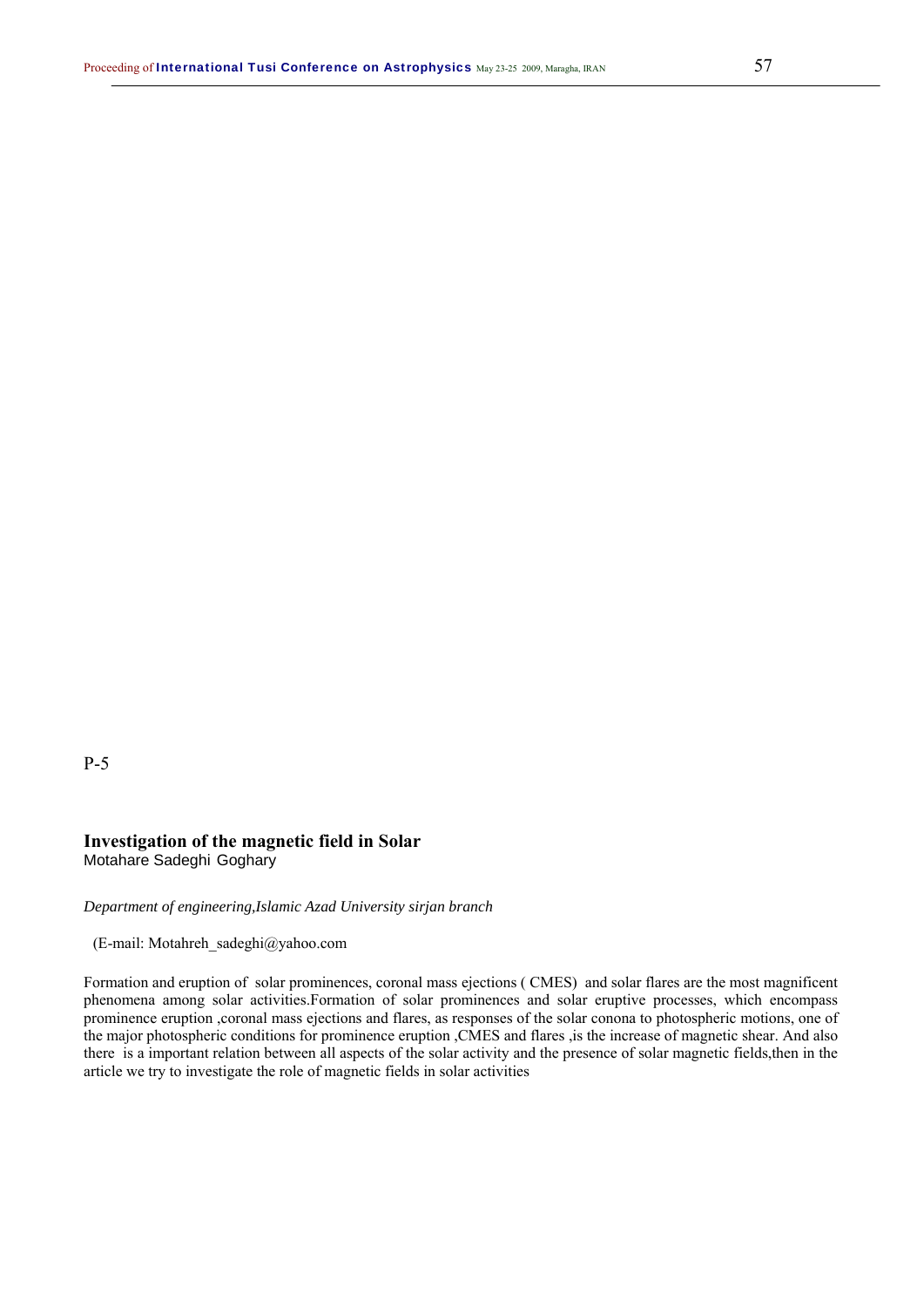P-5

## Investigation of the magnetic field in Solar

Motahare Sadeghi Goghary

*Department of engineering,Islamic Azad University sirjan branch*

(E-mail: Motahreh_sadeghi@yahoo.com

Formation and eruption of solar prominences, coronal mass ejections ( CMES) and solar flares are the most magnificent phenomena among solar activities.Formation of solar prominences and solar eruptive processes, which encompass prominence eruption ,coronal mass ejections and flares, as responses of the solar conona to photospheric motions, one of the major photospheric conditions for prominence eruption ,CMES and flares ,is the increase of magnetic shear. And also there is a important relation between all aspects of the solar activity and the presence of solar magnetic fields,then in the article we try to investigate the role of magnetic fields in solar activities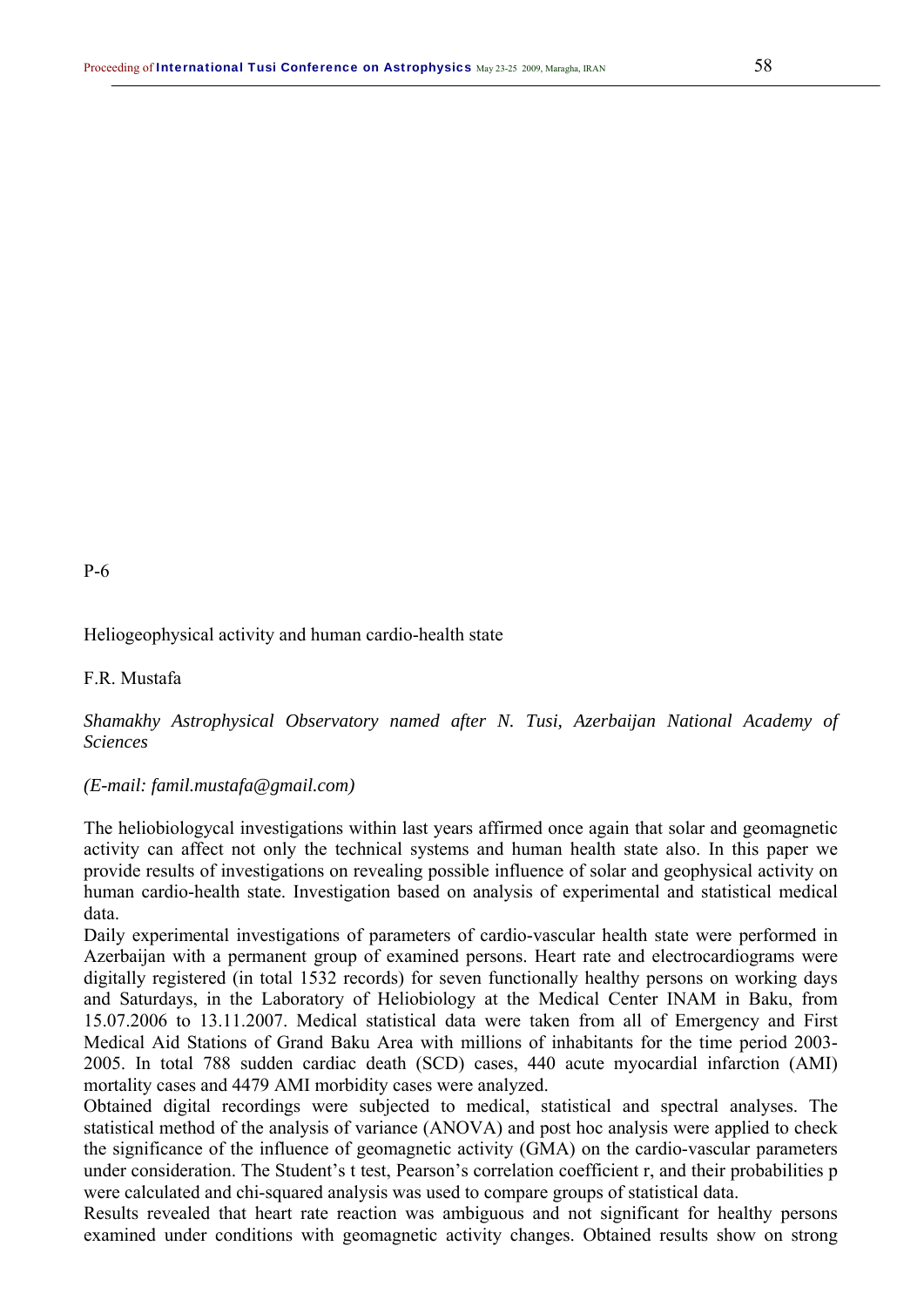P-6

Heliogeophysical activity and human cardio-health state

F.R. Mustafa

*Shamakhy Astrophysical Observatory named after N. Tusi, Azerbaijan National Academy of Sciences*

*(E-mail: famil.mustafa@gmail.com)*

The heliobiologycal investigations within last years affirmed once again that solar and geomagnetic activity can affect not only the technical systems and human health state also. In this paper we provide results of investigations on revealing possible influence of solar and geophysical activity on human cardio-health state. Investigation based on analysis of experimental and statistical medical data.

Daily experimental investigations of parameters of cardio-vascular health state were performed in Azerbaijan with a permanent group of examined persons. Heart rate and electrocardiograms were digitally registered (in total 1532 records) for seven functionally healthy persons on working days and Saturdays, in the Laboratory of Heliobiology at the Medical Center INAM in Baku, from 15.07.2006 to 13.11.2007. Medical statistical data were taken from all of Emergency and First Medical Aid Stations of Grand Baku Area with millions of inhabitants for the time period 2003-2005. In total 788 sudden cardiac death (SCD) cases, 440 acute myocardial infarction (AMI) mortality cases and 4479 AMI morbidity cases were analyzed.

Obtained digital recordings were subjected to medical, statistical and spectral analyses. The statistical method of the analysis of variance (ANOVA) and post hoc analysis were applied to check the significance of the influence of geomagnetic activity (GMA) on the cardio-vascular parameters under consideration. The Student's t test, Pearson's correlation coefficient r, and their probabilities p were calculated and chi-squared analysis was used to compare groups of statistical data.

Results revealed that heart rate reaction was ambiguous and not significant for healthy persons examined under conditions with geomagnetic activity changes. Obtained results show on strong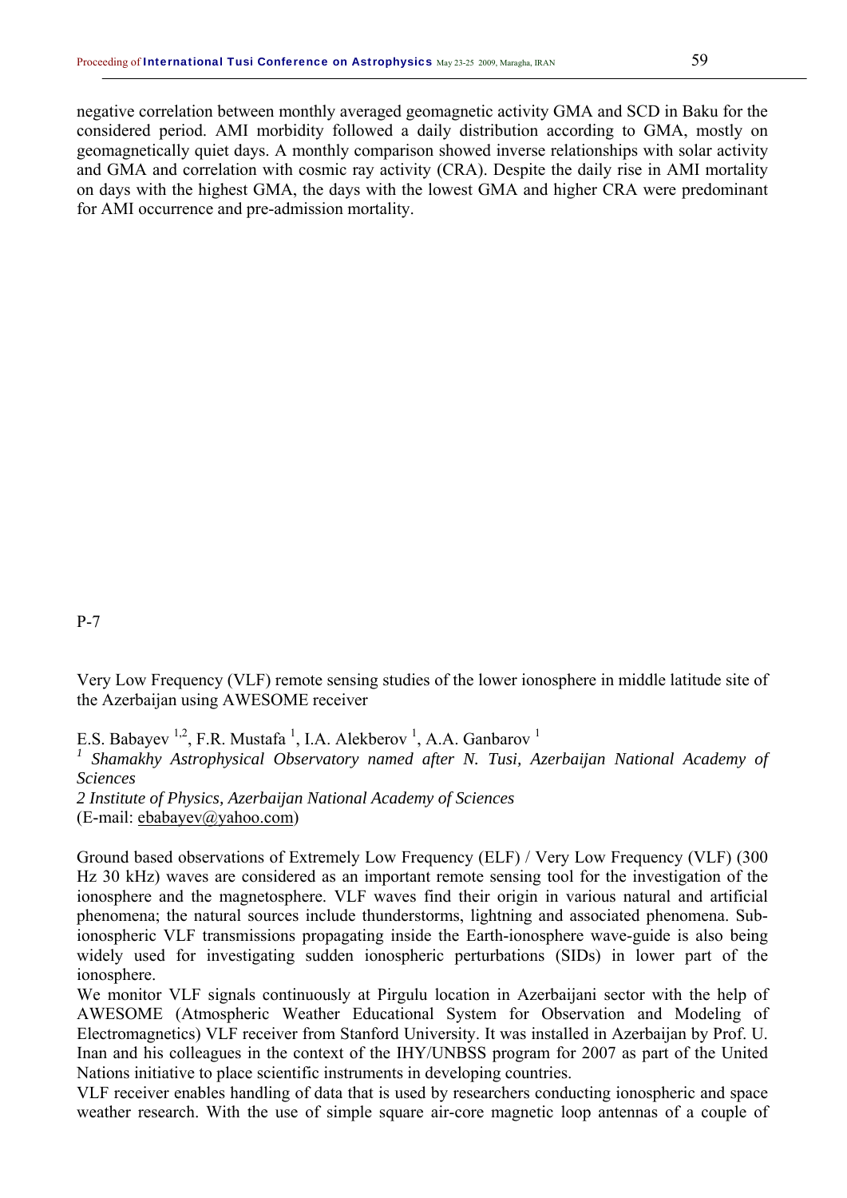negative correlation between monthly averaged geomagnetic activity GMA and SCD in Baku for the considered period. AMI morbidity followed a daily distribution according to GMA, mostly on geomagnetically quiet days. A monthly comparison showed inverse relationships with solar activity and GMA and correlation with cosmic ray activity (CRA). Despite the daily rise in AMI mortality on days with the highest GMA, the days with the lowest GMA and higher CRA were predominant for AMI occurrence and pre-admission mortality.

P-7

Very Low Frequency (VLF) remote sensing studies of the lower ionosphere in middle latitude site of the Azerbaijan using AWESOME receiver

E.S. Babayev [1,2], F.R. Mustafa [1], I.A. Alekberov [1], A.A. Ganbarov [1]

*[1] Shamakhy Astrophysical Observatory named after N. Tusi, Azerbaijan National Academy of Sciences*

*2 Institute of Physics, Azerbaijan National Academy of Sciences*

(E-mail: ebabayev@yahoo.com)

Ground based observations of Extremely Low Frequency (ELF) / Very Low Frequency (VLF) (300 Hz 30 kHz) waves are considered as an important remote sensing tool for the investigation of the ionosphere and the magnetosphere. VLF waves find their origin in various natural and artificial phenomena; the natural sources include thunderstorms, lightning and associated phenomena. Sub-ionospheric VLF transmissions propagating inside the Earth-ionosphere wave-guide is also being widely used for investigating sudden ionospheric perturbations (SIDs) in lower part of the ionosphere.

We monitor VLF signals continuously at Pirgulu location in Azerbaijani sector with the help of AWESOME (Atmospheric Weather Educational System for Observation and Modeling of Electromagnetics) VLF receiver from Stanford University. It was installed in Azerbaijan by Prof. U. Inan and his colleagues in the context of the IHY/UNBSS program for 2007 as part of the United Nations initiative to place scientific instruments in developing countries.

VLF receiver enables handling of data that is used by researchers conducting ionospheric and space weather research. With the use of simple square air-core magnetic loop antennas of a couple of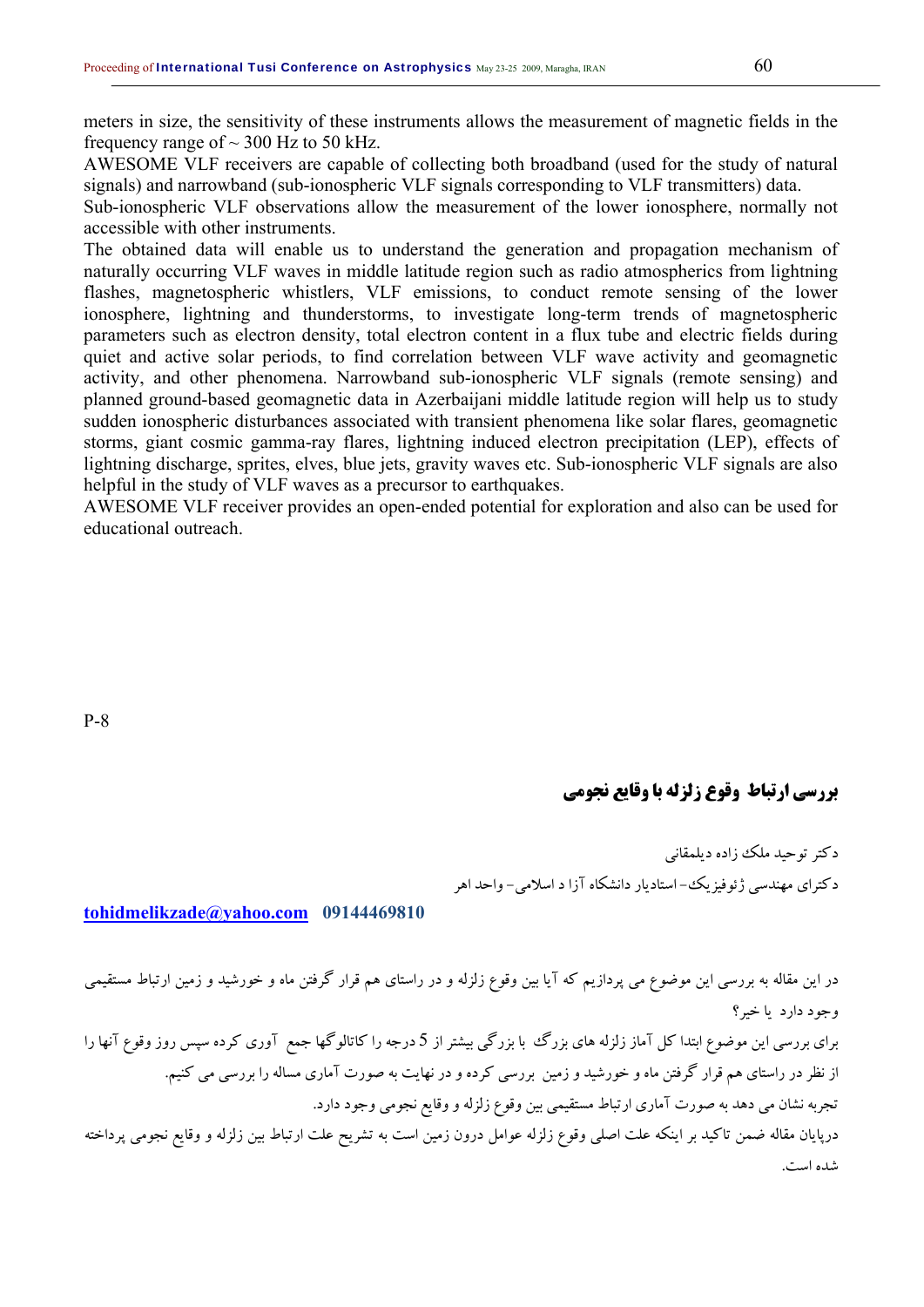meters in size, the sensitivity of these instruments allows the measurement of magnetic fields in the frequency range of ~ 300 Hz to 50 kHz.

AWESOME VLF receivers are capable of collecting both broadband (used for the study of natural signals) and narrowband (sub-ionospheric VLF signals corresponding to VLF transmitters) data.

Sub-ionospheric VLF observations allow the measurement of the lower ionosphere, normally not accessible with other instruments.

The obtained data will enable us to understand the generation and propagation mechanism of naturally occurring VLF waves in middle latitude region such as radio atmospherics from lightning flashes, magnetospheric whistlers, VLF emissions, to conduct remote sensing of the lower ionosphere, lightning and thunderstorms, to investigate long-term trends of magnetospheric parameters such as electron density, total electron content in a flux tube and electric fields during quiet and active solar periods, to find correlation between VLF wave activity and geomagnetic activity, and other phenomena. Narrowband sub-ionospheric VLF signals (remote sensing) and planned ground-based geomagnetic data in Azerbaijani middle latitude region will help us to study sudden ionospheric disturbances associated with transient phenomena like solar flares, geomagnetic storms, giant cosmic gamma-ray flares, lightning induced electron precipitation (LEP), effects of lightning discharge, sprites, elves, blue jets, gravity waves etc. Sub-ionospheric VLF signals are also helpful in the study of VLF waves as a precursor to earthquakes.

AWESOME VLF receiver provides an open-ended potential for exploration and also can be used for educational outreach.

P-8

## بررسی ارتباط وقوع زلزله با وقایع نجومی

دکتر توحید ملک زاده دیلمقانی

دکترای مهندسی ژئوفیزیک- استادیار دانشگاه آزاد اسلامی- واحد اهر

**tohidmelikzade@yahoo.com** **09144469810**

در این مقاله به بررسی این موضوع می پردازیم که آیا بین وقوع زلزله و در راستای هم قرار گرفتن ماه و خورشید و زمین ارتباط مستقیمی وجود دارد یا خیر؟

برای بررسی این موضوع ابتدا کل آماز زلزله های بزرگ با بزرگی بیشتر از 5 درجه را کاتالوگها جمع آوری کرده سپس روز وقوع آنها را از نظر در راستای هم قرار گرفتن ماه و خورشید و زمین بررسی کرده و در نهایت به صورت آماری مساله را بررسی می کنیم.

تجربه نشان می دهد به صورت آماری ارتباط مستقیمی بین وقوع زلزله و وقایع نجومی وجود دارد.

درپایان مقاله ضمن تاکید بر اینکه علت اصلی وقوع زلزله عوامل درون زمین است به تشریح علت ارتباط بین زلزله و وقایع نجومی پرداخته شده است.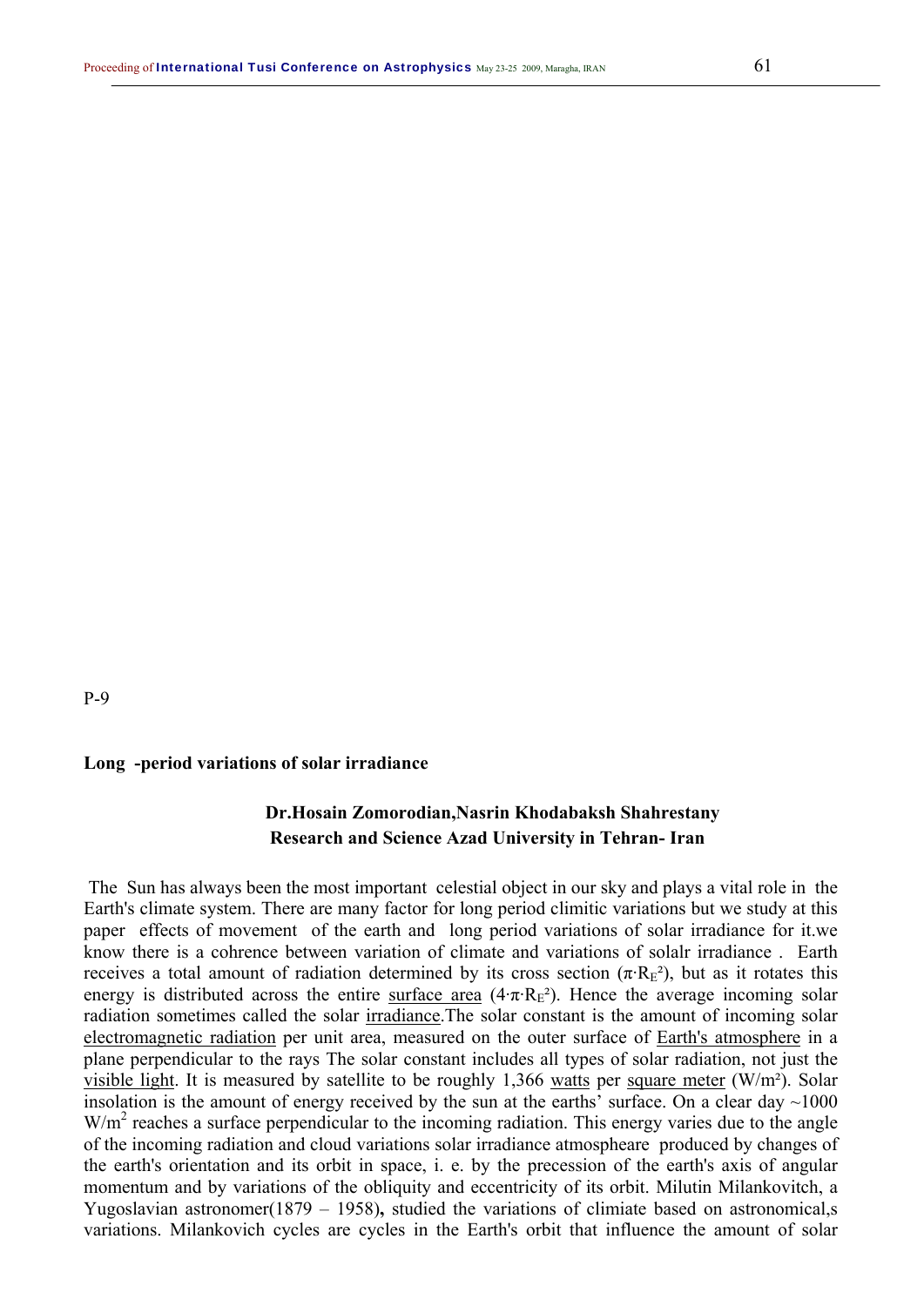P-9

**Long -period variations of solar irradiance**

**Dr.Hosain Zomorodian,Nasrin Khodabaksh Shahrestany**
**Research and Science Azad University in Tehran- Iran**

The Sun has always been the most important celestial object in our sky and plays a vital role in the Earth's climate system. There are many factor for long period climitic variations but we study at this paper effects of movement of the earth and long period variations of solar irradiance for it.we know there is a cohrence between variation of climate and variations of solalr irradiance . Earth receives a total amount of radiation determined by its cross section ($\pi \cdot R_E^2$), but as it rotates this energy is distributed across the entire surface area ($4 \cdot \pi \cdot R_E^2$). Hence the average incoming solar radiation sometimes called the solar irradiance.The solar constant is the amount of incoming solar electromagnetic radiation per unit area, measured on the outer surface of Earth's atmosphere in a plane perpendicular to the rays The solar constant includes all types of solar radiation, not just the visible light. It is measured by satellite to be roughly 1,366 watts per square meter ($W/m^2$). Solar insolation is the amount of energy received by the sun at the earths' surface. On a clear day ~1000 $W/m^2$ reaches a surface perpendicular to the incoming radiation. This energy varies due to the angle of the incoming radiation and cloud variations solar irradiance atmospheare produced by changes of the earth's orientation and its orbit in space, i. e. by the precession of the earth's axis of angular momentum and by variations of the obliquity and eccentricity of its orbit. Milutin Milankovitch, a Yugoslavian astronomer(1879 – 1958)**,** studied the variations of climiate based on astronomical,s variations. Milankovich cycles are cycles in the Earth's orbit that influence the amount of solar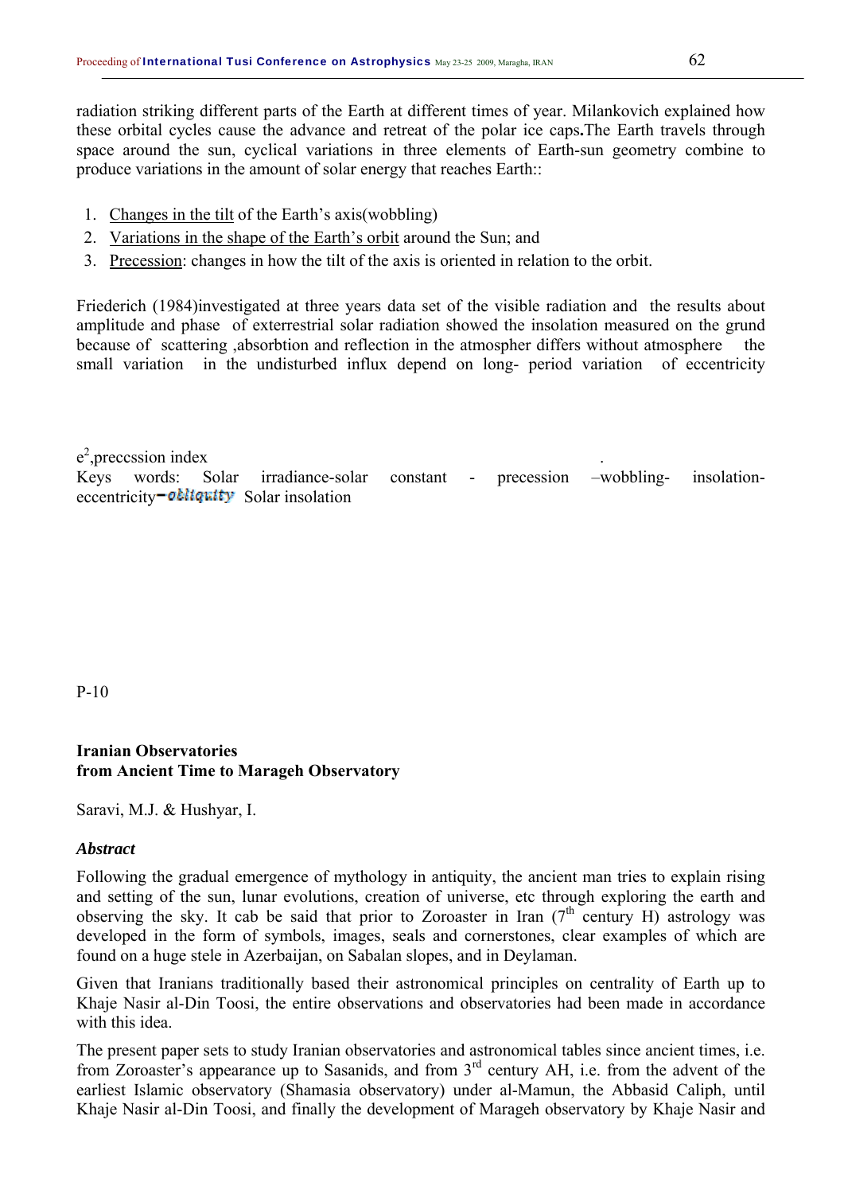radiation striking different parts of the Earth at different times of year. Milankovich explained how these orbital cycles cause the advance and retreat of the polar ice caps**.**The Earth travels through space around the sun, cyclical variations in three elements of Earth-sun geometry combine to produce variations in the amount of solar energy that reaches Earth::

1. Changes in the tilt of the Earth's axis(wobbling)
2. Variations in the shape of the Earth's orbit around the Sun; and
3. Precession: changes in how the tilt of the axis is oriented in relation to the orbit.

Friederich (1984)investigated at three years data set of the visible radiation and the results about amplitude and phase of exterrestrial solar radiation showed the insolation measured on the grund because of scattering ,absorbtion and reflection in the atmospher differs without atmosphere the small variation in the undisturbed influx depend on long- period variation of eccentricity

$e^2$,preccssion index .

Keys words: Solar irradiance-solar constant - precession –wobbling- insolation-eccentricity–obliquity Solar insolation

P-10

**Iranian Observatories**
**from Ancient Time to Marageh Observatory**

Saravi, M.J. & Hushyar, I.

***Abstract***

Following the gradual emergence of mythology in antiquity, the ancient man tries to explain rising and setting of the sun, lunar evolutions, creation of universe, etc through exploring the earth and observing the sky. It cab be said that prior to Zoroaster in Iran (7th century H) astrology was developed in the form of symbols, images, seals and cornerstones, clear examples of which are found on a huge stele in Azerbaijan, on Sabalan slopes, and in Deylaman.

Given that Iranians traditionally based their astronomical principles on centrality of Earth up to Khaje Nasir al-Din Toosi, the entire observations and observatories had been made in accordance with this idea.

The present paper sets to study Iranian observatories and astronomical tables since ancient times, i.e. from Zoroaster's appearance up to Sasanids, and from 3rd century AH, i.e. from the advent of the earliest Islamic observatory (Shamasia observatory) under al-Mamun, the Abbasid Caliph, until Khaje Nasir al-Din Toosi, and finally the development of Marageh observatory by Khaje Nasir and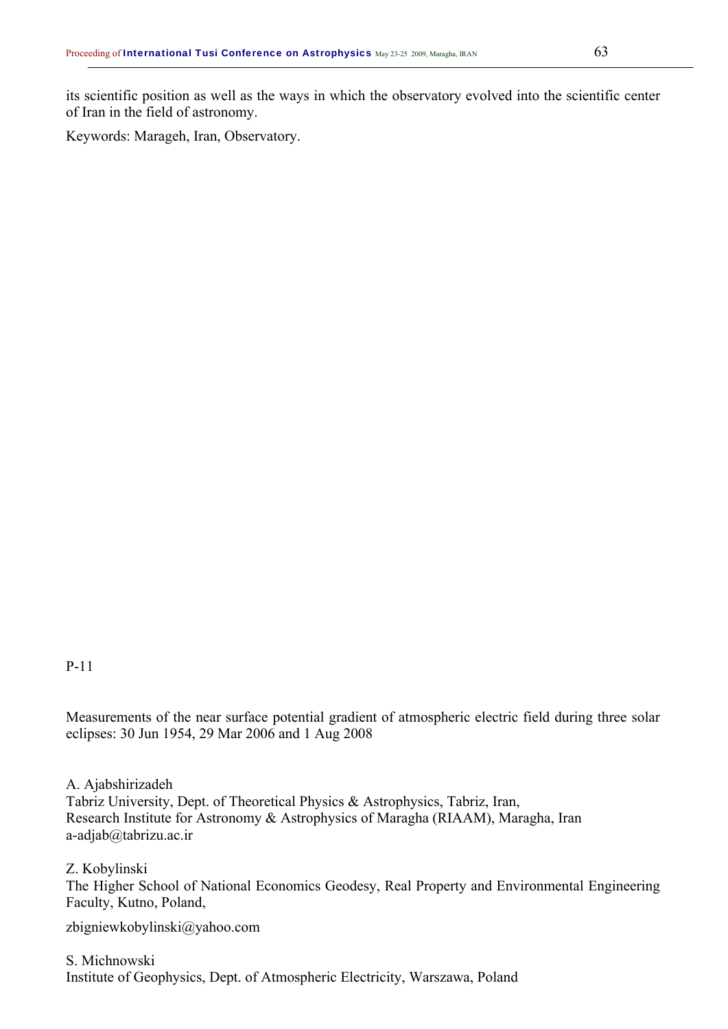its scientific position as well as the ways in which the observatory evolved into the scientific center of Iran in the field of astronomy.

Keywords: Marageh, Iran, Observatory.

P-11

Measurements of the near surface potential gradient of atmospheric electric field during three solar eclipses: 30 Jun 1954, 29 Mar 2006 and 1 Aug 2008

A. Ajabshirizadeh
Tabriz University, Dept. of Theoretical Physics & Astrophysics, Tabriz, Iran,
Research Institute for Astronomy & Astrophysics of Maragha (RIAAM), Maragha, Iran
a-adjab@tabrizu.ac.ir

Z. Kobylinski
The Higher School of National Economics Geodesy, Real Property and Environmental Engineering Faculty, Kutno, Poland,

zbigniewkobylinski@yahoo.com

S. Michnowski
Institute of Geophysics, Dept. of Atmospheric Electricity, Warszawa, Poland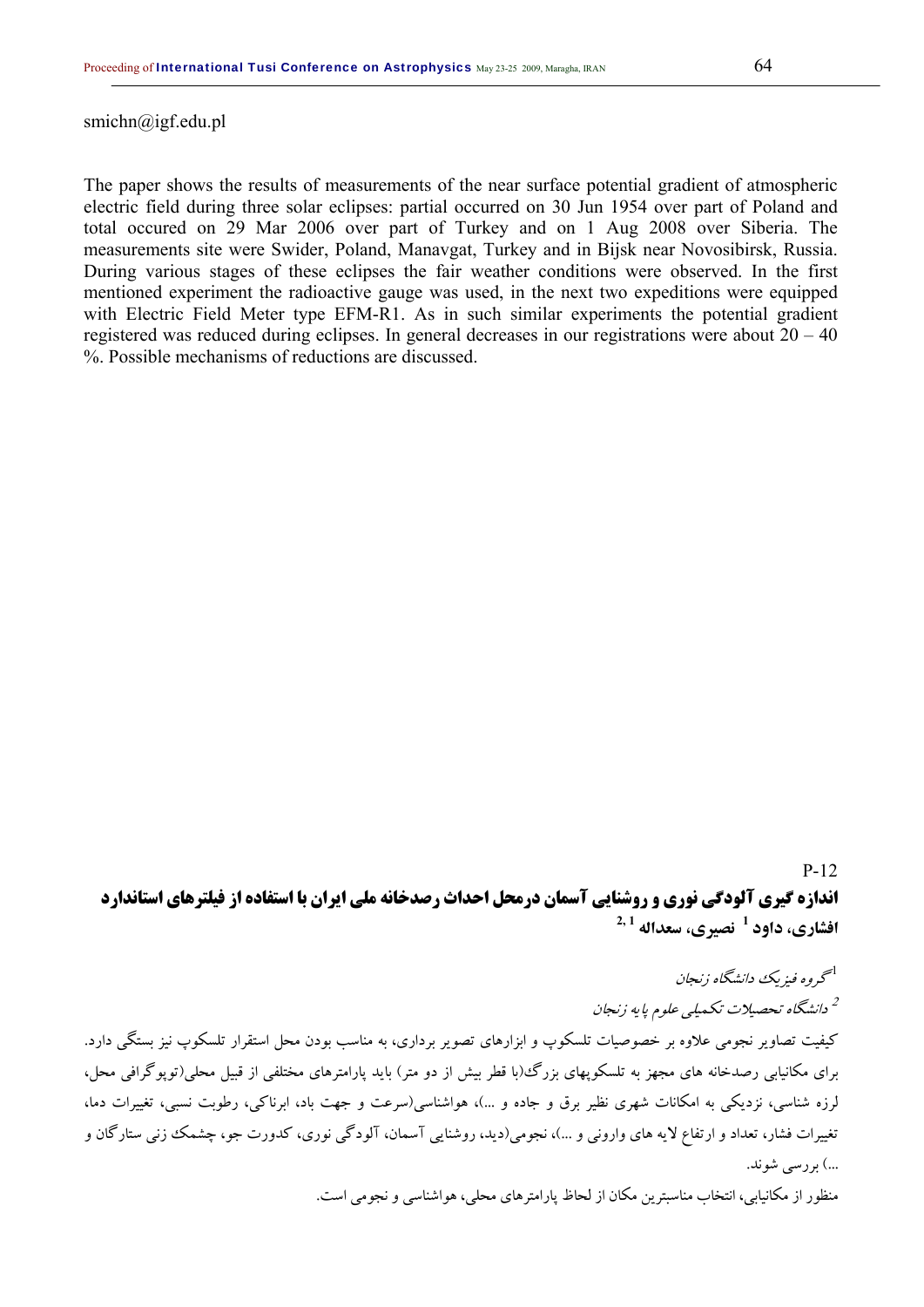smichn@igf.edu.pl

The paper shows the results of measurements of the near surface potential gradient of atmospheric electric field during three solar eclipses: partial occurred on 30 Jun 1954 over part of Poland and total occured on 29 Mar 2006 over part of Turkey and on 1 Aug 2008 over Siberia. The measurements site were Swider, Poland, Manavgat, Turkey and in Bijsk near Novosibirsk, Russia. During various stages of these eclipses the fair weather conditions were observed. In the first mentioned experiment the radioactive gauge was used, in the next two expeditions were equipped with Electric Field Meter type EFM-R1. As in such similar experiments the potential gradient registered was reduced during eclipses. In general decreases in our registrations were about 20 – 40 %. Possible mechanisms of reductions are discussed.

P-12

## اندازه گیری آلودگی نوری و روشنایی آسمان درمحل احداث رصدخانه ملی ایران با استفاده از فیلترهای استاندارد

**افشاری، داود [1] نصیری، سعداله [2, 1]**

*[1] گروه فیزیک دانشگاه زنجان*

*[2] دانشگاه تحصیلات تکمیلی علوم پایه زنجان*

کیفیت تصاویر نجومی علاوه بر خصوصیات تلسکوپ و ابزارهای تصویر برداری، به مناسب بودن محل استقرار تلسکوپ نیز بستگی دارد. برای مکانیابی رصدخانه های مجهز به تلسکوپهای بزرگ(با قطر بیش از دو متر) باید پارامترهای مختلفی از قبیل محلی(توپوگرافی محل، لرزه شناسی، نزدیکی به امکانات شهری نظیر برق و جاده و ...)، هواشناسی(سرعت و جهت باد، ابرناکی، رطوبت نسبی، تغییرات دما، تغییرات فشار، تعداد و ارتفاع لایه های وارونی و ...)، نجومی(دید، روشنایی آسمان، آلودگی نوری، کدورت جو، چشمک زنی ستارگان و ...) بررسی شوند.

منظور از مکانیابی، انتخاب مناسبترین مکان از لحاظ پارامترهای محلی، هواشناسی و نجومی است.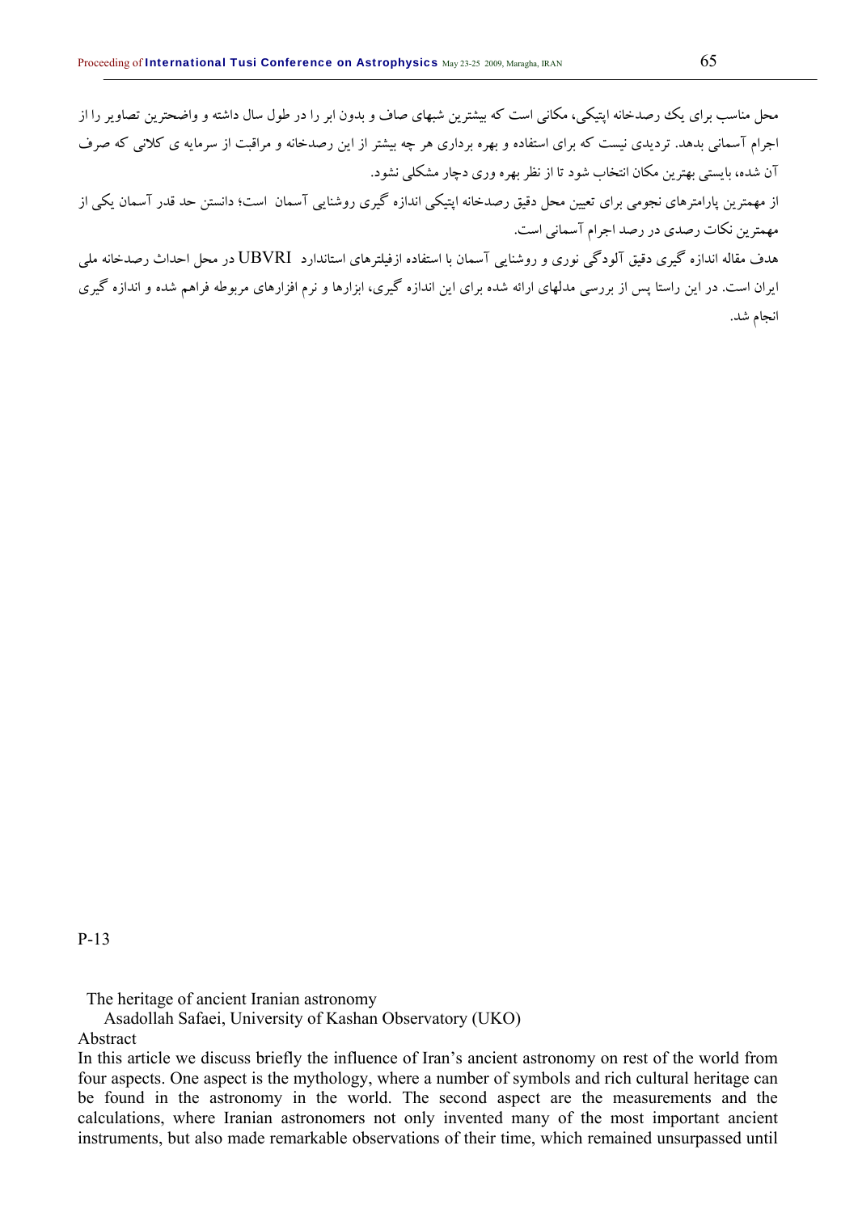محل مناسب برای یک رصدخانه اپتیکی، مکانی است که بیشترین شبهای صاف و بدون ابر را در طول سال داشته و واضحترین تصاویر را از اجرام آسمانی بدهد. تردیدی نیست که برای استفاده و بهره برداری هر چه بیشتر از این رصدخانه و مراقبت از سرمایه ی کلانی که صرف آن شده، بایستی بهترین مکان انتخاب شود تا از نظر بهره وری دچار مشکلی نشود.

از مهمترین پارامترهای نجومی برای تعیین محل دقیق رصدخانه اپتیکی اندازه گیری روشنایی آسمان است؛ دانستن حد قدر آسمان یکی از مهمترین نکات رصدی در رصد اجرام آسمانی است.

هدف مقاله اندازه گیری دقیق آلودگی نوری و روشنایی آسمان با استفاده ازفیلترهای استاندارد UBVRI در محل احداث رصدخانه ملی ایران است. در این راستا پس از بررسی مدلهای ارائه شده برای این اندازه گیری، ابزارها و نرم افزارهای مربوطه فراهم شده و اندازه گیری انجام شد.

P-13

## The heritage of ancient Iranian astronomy

Asadollah Safaei, University of Kashan Observatory (UKO)

### Abstract

In this article we discuss briefly the influence of Iran's ancient astronomy on rest of the world from four aspects. One aspect is the mythology, where a number of symbols and rich cultural heritage can be found in the astronomy in the world. The second aspect are the measurements and the calculations, where Iranian astronomers not only invented many of the most important ancient instruments, but also made remarkable observations of their time, which remained unsurpassed until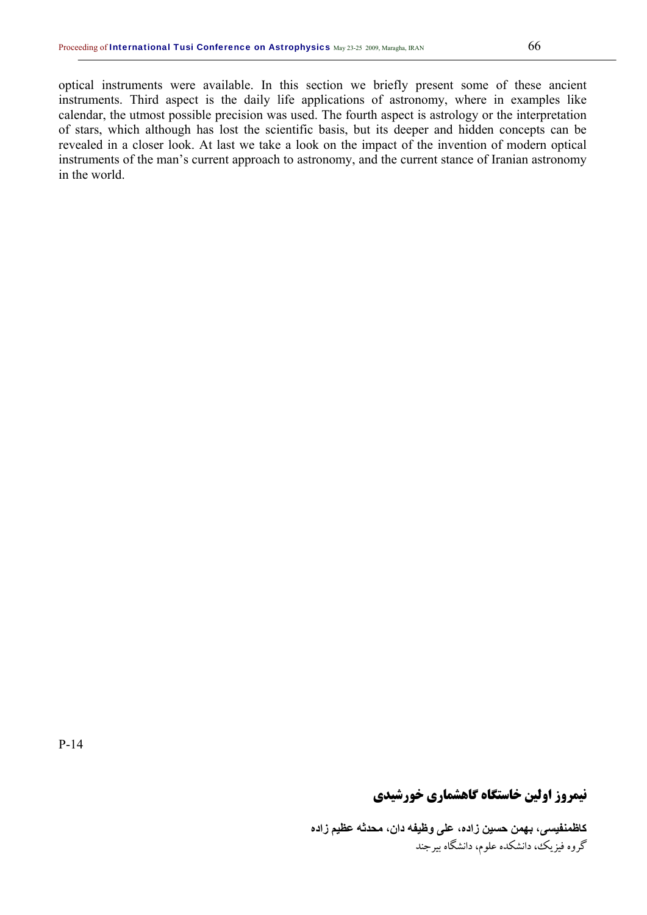optical instruments were available. In this section we briefly present some of these ancient instruments. Third aspect is the daily life applications of astronomy, where in examples like calendar, the utmost possible precision was used. The fourth aspect is astrology or the interpretation of stars, which although has lost the scientific basis, but its deeper and hidden concepts can be revealed in a closer look. At last we take a look on the impact of the invention of modern optical instruments of the man's current approach to astronomy, and the current stance of Iranian astronomy in the world.

P-14

## نیمروز اولین خاستگاه گاهشماری خورشیدی

**کاظمنفیسی، بهمن حسین زاده، علی وظیفه دان، محدثه عظیم زاده**

گروه فیزیک، دانشکده علوم، دانشگاه بیرجند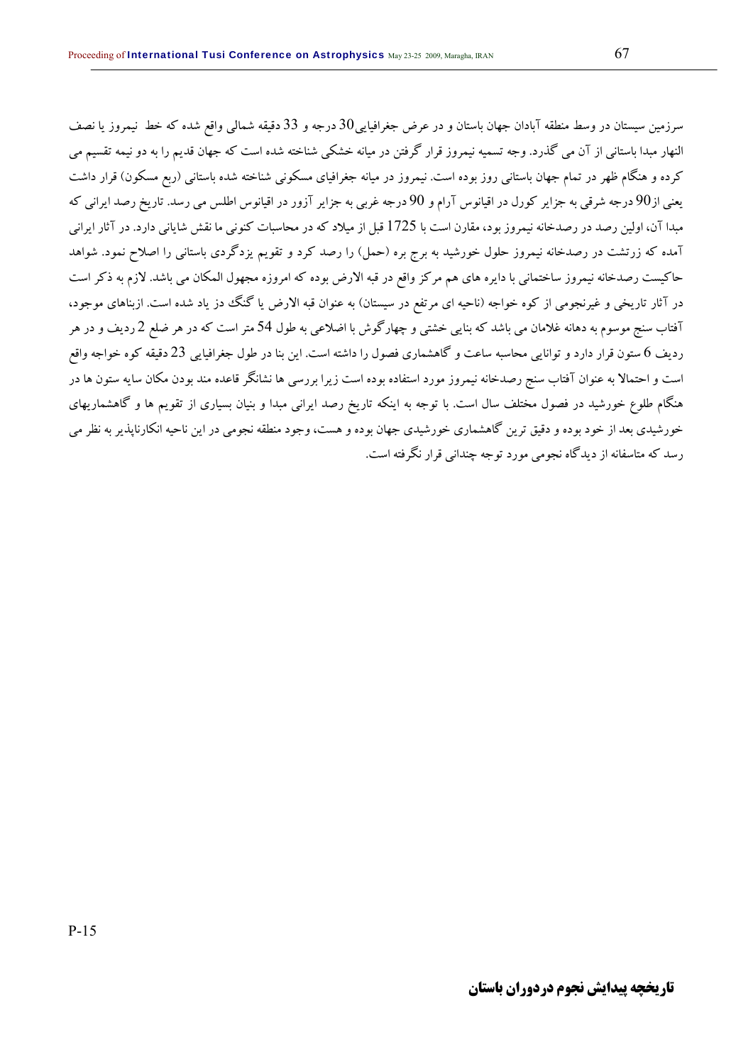سرزمین سیستان در وسط منطقه آبادان جهان باستان و در عرض جغرافیایی 30 درجه و 33 دقیقه شمالی واقع شده که خط نیمروز یا نصف النهار مبدا باستانی از آن می گذرد. وجه تسمیه نیمروز قرار گرفتن در میانه خشکی شناخته شده است که جهان قدیم را به دو نیمه تقسیم می کرده و هنگام ظهر در تمام جهان باستانی روز بوده است. نیمروز در میانه جغرافیای مسکونی شناخته شده باستانی (ربع مسکون) قرار داشت یعنی از 90 درجه شرقی به جزایر کورل در اقیانوس آرام و 90 درجه غربی به جزایر آزور در اقیانوس اطلس می رسد. تاریخ رصد ایرانی که مبدا آن، اولین رصد در رصدخانه نیمروز بود، مقارن است با 1725 قبل از میلاد که در محاسبات کنونی ما نقش شایانی دارد. در آثار ایرانی آمده که زرتشت در رصدخانه نیمروز حلول خورشید به برج بره (حمل) را رصد کرد و تقویم یزدگردی باستانی را اصلاح نمود. شواهد حاکیست رصدخانه نیمروز ساختمانی با دایره های هم مرکز واقع در قبه الارض بوده که امروزه مجهول المکان می باشد. لازم به ذکر است در آثار تاریخی و غیرنجومی از کوه خواجه (ناحیه ای مرتفع در سیستان) به عنوان قبه الارض یا گنگ دز یاد شده است. ازبناهای موجود، آفتاب سنج موسوم به دهانه غلامان می باشد که بنایی خشتی و چهارگوش با اضلاعی به طول 54 متر است که در هر ضلع 2 ردیف و در هر ردیف 6 ستون قرار دارد و توانایی محاسبه ساعت و گاهشماری فصول را داشته است. این بنا در طول جغرافیایی 23 دقیقه کوه خواجه واقع است و احتمالا به عنوان آفتاب سنج رصدخانه نیمروز مورد استفاده بوده است زیرا بررسی ها نشانگر قاعده مند بودن مکان سایه ستون ها در هنگام طلوع خورشید در فصول مختلف سال است. با توجه به اینکه تاریخ رصد ایرانی مبدا و بنیان بسیاری از تقویم ها و گاهشماریهای خورشیدی بعد از خود بوده و دقیق ترین گاهشماری خورشیدی جهان بوده و هست، وجود منطقه نجومی در این ناحیه انکارناپذیر به نظر می رسد که متاسفانه از دیدگاه نجومی مورد توجه چندانی قرار نگرفته است.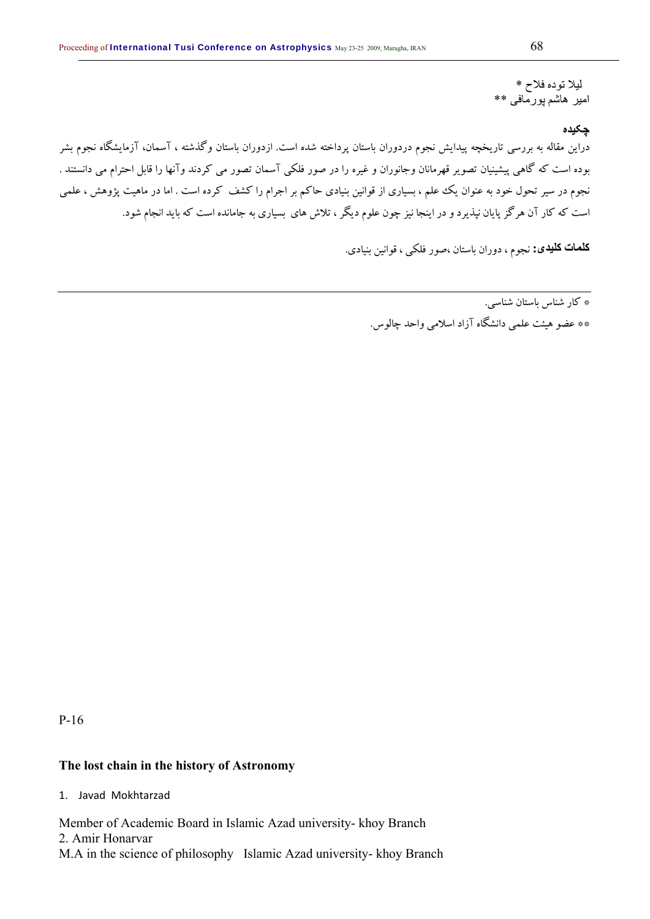لیلا توده فلاح *
امیر هاشم پورمافی **

**چکیده**

دراین مقاله به بررسی تاریخچه پیدایش نجوم دردوران باستان پرداخته شده است. ازدوران باستان وگذشته ، آسمان، آزمایشگاه نجوم بشر بوده است که گاهی پیشینیان تصویر قهرمانان وجانوران و غیره را در صور فلکی آسمان تصور می کردند وآنها را قابل احترام می دانستند . نجوم در سیر تحول خود به عنوان یک علم ، بسیاری از قوانین بنیادی حاکم بر اجرام را کشف کرده است . اما در ماهیت پژوهش ، علمی است که کار آن هرگز پایان نپذیرد و در اینجا نیز چون علوم دیگر ، تلاش های بسیاری به جامانده است که باید انجام شود.

**کلمات کلیدی:** نجوم ، دوران باستان ،صور فلکی ، قوانین بنیادی.

---

* کار شناس باستان شناسی.

** عضو هیئت علمی دانشگاه آزاد اسلامی واحد چالوس.

P-16

## The lost chain in the history of Astronomy

1. Javad Mokhtarzad

Member of Academic Board in Islamic Azad university- khoy Branch

2. Amir Honarvar

M.A in the science of philosophy Islamic Azad university- khoy Branch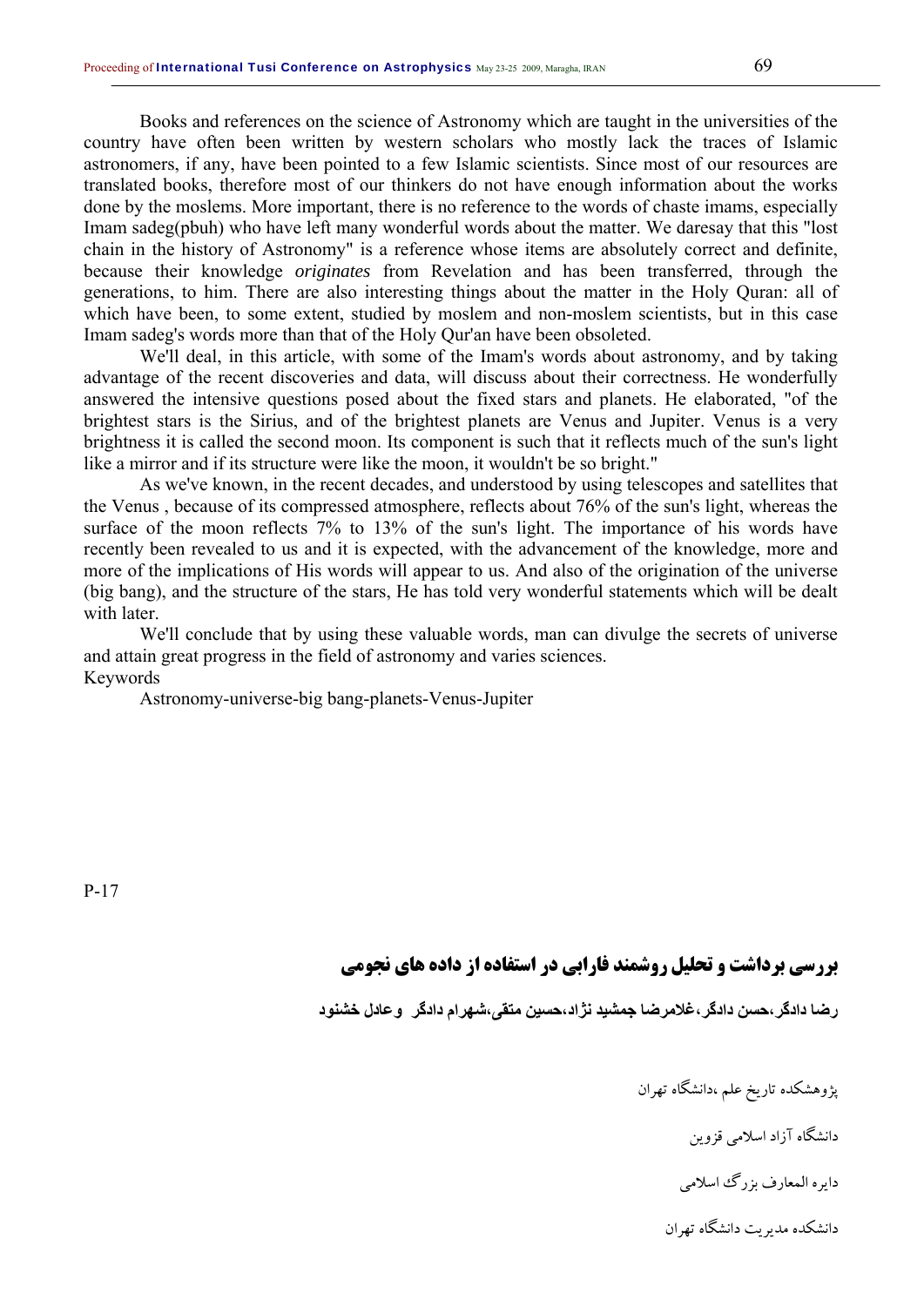Books and references on the science of Astronomy which are taught in the universities of the country have often been written by western scholars who mostly lack the traces of Islamic astronomers, if any, have been pointed to a few Islamic scientists. Since most of our resources are translated books, therefore most of our thinkers do not have enough information about the works done by the moslems. More important, there is no reference to the words of chaste imams, especially Imam sadeg(pbuh) who have left many wonderful words about the matter. We daresay that this "lost chain in the history of Astronomy" is a reference whose items are absolutely correct and definite, because their knowledge *originates* from Revelation and has been transferred, through the generations, to him. There are also interesting things about the matter in the Holy Quran: all of which have been, to some extent, studied by moslem and non-moslem scientists, but in this case Imam sadeg's words more than that of the Holy Qur'an have been obsoleted.

We'll deal, in this article, with some of the Imam's words about astronomy, and by taking advantage of the recent discoveries and data, will discuss about their correctness. He wonderfully answered the intensive questions posed about the fixed stars and planets. He elaborated, "of the brightest stars is the Sirius, and of the brightest planets are Venus and Jupiter. Venus is a very brightness it is called the second moon. Its component is such that it reflects much of the sun's light like a mirror and if its structure were like the moon, it wouldn't be so bright."

As we've known, in the recent decades, and understood by using telescopes and satellites that the Venus , because of its compressed atmosphere, reflects about 76% of the sun's light, whereas the surface of the moon reflects 7% to 13% of the sun's light. The importance of his words have recently been revealed to us and it is expected, with the advancement of the knowledge, more and more of the implications of His words will appear to us. And also of the origination of the universe (big bang), and the structure of the stars, He has told very wonderful statements which will be dealt with later.

We'll conclude that by using these valuable words, man can divulge the secrets of universe and attain great progress in the field of astronomy and varies sciences.

Keywords

Astronomy-universe-big bang-planets-Venus-Jupiter

P-17

## بررسی برداشت و تحلیل روشمند فارابی در استفاده از داده های نجومی

**رضا دادگر،حسن دادگر،غلامرضا جمشید نژاد،حسین متقی،شهرام دادگر  وعادل خشنود**

پژوهشکده تاریخ علم ،دانشگاه تهران

دانشگاه آزاد اسلامی قزوین

دایره المعارف بزرگ اسلامی

دانشکده مدیریت دانشگاه تهران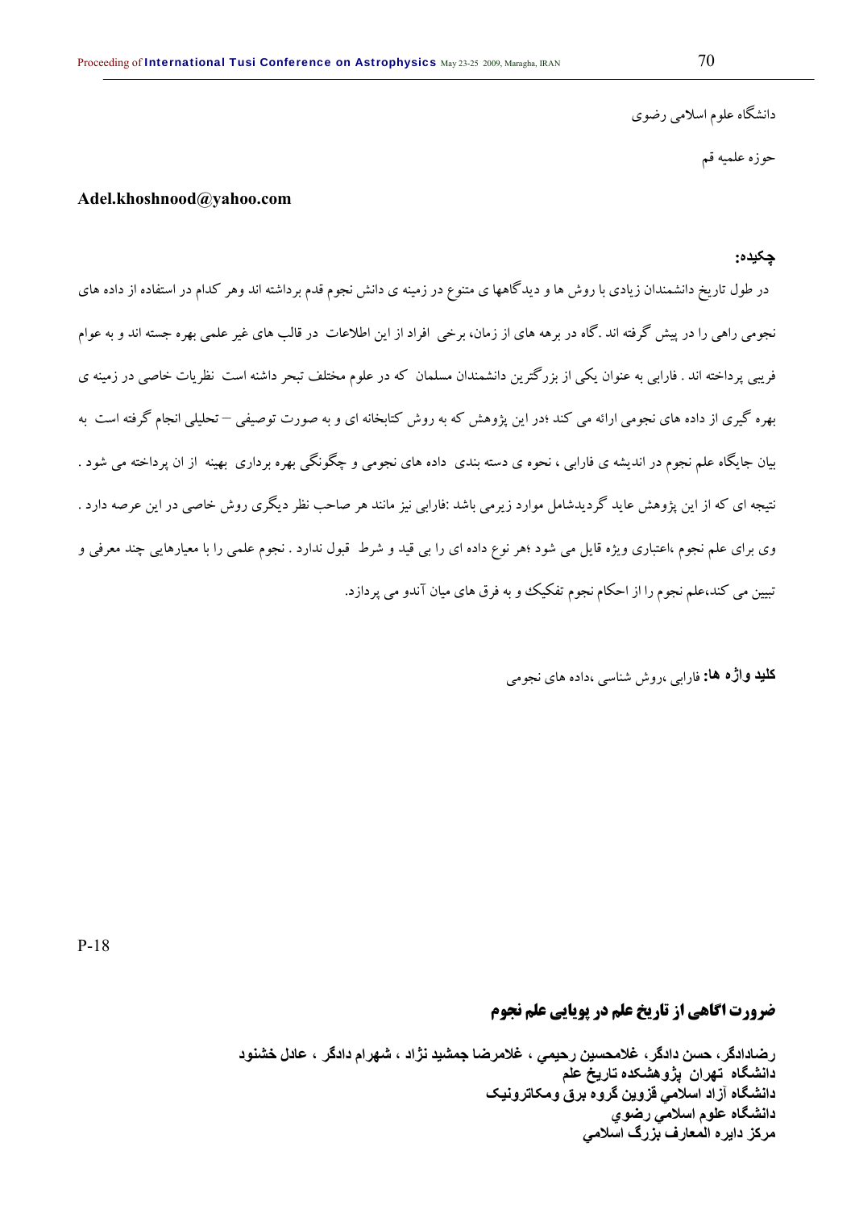دانشگاه علوم اسلامی رضوی

حوزه علمیه قم

**Adel.khoshnood@yahoo.com**

**چکیده:**

در طول تاریخ دانشمندان زیادی با روش ها و دیدگاهها ی متنوع در زمینه ی دانش نجوم قدم برداشته اند وهر کدام در استفاده از داده های نجومی راهی را در پیش گرفته اند .گاه در برهه های از زمان، برخی افراد از این اطلاعات در قالب های غیر علمی بهره جسته اند و به عوام فریبی پرداخته اند . فارابی به عنوان یکی از بزرگترین دانشمندان مسلمان که در علوم مختلف تبحر داشته است نظریات خاصی در زمینه ی بهره گیری از داده های نجومی ارائه می کند ؛در این پژوهش که به روش کتابخانه ای و به صورت توصیفی – تحلیلی انجام گرفته است به بیان جایگاه علم نجوم در اندیشه ی فارابی ، نحوه ی دسته بندی داده های نجومی و چگونگی بهره برداری بهینه از ان پرداخته می شود . نتیجه ای که از این پژوهش عاید گردیدشامل موارد زیرمی باشد :فارابی نیز مانند هر صاحب نظر دیگری روش خاصی در این عرصه دارد . وی برای علم نجوم ،اعتباری ویژه قایل می شود ؛هر نوع داده ای را بی قید و شرط قبول ندارد . نجوم علمی را با معیارهایی چند معرفی و تبیین می کند،علم نجوم را از احکام نجوم تفکیک و به فرق های میان آندو می پردازد.

**کلید واژه ها:** فارابی ،روش شناسی ،داده های نجومی

P-18

## ضرورت اگاهی از تاریخ علم در پویایی علم نجوم

**رضادادگر، حسن دادگر، غلامحسین رحیمي ، غلامرضا جمشید نژاد ، شهرام دادگر ، عادل خشنود**

**دانشگاه تهران پژوهشکده تاریخ علم**

**دانشگاه آزاد اسلامي قزوین گروه برق ومکاترونیک**

**دانشگاه علوم اسلامي رضوي**

**مرکز دایره المعارف بزرگ اسلامي**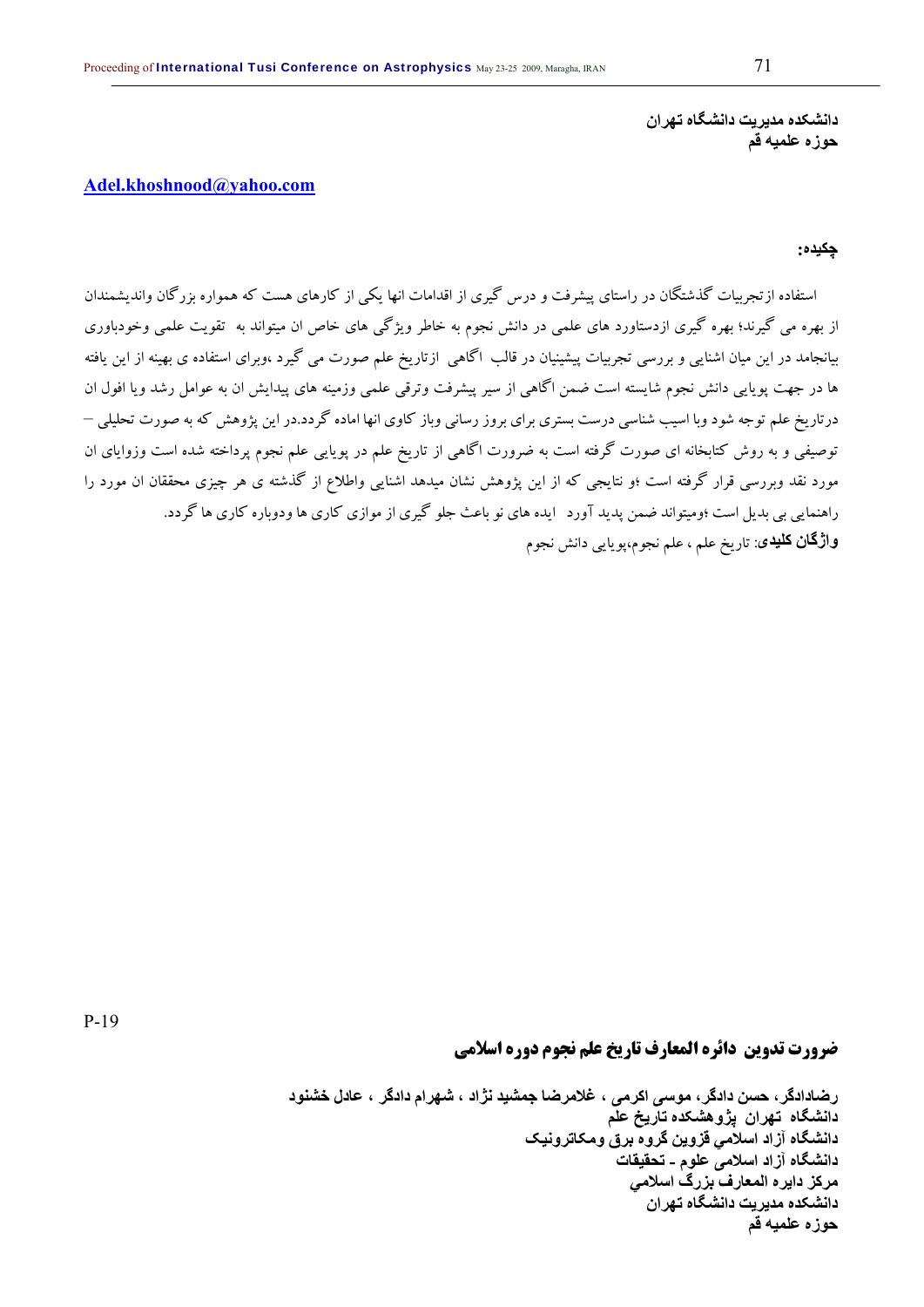دانشکده مدیریت دانشگاه تهران
حوزه علمیه قم

Adel.khoshnood@yahoo.com

**چکیده:**

استفاده ازتجربیات گذشتگان در راستای پیشرفت و درس گیری از اقدامات انها یکی از کارهای هست که همواره بزرگان واندیشمندان از بهره می گیرند؛ بهره گیری ازدستاورد های علمی در دانش نجوم به خاطر ویژگی های خاص ان میتواند به تقویت علمی وخودباوری بیانجامد در این میان اشنایی و بررسی تجربیات پیشینیان در قالب اگاهی ازتاریخ علم صورت می گیرد ،وبرای استفاده ی بهینه از این یافته ها در جهت پویایی دانش نجوم شایسته است ضمن اگاهی از سیر پیشرفت وترقی علمی وزمینه های پیدایش ان به عوامل رشد ویا افول ان درتاریخ علم توجه شود ویا اسیب شناسی درست بستری برای بروز رسانی وباز کاوی انها اماده گردد.در این پژوهش که به صورت تحلیلی – توصیفی و به روش کتابخانه ای صورت گرفته است به ضرورت اگاهی از تاریخ علم در پویایی علم نجوم پرداخته شده است وزوایای ان مورد نقد وبررسی قرار گرفته است ؛و نتایجی که از این پژوهش نشان میدهد اشنایی واطلاع از گذشته ی هر چیزی محققان ان مورد را راهنمایی بی بدیل است ؛ومیتواند ضمن پدید آورد ایده های نو باعث جلو گیری از موازی کاری ها ودوباره کاری ها گردد.

**واژگان کلیدی**: تاریخ علم ، علم نجوم،پویایی دانش نجوم

P-19

## ضرورت تدوین دائره المعارف تاریخ علم نجوم دوره اسلامی

**رضادادگر، حسن دادگر، موسی اکرمی ، غلامرضا جمشید نژاد ، شهرام دادگر ، عادل خشنود**
**دانشگاه تهران پژوهشکده تاریخ علم**
**دانشگاه آزاد اسلامي قزوین گروه برق ومکاترونیک**
**دانشگاه آزاد اسلامی علوم ـ تحقیقات**
**مرکز دایره المعارف بزرگ اسلامي**
**دانشکده مدیریت دانشگاه تهران**
**حوزه علمیه قم**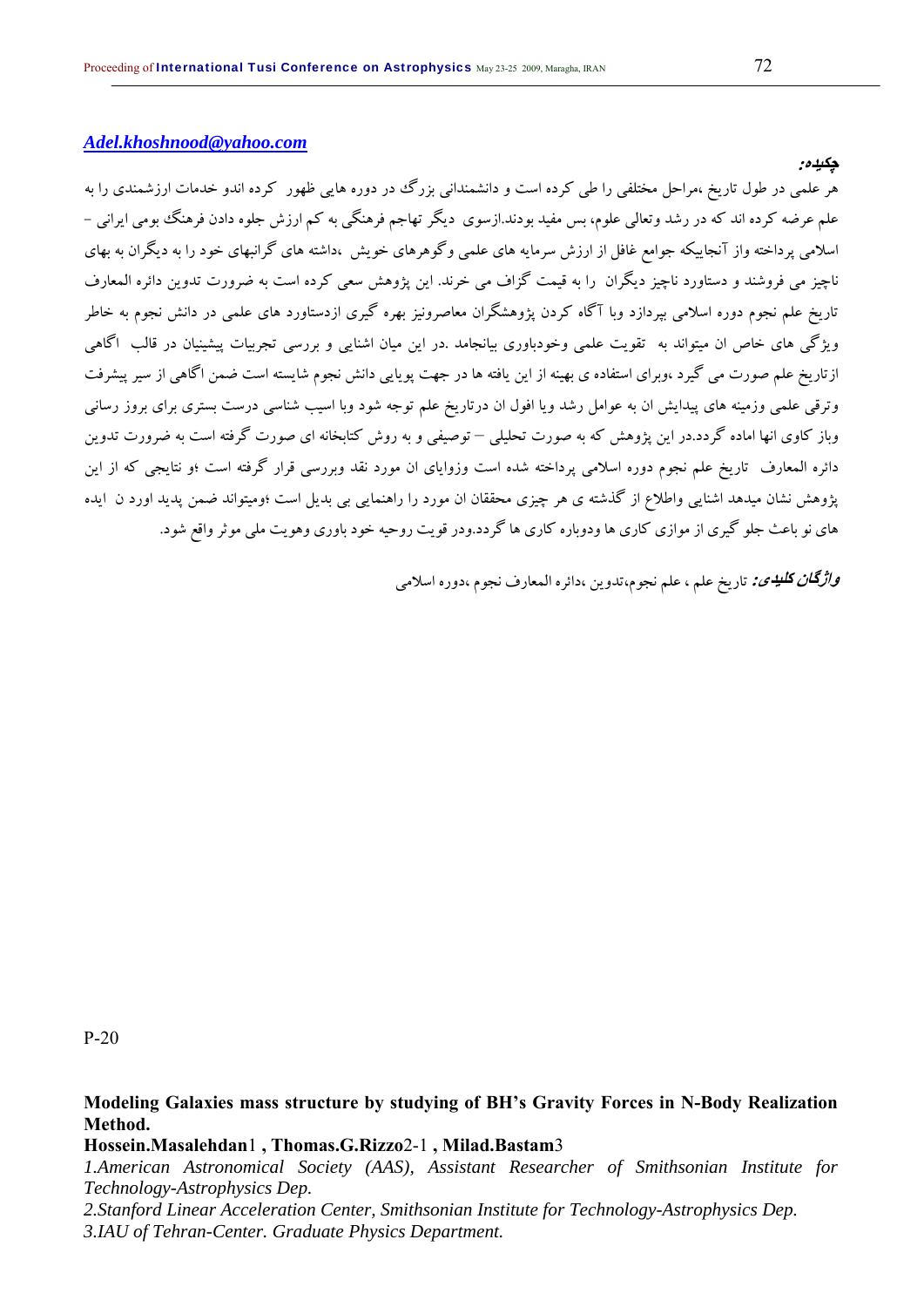*Adel.khoshnood@yahoo.com*

***چکیده:***

هر علمی در طول تاریخ ،مراحل مختلفی را طی کرده است و دانشمندانی بزرگ در دوره هایی ظهور کرده اندو خدمات ارزشمندی را به علم عرضه کرده اند که در رشد وتعالی علوم، بس مفید بودند.ازسوی دیگر تهاجم فرهنگی به کم ارزش جلوه دادن فرهنگ بومی ایرانی – اسلامی پرداخته واز آنجاییکه جوامع غافل از ارزش سرمایه های علمی وگوهرهای خویش ،داشته های گرانبهای خود را به دیگران به بهای ناچیز می فروشند و دستاورد ناچیز دیگران را به قیمت گزاف می خرند. این پژوهش سعی کرده است به ضرورت تدوین دائره المعارف تاریخ علم نجوم دوره اسلامی بپردازد وبا آگاه کردن پژوهشگران معاصرونیز بهره گیری ازدستاورد های علمی در دانش نجوم به خاطر ویژگی های خاص ان میتواند به تقویت علمی وخودباوری بیانجامد .در این میان اشنایی و بررسی تجربیات پیشینیان در قالب اگاهی ازتاریخ علم صورت می گیرد ،وبرای استفاده ی بهینه از این یافته ها در جهت پویایی دانش نجوم شایسته است ضمن اگاهی از سیر پیشرفت وترقی علمی وزمینه های پیدایش ان به عوامل رشد ویا افول ان درتاریخ علم توجه شود وبا اسیب شناسی درست بستری برای بروز رسانی وباز کاوی انها اماده گردد.در این پژوهش که به صورت تحلیلی – توصیفی و به روش کتابخانه ای صورت گرفته است به ضرورت تدوین دائره المعارف تاریخ علم نجوم دوره اسلامی پرداخته شده است وزوایای ان مورد نقد وبررسی قرار گرفته است ؛و نتایجی که از این پژوهش نشان میدهد اشنایی واطلاع از گذشته ی هر چیزی محققان ان مورد را راهنمایی بی بدیل است ؛ومیتواند ضمن پدید اورد ن ایده های نو باعث جلو گیری از موازی کاری ها ودوباره کاری ها گردد.ودر قویت روحیه خود باوری وهویت ملی موثر واقع شود.

***واژگان کلیدی:*** تاریخ علم ، علم نجوم،تدوین ،دائره المعارف نجوم ،دوره اسلامی

P-20

**Modeling Galaxies mass structure by studying of BH's Gravity Forces in N-Body Realization Method.**

**Hossein.Masalehdan**1 **, Thomas.G.Rizzo**2-1 **, Milad.Bastam**3

*1.American Astronomical Society (AAS), Assistant Researcher of Smithsonian Institute for Technology-Astrophysics Dep.*

*2.Stanford Linear Acceleration Center, Smithsonian Institute for Technology-Astrophysics Dep.*

*3.IAU of Tehran-Center. Graduate Physics Department.*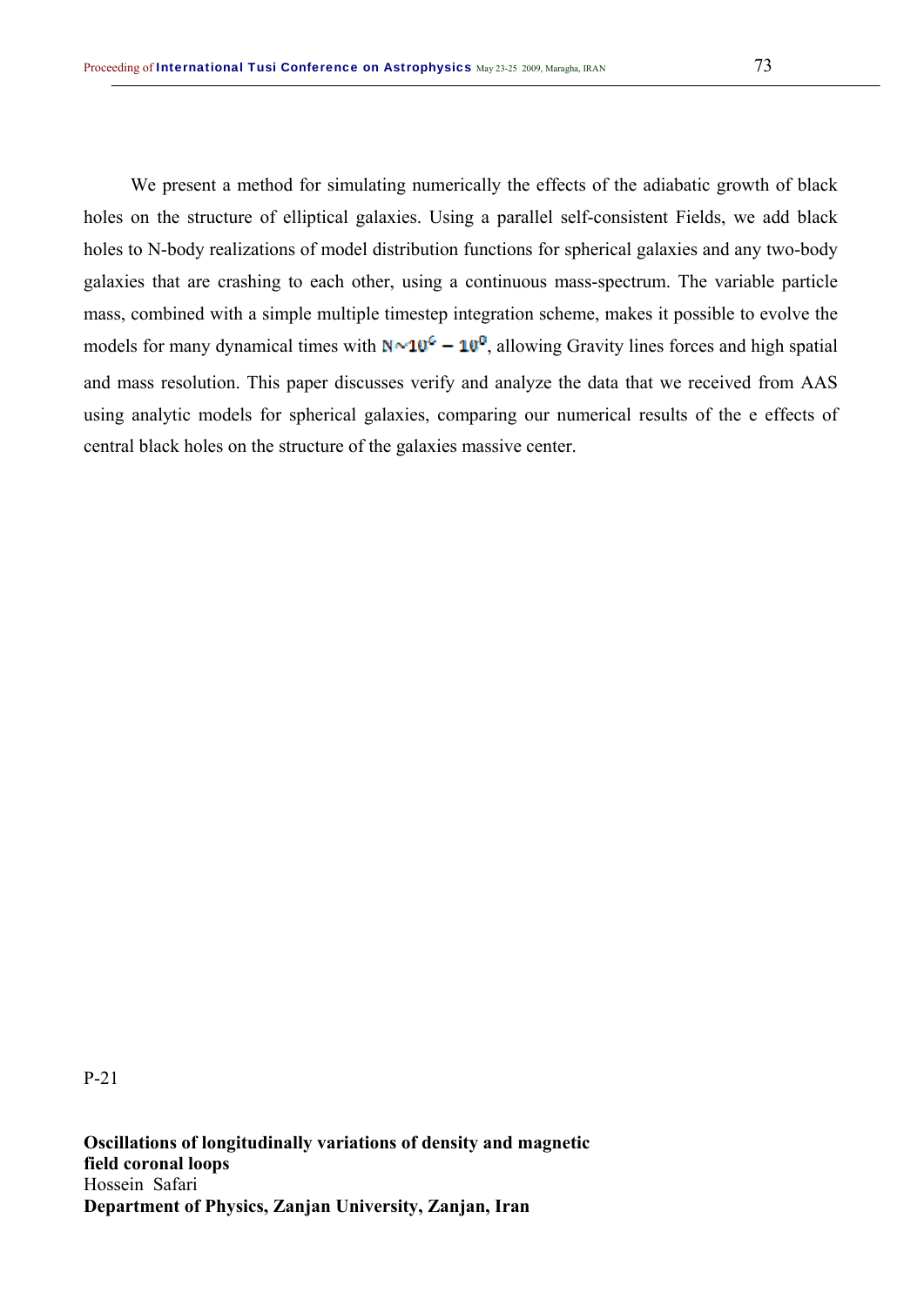We present a method for simulating numerically the effects of the adiabatic growth of black holes on the structure of elliptical galaxies. Using a parallel self-consistent Fields, we add black holes to N-body realizations of model distribution functions for spherical galaxies and any two-body galaxies that are crashing to each other, using a continuous mass-spectrum. The variable particle mass, combined with a simple multiple timestep integration scheme, makes it possible to evolve the models for many dynamical times with $N \sim 10^6 - 10^9$, allowing Gravity lines forces and high spatial and mass resolution. This paper discusses verify and analyze the data that we received from AAS using analytic models for spherical galaxies, comparing our numerical results of the e effects of central black holes on the structure of the galaxies massive center.

P-21

**Oscillations of longitudinally variations of density and magnetic field coronal loops**
Hossein Safari
**Department of Physics, Zanjan University, Zanjan, Iran**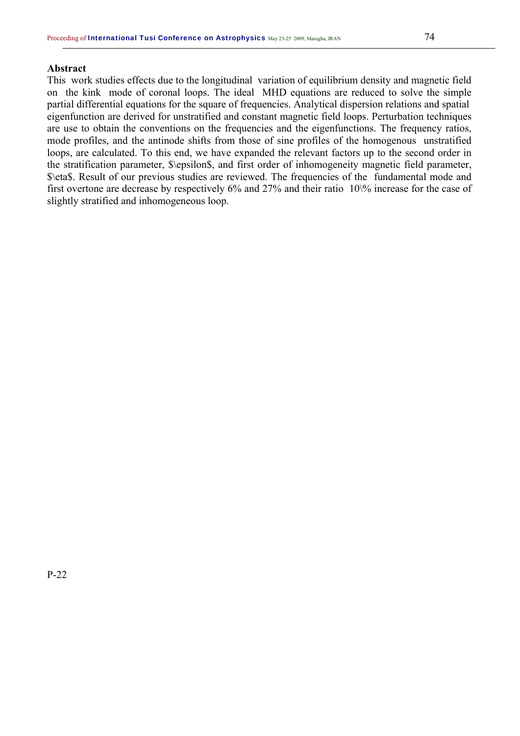## Abstract

This work studies effects due to the longitudinal variation of equilibrium density and magnetic field on the kink mode of coronal loops. The ideal MHD equations are reduced to solve the simple partial differential equations for the square of frequencies. Analytical dispersion relations and spatial eigenfunction are derived for unstratified and constant magnetic field loops. Perturbation techniques are use to obtain the conventions on the frequencies and the eigenfunctions. The frequency ratios, mode profiles, and the antinode shifts from those of sine profiles of the homogenous unstratified loops, are calculated. To this end, we have expanded the relevant factors up to the second order in the stratification parameter, $\epsilon$, and first order of inhomogeneity magnetic field parameter, $\eta$. Result of our previous studies are reviewed. The frequencies of the fundamental mode and first overtone are decrease by respectively 6% and 27% and their ratio 10% increase for the case of slightly stratified and inhomogeneous loop.

P-22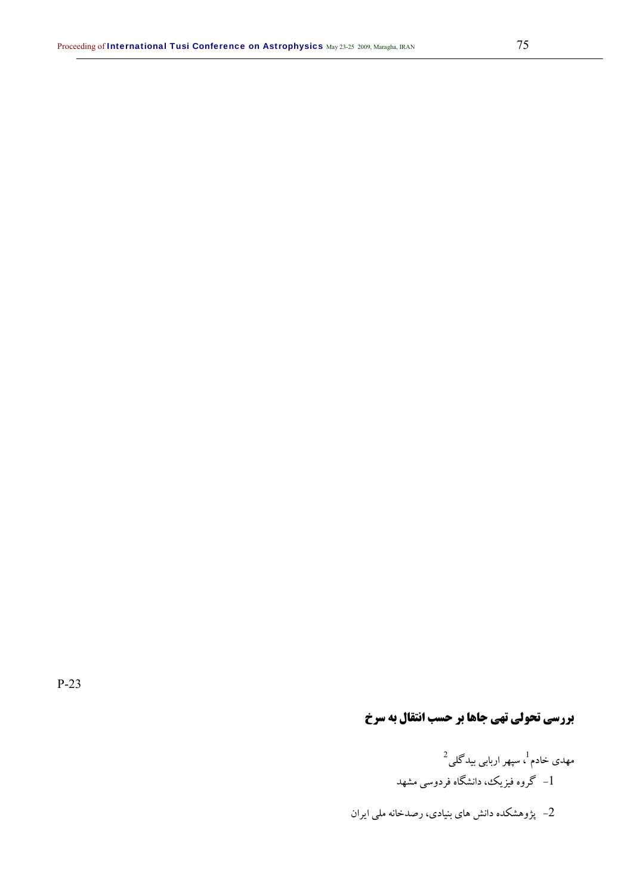P-23

# بررسی تحولی تهی جاها بر حسب انتقال به سرخ

مهدی خادم[1]، سپهر اربابی بیدگلی[2]

1- گروه فیزیک، دانشگاه فردوسی مشهد

2- پژوهشکده دانش های بنیادی، رصدخانه ملی ایران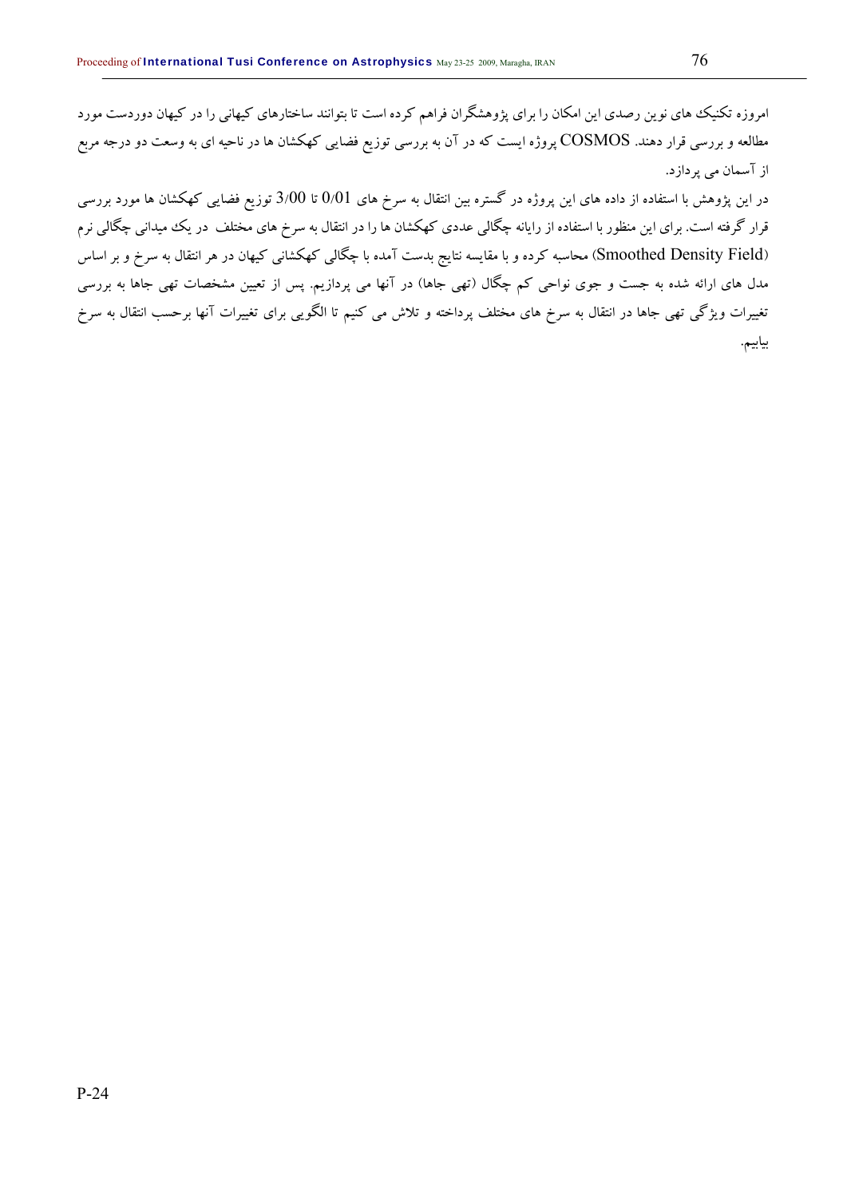امروزه تکنیک های نوین رصدی این امکان را برای پژوهشگران فراهم کرده است تا بتوانند ساختارهای کیهانی را در کیهان دوردست مورد مطالعه و بررسی قرار دهند. COSMOS پروژه ایست که در آن به بررسی توزیع فضایی کهکشان ها در ناحیه ای به وسعت دو درجه مربع از آسمان می پردازد.

در این پژوهش با استفاده از داده های این پروژه در گستره بین انتقال به سرخ های 0/01 تا 3/00 توزیع فضایی کهکشان ها مورد بررسی قرار گرفته است. برای این منظور با استفاده از رایانه چگالی عددی کهکشان ها را در انتقال به سرخ های مختلف در یک میدانی چگالی نرم (Smoothed Density Field) محاسبه کرده و با مقایسه نتایج بدست آمده با چگالی کهکشانی کیهان در هر انتقال به سرخ و بر اساس مدل های ارائه شده به جست و جوی نواحی کم چگال (تهی جاها) در آنها می پردازیم. پس از تعیین مشخصات تهی جاها به بررسی تغییرات ویژگی تهی جاها در انتقال به سرخ های مختلف پرداخته و تلاش می کنیم تا الگویی برای تغییرات آنها برحسب انتقال به سرخ بیابیم.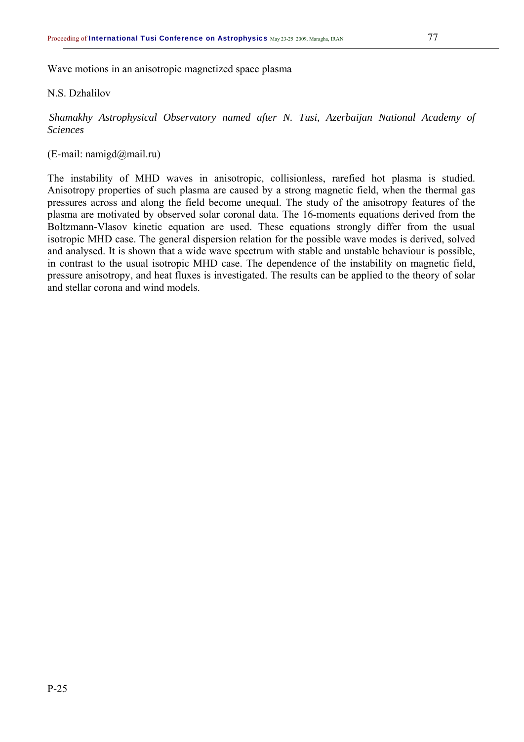# Wave motions in an anisotropic magnetized space plasma

N.S. Dzhalilov

*Shamakhy Astrophysical Observatory named after N. Tusi, Azerbaijan National Academy of Sciences*

(E-mail: namigd@mail.ru)

The instability of MHD waves in anisotropic, collisionless, rarefied hot plasma is studied. Anisotropy properties of such plasma are caused by a strong magnetic field, when the thermal gas pressures across and along the field become unequal. The study of the anisotropy features of the plasma are motivated by observed solar coronal data. The 16-moments equations derived from the Boltzmann-Vlasov kinetic equation are used. These equations strongly differ from the usual isotropic MHD case. The general dispersion relation for the possible wave modes is derived, solved and analysed. It is shown that a wide wave spectrum with stable and unstable behaviour is possible, in contrast to the usual isotropic MHD case. The dependence of the instability on magnetic field, pressure anisotropy, and heat fluxes is investigated. The results can be applied to the theory of solar and stellar corona and wind models.

P-25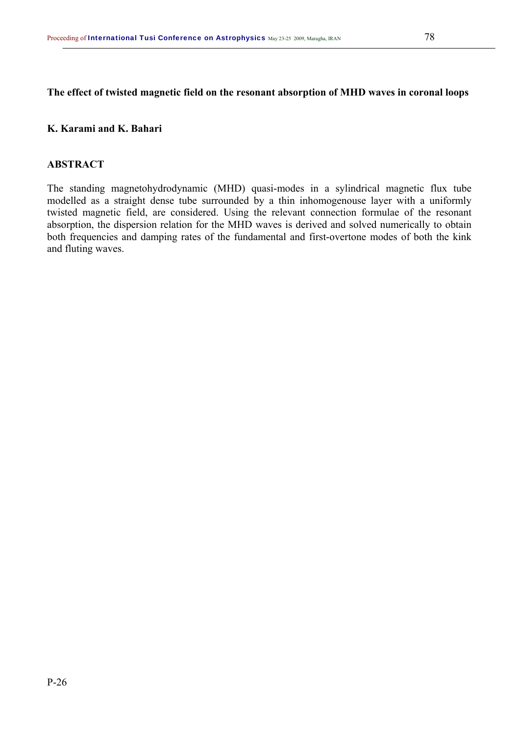**The effect of twisted magnetic field on the resonant absorption of MHD waves in coronal loops**

**K. Karami and K. Bahari**

**ABSTRACT**

The standing magnetohydrodynamic (MHD) quasi-modes in a sylindrical magnetic flux tube modelled as a straight dense tube surrounded by a thin inhomogenouse layer with a uniformly twisted magnetic field, are considered. Using the relevant connection formulae of the resonant absorption, the dispersion relation for the MHD waves is derived and solved numerically to obtain both frequencies and damping rates of the fundamental and first-overtone modes of both the kink and fluting waves.

P-26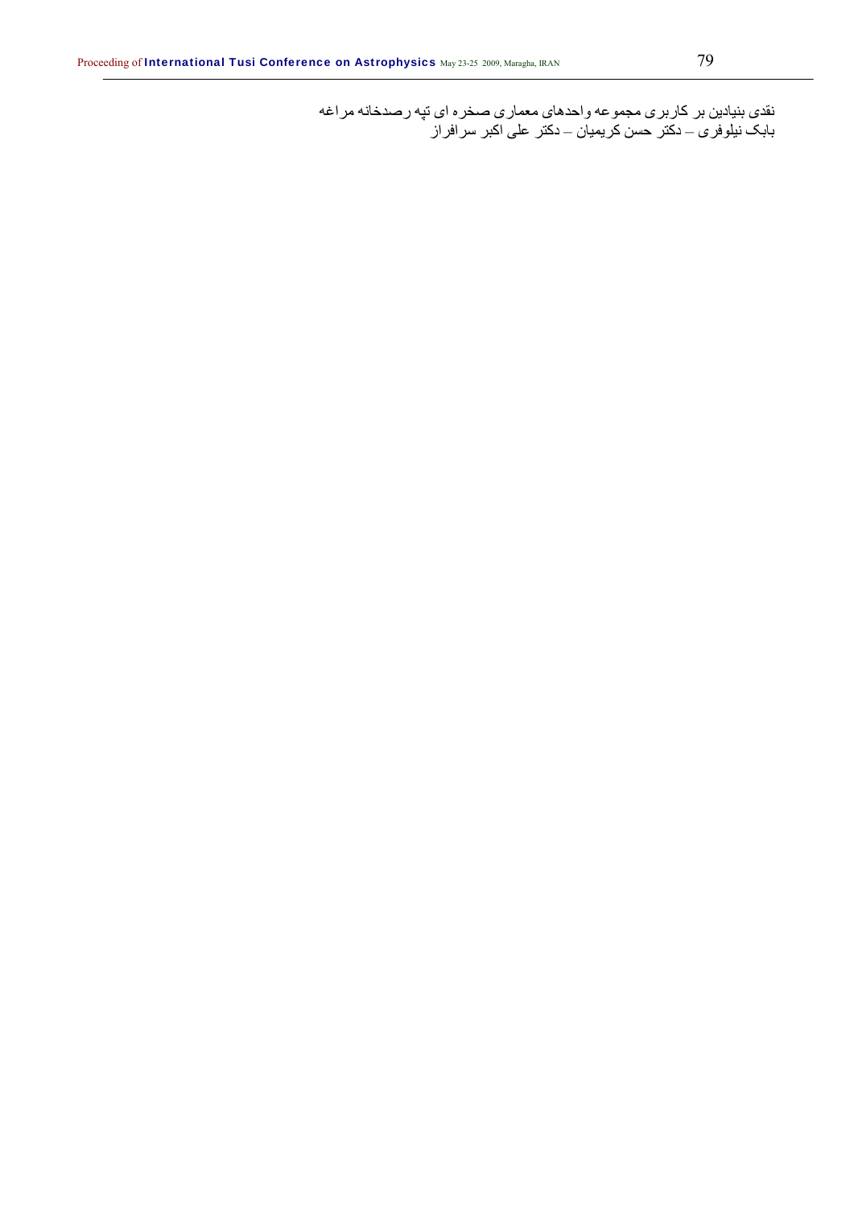نقدی بنیادین بر کاربری مجموعه واحدهای معماری صخره ای تپه رصدخانه مراغه
بابک نیلوفری – دکتر حسن کریمیان – دکتر علی اکبر سرافراز